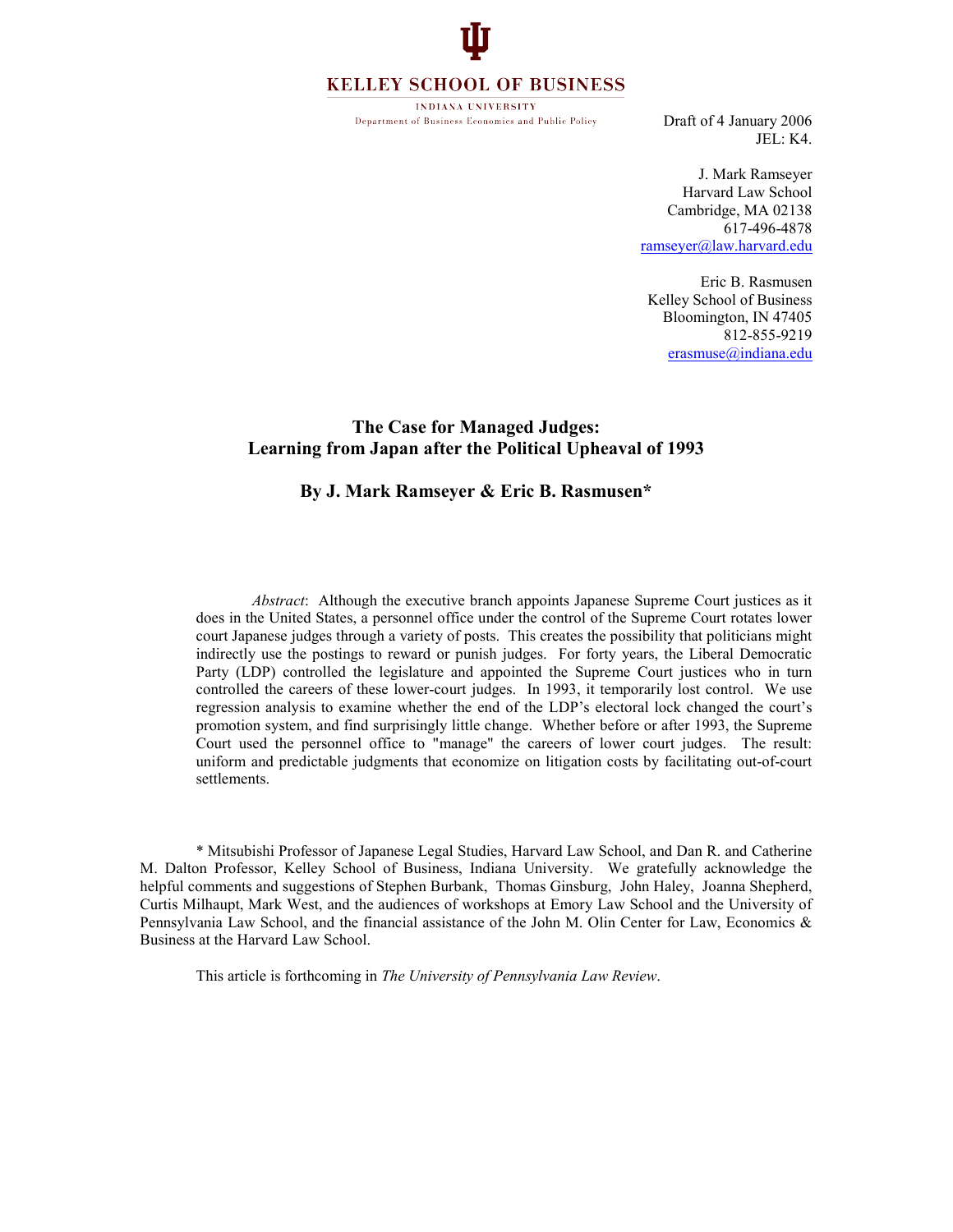KELLEY SCHOOL OF BUSINESS

INDIANA UNIVERSITY

Department of Business Economics and Public Policy

Draft of 4 January 2006
JEL: K4.

J. Mark Ramseyer
Harvard Law School
Cambridge, MA 02138
617-496-4878
ramseyer@law.harvard.edu

Eric B. Rasmusen
Kelley School of Business
Bloomington, IN 47405
812-855-9219
erasmuse@indiana.edu

# The Case for Managed Judges: Learning from Japan after the Political Upheaval of 1993

## By J. Mark Ramseyer & Eric B. Rasmusen*

*Abstract*: Although the executive branch appoints Japanese Supreme Court justices as it does in the United States, a personnel office under the control of the Supreme Court rotates lower court Japanese judges through a variety of posts. This creates the possibility that politicians might indirectly use the postings to reward or punish judges. For forty years, the Liberal Democratic Party (LDP) controlled the legislature and appointed the Supreme Court justices who in turn controlled the careers of these lower-court judges. In 1993, it temporarily lost control. We use regression analysis to examine whether the end of the LDP's electoral lock changed the court's promotion system, and find surprisingly little change. Whether before or after 1993, the Supreme Court used the personnel office to "manage" the careers of lower court judges. The result: uniform and predictable judgments that economize on litigation costs by facilitating out-of-court settlements.

\* Mitsubishi Professor of Japanese Legal Studies, Harvard Law School, and Dan R. and Catherine M. Dalton Professor, Kelley School of Business, Indiana University. We gratefully acknowledge the helpful comments and suggestions of Stephen Burbank, Thomas Ginsburg, John Haley, Joanna Shepherd, Curtis Milhaupt, Mark West, and the audiences of workshops at Emory Law School and the University of Pennsylvania Law School, and the financial assistance of the John M. Olin Center for Law, Economics & Business at the Harvard Law School.

This article is forthcoming in *The University of Pennsylvania Law Review*.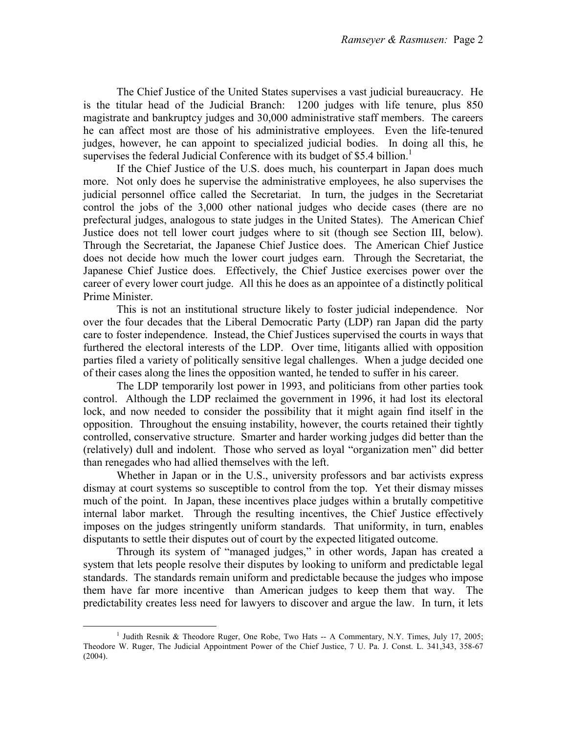The Chief Justice of the United States supervises a vast judicial bureaucracy. He is the titular head of the Judicial Branch: 1200 judges with life tenure, plus 850 magistrate and bankruptcy judges and 30,000 administrative staff members. The careers he can affect most are those of his administrative employees. Even the life-tenured judges, however, he can appoint to specialized judicial bodies. In doing all this, he supervises the federal Judicial Conference with its budget of $5.4 billion.[1]

If the Chief Justice of the U.S. does much, his counterpart in Japan does much more. Not only does he supervise the administrative employees, he also supervises the judicial personnel office called the Secretariat. In turn, the judges in the Secretariat control the jobs of the 3,000 other national judges who decide cases (there are no prefectural judges, analogous to state judges in the United States). The American Chief Justice does not tell lower court judges where to sit (though see Section III, below). Through the Secretariat, the Japanese Chief Justice does. The American Chief Justice does not decide how much the lower court judges earn. Through the Secretariat, the Japanese Chief Justice does. Effectively, the Chief Justice exercises power over the career of every lower court judge. All this he does as an appointee of a distinctly political Prime Minister.

This is not an institutional structure likely to foster judicial independence. Nor over the four decades that the Liberal Democratic Party (LDP) ran Japan did the party care to foster independence. Instead, the Chief Justices supervised the courts in ways that furthered the electoral interests of the LDP. Over time, litigants allied with opposition parties filed a variety of politically sensitive legal challenges. When a judge decided one of their cases along the lines the opposition wanted, he tended to suffer in his career.

The LDP temporarily lost power in 1993, and politicians from other parties took control. Although the LDP reclaimed the government in 1996, it had lost its electoral lock, and now needed to consider the possibility that it might again find itself in the opposition. Throughout the ensuing instability, however, the courts retained their tightly controlled, conservative structure. Smarter and harder working judges did better than the (relatively) dull and indolent. Those who served as loyal "organization men" did better than renegades who had allied themselves with the left.

Whether in Japan or in the U.S., university professors and bar activists express dismay at court systems so susceptible to control from the top. Yet their dismay misses much of the point. In Japan, these incentives place judges within a brutally competitive internal labor market. Through the resulting incentives, the Chief Justice effectively imposes on the judges stringently uniform standards. That uniformity, in turn, enables disputants to settle their disputes out of court by the expected litigated outcome.

Through its system of "managed judges," in other words, Japan has created a system that lets people resolve their disputes by looking to uniform and predictable legal standards. The standards remain uniform and predictable because the judges who impose them have far more incentive than American judges to keep them that way. The predictability creates less need for lawyers to discover and argue the law. In turn, it lets

---

[1] Judith Resnik & Theodore Ruger, One Robe, Two Hats -- A Commentary, N.Y. Times, July 17, 2005; Theodore W. Ruger, The Judicial Appointment Power of the Chief Justice, 7 U. Pa. J. Const. L. 341,343, 358-67 (2004).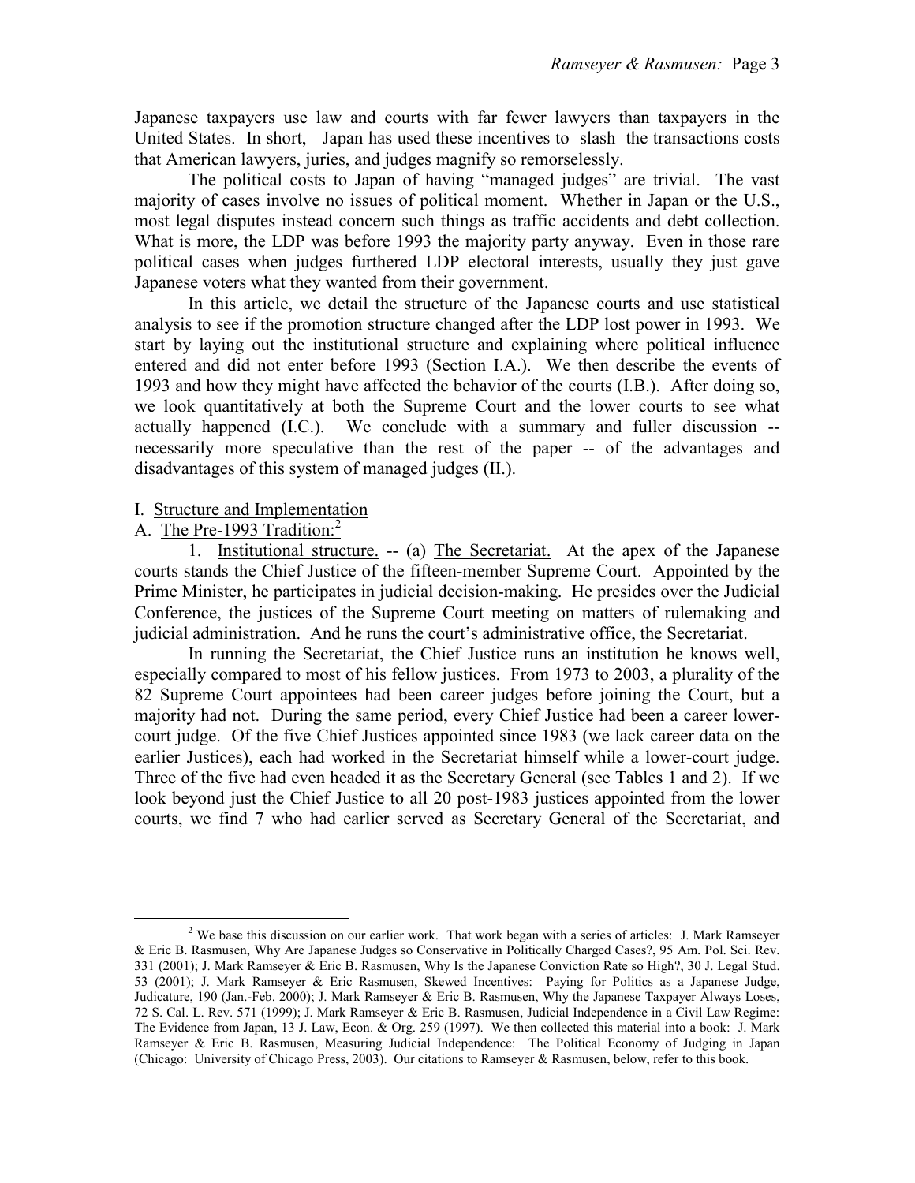Japanese taxpayers use law and courts with far fewer lawyers than taxpayers in the United States. In short, Japan has used these incentives to slash the transactions costs that American lawyers, juries, and judges magnify so remorselessly.

The political costs to Japan of having "managed judges" are trivial. The vast majority of cases involve no issues of political moment. Whether in Japan or the U.S., most legal disputes instead concern such things as traffic accidents and debt collection. What is more, the LDP was before 1993 the majority party anyway. Even in those rare political cases when judges furthered LDP electoral interests, usually they just gave Japanese voters what they wanted from their government.

In this article, we detail the structure of the Japanese courts and use statistical analysis to see if the promotion structure changed after the LDP lost power in 1993. We start by laying out the institutional structure and explaining where political influence entered and did not enter before 1993 (Section I.A.). We then describe the events of 1993 and how they might have affected the behavior of the courts (I.B.). After doing so, we look quantitatively at both the Supreme Court and the lower courts to see what actually happened (I.C.). We conclude with a summary and fuller discussion -- necessarily more speculative than the rest of the paper -- of the advantages and disadvantages of this system of managed judges (II.).

## I. Structure and Implementation

### A. The Pre-1993 Tradition:[2]

1. Institutional structure. -- (a) The Secretariat. At the apex of the Japanese courts stands the Chief Justice of the fifteen-member Supreme Court. Appointed by the Prime Minister, he participates in judicial decision-making. He presides over the Judicial Conference, the justices of the Supreme Court meeting on matters of rulemaking and judicial administration. And he runs the court's administrative office, the Secretariat.

In running the Secretariat, the Chief Justice runs an institution he knows well, especially compared to most of his fellow justices. From 1973 to 2003, a plurality of the 82 Supreme Court appointees had been career judges before joining the Court, but a majority had not. During the same period, every Chief Justice had been a career lower-court judge. Of the five Chief Justices appointed since 1983 (we lack career data on the earlier Justices), each had worked in the Secretariat himself while a lower-court judge. Three of the five had even headed it as the Secretary General (see Tables 1 and 2). If we look beyond just the Chief Justice to all 20 post-1983 justices appointed from the lower courts, we find 7 who had earlier served as Secretary General of the Secretariat, and

[2] We base this discussion on our earlier work. That work began with a series of articles: J. Mark Ramseyer & Eric B. Rasmusen, Why Are Japanese Judges so Conservative in Politically Charged Cases?, 95 Am. Pol. Sci. Rev. 331 (2001); J. Mark Ramseyer & Eric B. Rasmusen, Why Is the Japanese Conviction Rate so High?, 30 J. Legal Stud. 53 (2001); J. Mark Ramseyer & Eric Rasmusen, Skewed Incentives: Paying for Politics as a Japanese Judge, Judicature, 190 (Jan.-Feb. 2000); J. Mark Ramseyer & Eric B. Rasmusen, Why the Japanese Taxpayer Always Loses, 72 S. Cal. L. Rev. 571 (1999); J. Mark Ramseyer & Eric B. Rasmusen, Judicial Independence in a Civil Law Regime: The Evidence from Japan, 13 J. Law, Econ. & Org. 259 (1997). We then collected this material into a book: J. Mark Ramseyer & Eric B. Rasmusen, Measuring Judicial Independence: The Political Economy of Judging in Japan (Chicago: University of Chicago Press, 2003). Our citations to Ramseyer & Rasmusen, below, refer to this book.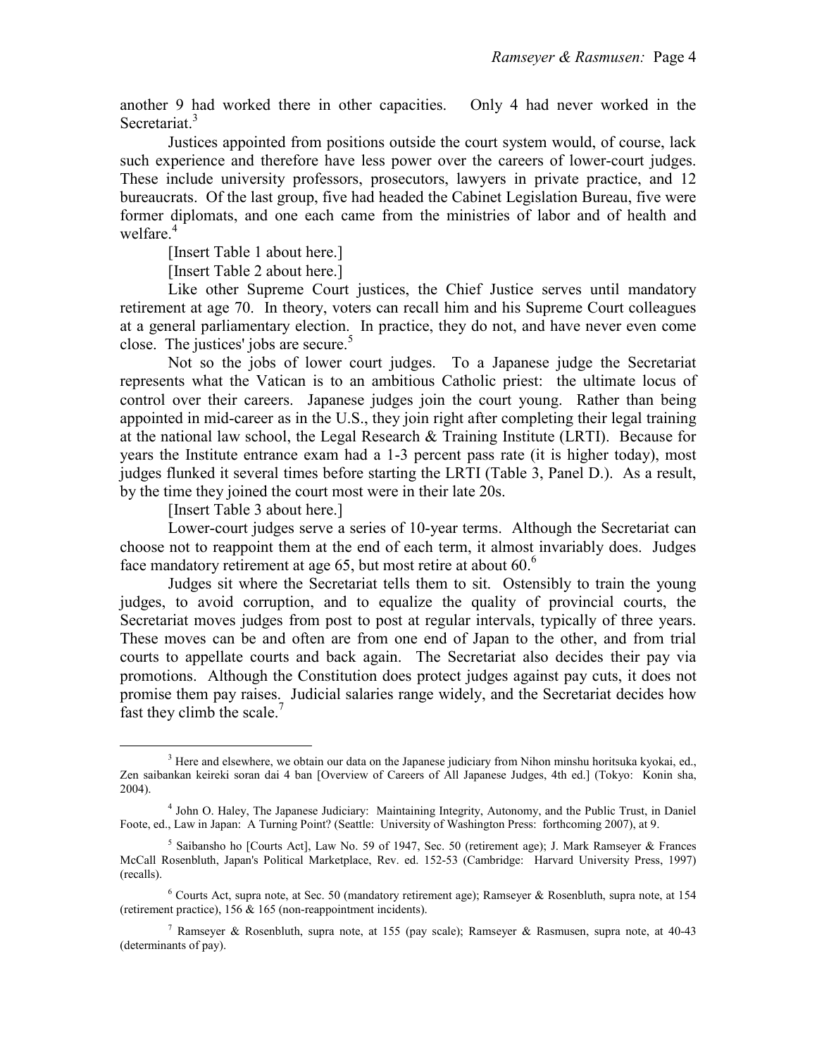another 9 had worked there in other capacities. Only 4 had never worked in the Secretariat.[3]

Justices appointed from positions outside the court system would, of course, lack such experience and therefore have less power over the careers of lower-court judges. These include university professors, prosecutors, lawyers in private practice, and 12 bureaucrats. Of the last group, five had headed the Cabinet Legislation Bureau, five were former diplomats, and one each came from the ministries of labor and of health and welfare.[4]

[Insert Table 1 about here.]

[Insert Table 2 about here.]

Like other Supreme Court justices, the Chief Justice serves until mandatory retirement at age 70. In theory, voters can recall him and his Supreme Court colleagues at a general parliamentary election. In practice, they do not, and have never even come close. The justices' jobs are secure.[5]

Not so the jobs of lower court judges. To a Japanese judge the Secretariat represents what the Vatican is to an ambitious Catholic priest: the ultimate locus of control over their careers. Japanese judges join the court young. Rather than being appointed in mid-career as in the U.S., they join right after completing their legal training at the national law school, the Legal Research & Training Institute (LRTI). Because for years the Institute entrance exam had a 1-3 percent pass rate (it is higher today), most judges flunked it several times before starting the LRTI (Table 3, Panel D.). As a result, by the time they joined the court most were in their late 20s.

[Insert Table 3 about here.]

Lower-court judges serve a series of 10-year terms. Although the Secretariat can choose not to reappoint them at the end of each term, it almost invariably does. Judges face mandatory retirement at age 65, but most retire at about 60.[6]

Judges sit where the Secretariat tells them to sit. Ostensibly to train the young judges, to avoid corruption, and to equalize the quality of provincial courts, the Secretariat moves judges from post to post at regular intervals, typically of three years. These moves can be and often are from one end of Japan to the other, and from trial courts to appellate courts and back again. The Secretariat also decides their pay via promotions. Although the Constitution does protect judges against pay cuts, it does not promise them pay raises. Judicial salaries range widely, and the Secretariat decides how fast they climb the scale.[7]

---

[3] Here and elsewhere, we obtain our data on the Japanese judiciary from Nihon minshu horitsuka kyokai, ed., Zen saibankan keireki soran dai 4 ban [Overview of Careers of All Japanese Judges, 4th ed.] (Tokyo: Konin sha, 2004).

[4] John O. Haley, The Japanese Judiciary: Maintaining Integrity, Autonomy, and the Public Trust, in Daniel Foote, ed., Law in Japan: A Turning Point? (Seattle: University of Washington Press: forthcoming 2007), at 9.

[5] Saibansho ho [Courts Act], Law No. 59 of 1947, Sec. 50 (retirement age); J. Mark Ramseyer & Frances McCall Rosenbluth, Japan's Political Marketplace, Rev. ed. 152-53 (Cambridge: Harvard University Press, 1997) (recalls).

[6] Courts Act, supra note, at Sec. 50 (mandatory retirement age); Ramseyer & Rosenbluth, supra note, at 154 (retirement practice), 156 & 165 (non-reappointment incidents).

[7] Ramseyer & Rosenbluth, supra note, at 155 (pay scale); Ramseyer & Rasmusen, supra note, at 40-43 (determinants of pay).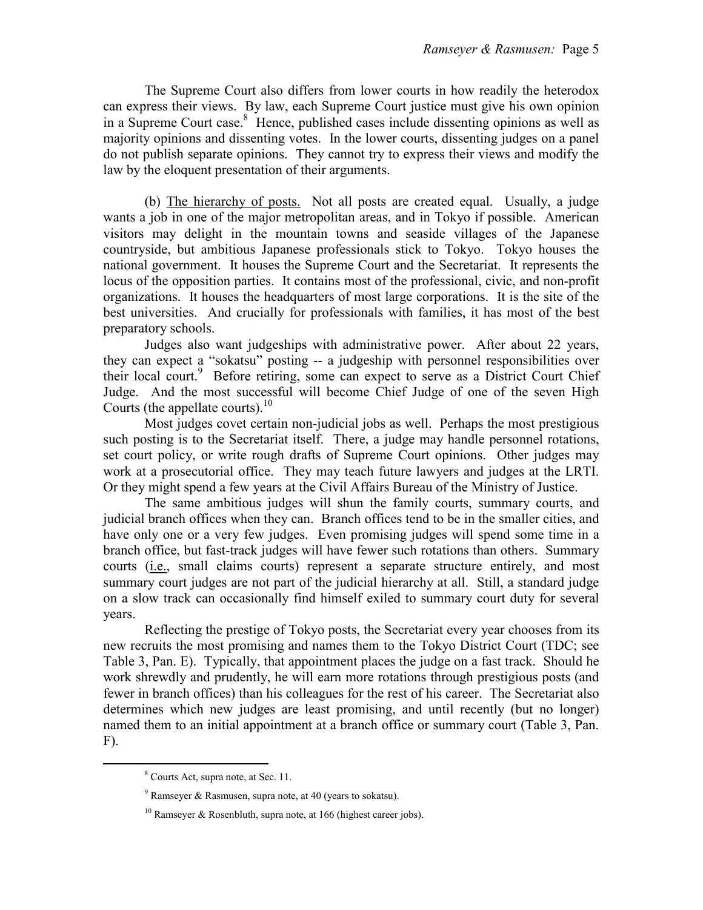The Supreme Court also differs from lower courts in how readily the heterodox can express their views. By law, each Supreme Court justice must give his own opinion in a Supreme Court case.[8] Hence, published cases include dissenting opinions as well as majority opinions and dissenting votes. In the lower courts, dissenting judges on a panel do not publish separate opinions. They cannot try to express their views and modify the law by the eloquent presentation of their arguments.

(b) The hierarchy of posts. Not all posts are created equal. Usually, a judge wants a job in one of the major metropolitan areas, and in Tokyo if possible. American visitors may delight in the mountain towns and seaside villages of the Japanese countryside, but ambitious Japanese professionals stick to Tokyo. Tokyo houses the national government. It houses the Supreme Court and the Secretariat. It represents the locus of the opposition parties. It contains most of the professional, civic, and non-profit organizations. It houses the headquarters of most large corporations. It is the site of the best universities. And crucially for professionals with families, it has most of the best preparatory schools.

Judges also want judgeships with administrative power. After about 22 years, they can expect a "sokatsu" posting -- a judgeship with personnel responsibilities over their local court.[9] Before retiring, some can expect to serve as a District Court Chief Judge. And the most successful will become Chief Judge of one of the seven High Courts (the appellate courts).[10]

Most judges covet certain non-judicial jobs as well. Perhaps the most prestigious such posting is to the Secretariat itself. There, a judge may handle personnel rotations, set court policy, or write rough drafts of Supreme Court opinions. Other judges may work at a prosecutorial office. They may teach future lawyers and judges at the LRTI. Or they might spend a few years at the Civil Affairs Bureau of the Ministry of Justice.

The same ambitious judges will shun the family courts, summary courts, and judicial branch offices when they can. Branch offices tend to be in the smaller cities, and have only one or a very few judges. Even promising judges will spend some time in a branch office, but fast-track judges will have fewer such rotations than others. Summary courts (i.e., small claims courts) represent a separate structure entirely, and most summary court judges are not part of the judicial hierarchy at all. Still, a standard judge on a slow track can occasionally find himself exiled to summary court duty for several years.

Reflecting the prestige of Tokyo posts, the Secretariat every year chooses from its new recruits the most promising and names them to the Tokyo District Court (TDC; see Table 3, Pan. E). Typically, that appointment places the judge on a fast track. Should he work shrewdly and prudently, he will earn more rotations through prestigious posts (and fewer in branch offices) than his colleagues for the rest of his career. The Secretariat also determines which new judges are least promising, and until recently (but no longer) named them to an initial appointment at a branch office or summary court (Table 3, Pan. F).

---

[8] Courts Act, supra note, at Sec. 11.

[9] Ramseyer & Rasmusen, supra note, at 40 (years to sokatsu).

[10] Ramseyer & Rosenbluth, supra note, at 166 (highest career jobs).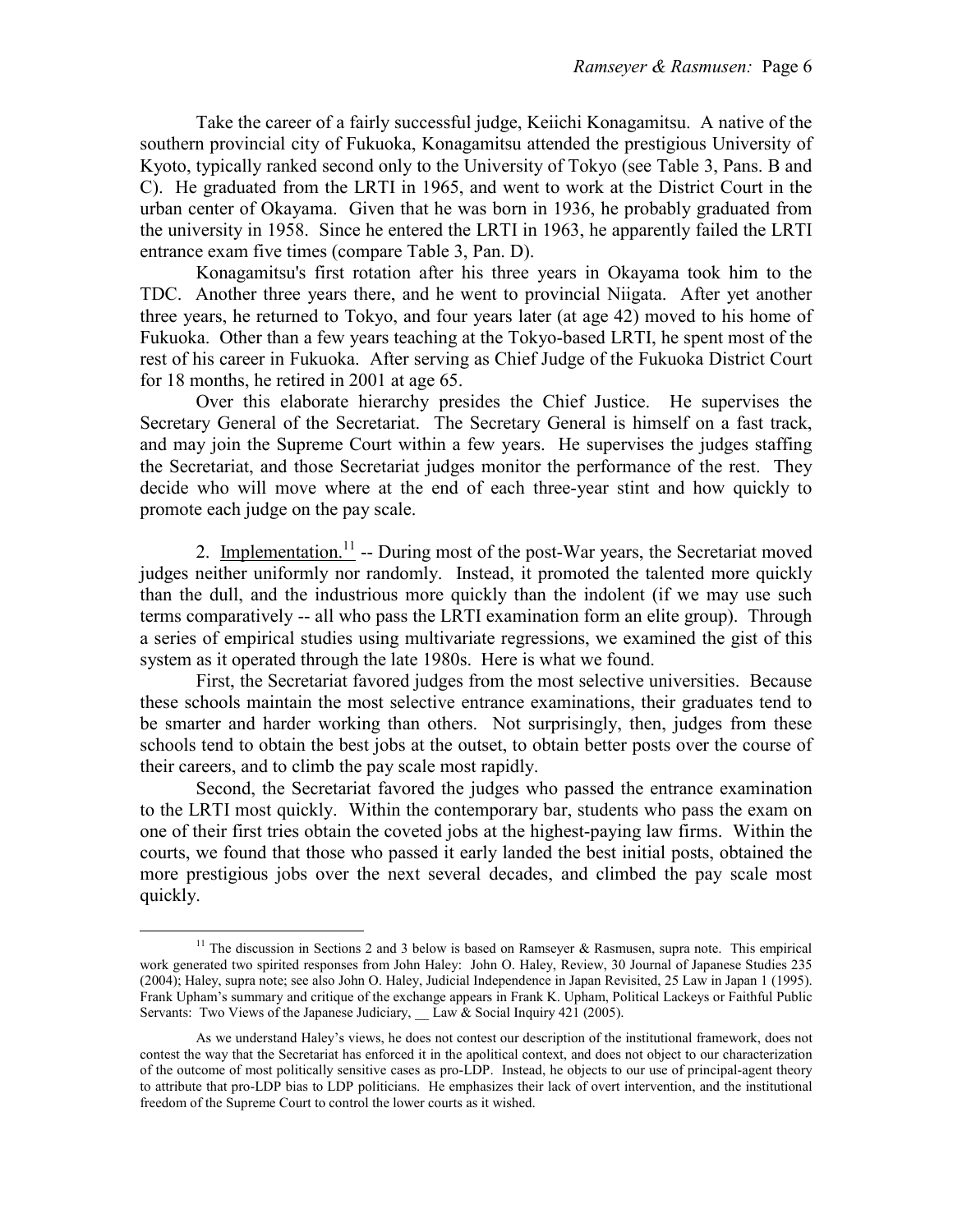Take the career of a fairly successful judge, Keiichi Konagamitsu. A native of the southern provincial city of Fukuoka, Konagamitsu attended the prestigious University of Kyoto, typically ranked second only to the University of Tokyo (see Table 3, Pans. B and C). He graduated from the LRTI in 1965, and went to work at the District Court in the urban center of Okayama. Given that he was born in 1936, he probably graduated from the university in 1958. Since he entered the LRTI in 1963, he apparently failed the LRTI entrance exam five times (compare Table 3, Pan. D).

Konagamitsu's first rotation after his three years in Okayama took him to the TDC. Another three years there, and he went to provincial Niigata. After yet another three years, he returned to Tokyo, and four years later (at age 42) moved to his home of Fukuoka. Other than a few years teaching at the Tokyo-based LRTI, he spent most of the rest of his career in Fukuoka. After serving as Chief Judge of the Fukuoka District Court for 18 months, he retired in 2001 at age 65.

Over this elaborate hierarchy presides the Chief Justice. He supervises the Secretary General of the Secretariat. The Secretary General is himself on a fast track, and may join the Supreme Court within a few years. He supervises the judges staffing the Secretariat, and those Secretariat judges monitor the performance of the rest. They decide who will move where at the end of each three-year stint and how quickly to promote each judge on the pay scale.

2. Implementation.[11] -- During most of the post-War years, the Secretariat moved judges neither uniformly nor randomly. Instead, it promoted the talented more quickly than the dull, and the industrious more quickly than the indolent (if we may use such terms comparatively -- all who pass the LRTI examination form an elite group). Through a series of empirical studies using multivariate regressions, we examined the gist of this system as it operated through the late 1980s. Here is what we found.

First, the Secretariat favored judges from the most selective universities. Because these schools maintain the most selective entrance examinations, their graduates tend to be smarter and harder working than others. Not surprisingly, then, judges from these schools tend to obtain the best jobs at the outset, to obtain better posts over the course of their careers, and to climb the pay scale most rapidly.

Second, the Secretariat favored the judges who passed the entrance examination to the LRTI most quickly. Within the contemporary bar, students who pass the exam on one of their first tries obtain the coveted jobs at the highest-paying law firms. Within the courts, we found that those who passed it early landed the best initial posts, obtained the more prestigious jobs over the next several decades, and climbed the pay scale most quickly.

---

[11] The discussion in Sections 2 and 3 below is based on Ramseyer & Rasmusen, supra note. This empirical work generated two spirited responses from John Haley: John O. Haley, Review, 30 Journal of Japanese Studies 235 (2004); Haley, supra note; see also John O. Haley, Judicial Independence in Japan Revisited, 25 Law in Japan 1 (1995). Frank Upham's summary and critique of the exchange appears in Frank K. Upham, Political Lackeys or Faithful Public Servants: Two Views of the Japanese Judiciary, __ Law & Social Inquiry 421 (2005).

As we understand Haley's views, he does not contest our description of the institutional framework, does not contest the way that the Secretariat has enforced it in the apolitical context, and does not object to our characterization of the outcome of most politically sensitive cases as pro-LDP. Instead, he objects to our use of principal-agent theory to attribute that pro-LDP bias to LDP politicians. He emphasizes their lack of overt intervention, and the institutional freedom of the Supreme Court to control the lower courts as it wished.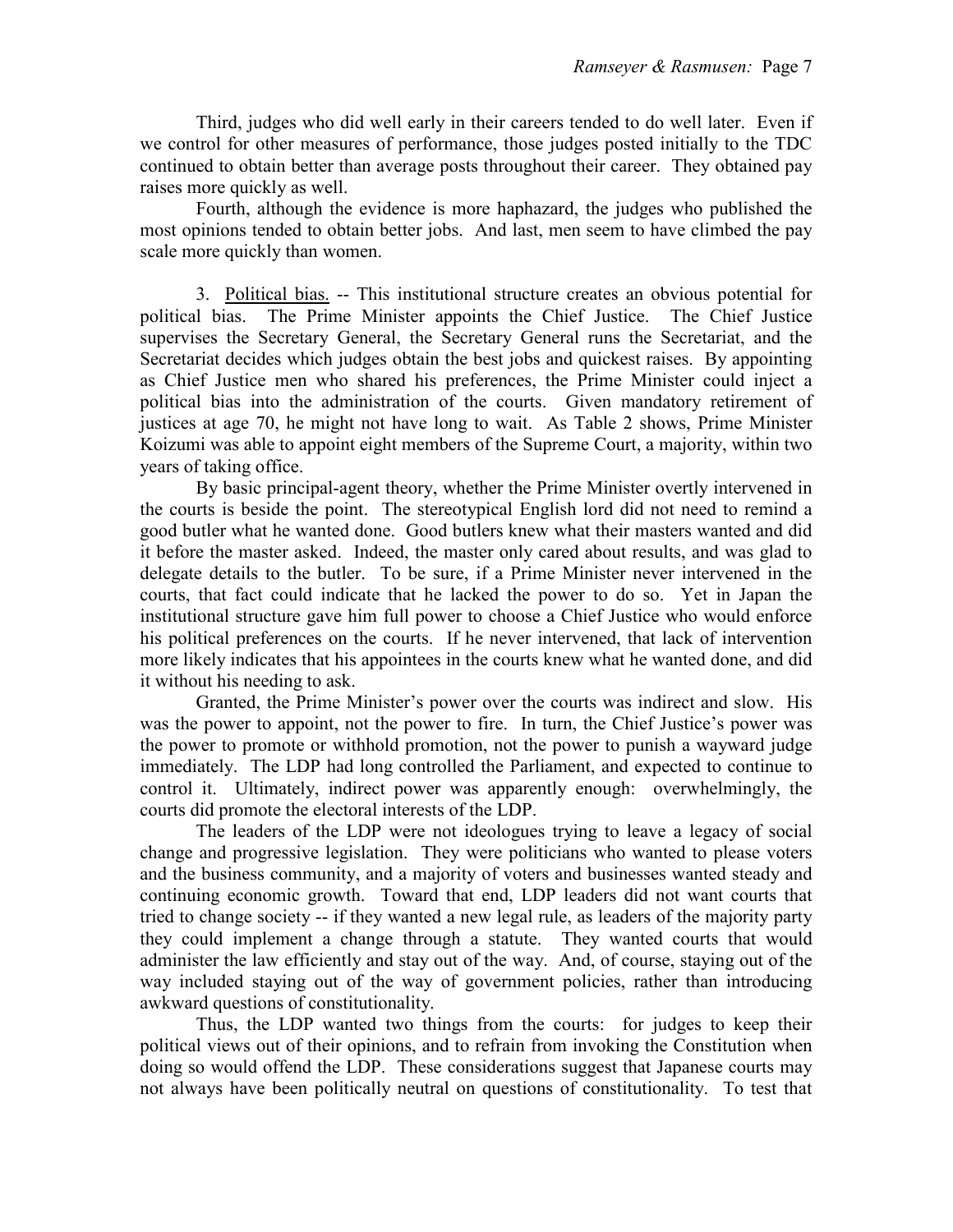Third, judges who did well early in their careers tended to do well later. Even if we control for other measures of performance, those judges posted initially to the TDC continued to obtain better than average posts throughout their career. They obtained pay raises more quickly as well.

Fourth, although the evidence is more haphazard, the judges who published the most opinions tended to obtain better jobs. And last, men seem to have climbed the pay scale more quickly than women.

3. Political bias. -- This institutional structure creates an obvious potential for political bias. The Prime Minister appoints the Chief Justice. The Chief Justice supervises the Secretary General, the Secretary General runs the Secretariat, and the Secretariat decides which judges obtain the best jobs and quickest raises. By appointing as Chief Justice men who shared his preferences, the Prime Minister could inject a political bias into the administration of the courts. Given mandatory retirement of justices at age 70, he might not have long to wait. As Table 2 shows, Prime Minister Koizumi was able to appoint eight members of the Supreme Court, a majority, within two years of taking office.

By basic principal-agent theory, whether the Prime Minister overtly intervened in the courts is beside the point. The stereotypical English lord did not need to remind a good butler what he wanted done. Good butlers knew what their masters wanted and did it before the master asked. Indeed, the master only cared about results, and was glad to delegate details to the butler. To be sure, if a Prime Minister never intervened in the courts, that fact could indicate that he lacked the power to do so. Yet in Japan the institutional structure gave him full power to choose a Chief Justice who would enforce his political preferences on the courts. If he never intervened, that lack of intervention more likely indicates that his appointees in the courts knew what he wanted done, and did it without his needing to ask.

Granted, the Prime Minister's power over the courts was indirect and slow. His was the power to appoint, not the power to fire. In turn, the Chief Justice's power was the power to promote or withhold promotion, not the power to punish a wayward judge immediately. The LDP had long controlled the Parliament, and expected to continue to control it. Ultimately, indirect power was apparently enough: overwhelmingly, the courts did promote the electoral interests of the LDP.

The leaders of the LDP were not ideologues trying to leave a legacy of social change and progressive legislation. They were politicians who wanted to please voters and the business community, and a majority of voters and businesses wanted steady and continuing economic growth. Toward that end, LDP leaders did not want courts that tried to change society -- if they wanted a new legal rule, as leaders of the majority party they could implement a change through a statute. They wanted courts that would administer the law efficiently and stay out of the way. And, of course, staying out of the way included staying out of the way of government policies, rather than introducing awkward questions of constitutionality.

Thus, the LDP wanted two things from the courts: for judges to keep their political views out of their opinions, and to refrain from invoking the Constitution when doing so would offend the LDP. These considerations suggest that Japanese courts may not always have been politically neutral on questions of constitutionality. To test that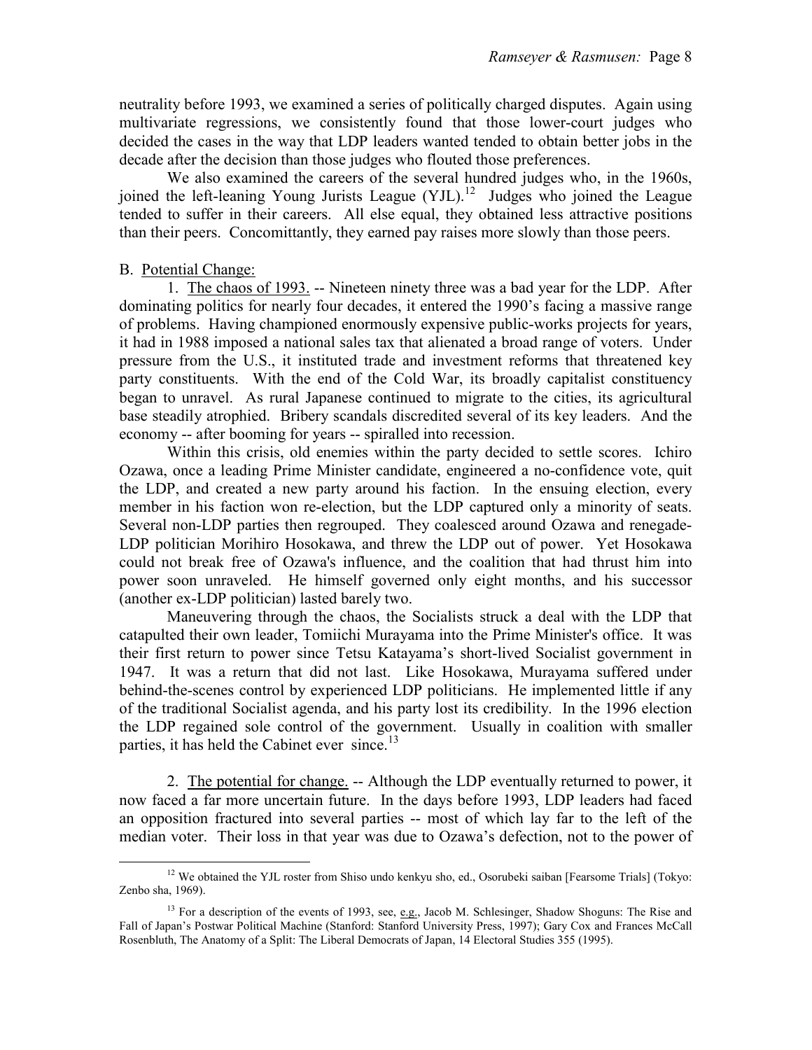neutrality before 1993, we examined a series of politically charged disputes. Again using multivariate regressions, we consistently found that those lower-court judges who decided the cases in the way that LDP leaders wanted tended to obtain better jobs in the decade after the decision than those judges who flouted those preferences.

We also examined the careers of the several hundred judges who, in the 1960s, joined the left-leaning Young Jurists League (YJL).[12] Judges who joined the League tended to suffer in their careers. All else equal, they obtained less attractive positions than their peers. Concomittantly, they earned pay raises more slowly than those peers.

B. Potential Change:

1. The chaos of 1993. -- Nineteen ninety three was a bad year for the LDP. After dominating politics for nearly four decades, it entered the 1990's facing a massive range of problems. Having championed enormously expensive public-works projects for years, it had in 1988 imposed a national sales tax that alienated a broad range of voters. Under pressure from the U.S., it instituted trade and investment reforms that threatened key party constituents. With the end of the Cold War, its broadly capitalist constituency began to unravel. As rural Japanese continued to migrate to the cities, its agricultural base steadily atrophied. Bribery scandals discredited several of its key leaders. And the economy -- after booming for years -- spiralled into recession.

Within this crisis, old enemies within the party decided to settle scores. Ichiro Ozawa, once a leading Prime Minister candidate, engineered a no-confidence vote, quit the LDP, and created a new party around his faction. In the ensuing election, every member in his faction won re-election, but the LDP captured only a minority of seats. Several non-LDP parties then regrouped. They coalesced around Ozawa and renegade-LDP politician Morihiro Hosokawa, and threw the LDP out of power. Yet Hosokawa could not break free of Ozawa's influence, and the coalition that had thrust him into power soon unraveled. He himself governed only eight months, and his successor (another ex-LDP politician) lasted barely two.

Maneuvering through the chaos, the Socialists struck a deal with the LDP that catapulted their own leader, Tomiichi Murayama into the Prime Minister's office. It was their first return to power since Tetsu Katayama's short-lived Socialist government in 1947. It was a return that did not last. Like Hosokawa, Murayama suffered under behind-the-scenes control by experienced LDP politicians. He implemented little if any of the traditional Socialist agenda, and his party lost its credibility. In the 1996 election the LDP regained sole control of the government. Usually in coalition with smaller parties, it has held the Cabinet ever since.[13]

2. The potential for change. -- Although the LDP eventually returned to power, it now faced a far more uncertain future. In the days before 1993, LDP leaders had faced an opposition fractured into several parties -- most of which lay far to the left of the median voter. Their loss in that year was due to Ozawa's defection, not to the power of

---

[12] We obtained the YJL roster from Shiso undo kenkyu sho, ed., Osorubeki saiban [Fearsome Trials] (Tokyo: Zenbo sha, 1969).

[13] For a description of the events of 1993, see, e.g., Jacob M. Schlesinger, Shadow Shoguns: The Rise and Fall of Japan's Postwar Political Machine (Stanford: Stanford University Press, 1997); Gary Cox and Frances McCall Rosenbluth, The Anatomy of a Split: The Liberal Democrats of Japan, 14 Electoral Studies 355 (1995).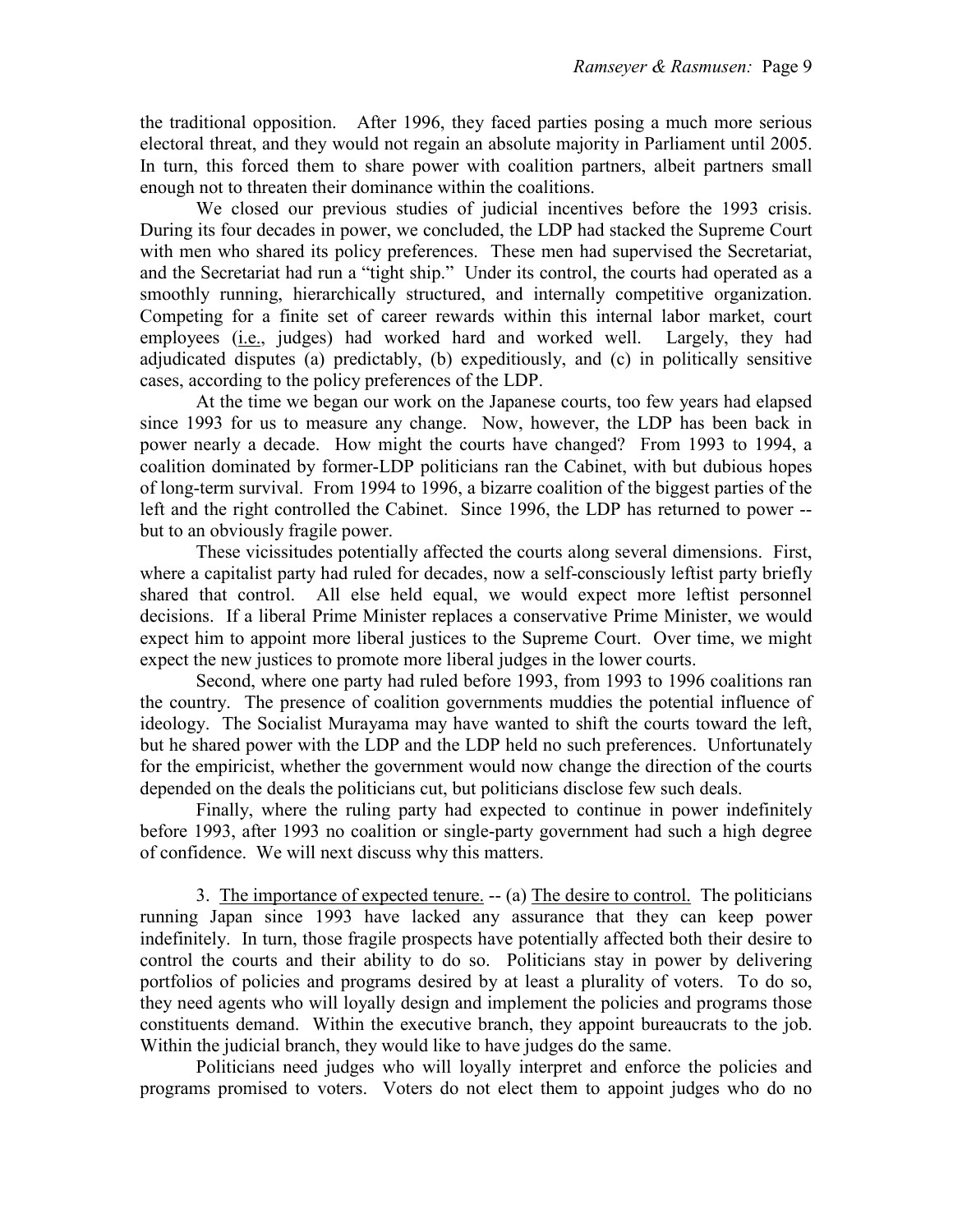the traditional opposition. After 1996, they faced parties posing a much more serious electoral threat, and they would not regain an absolute majority in Parliament until 2005. In turn, this forced them to share power with coalition partners, albeit partners small enough not to threaten their dominance within the coalitions.

We closed our previous studies of judicial incentives before the 1993 crisis. During its four decades in power, we concluded, the LDP had stacked the Supreme Court with men who shared its policy preferences. These men had supervised the Secretariat, and the Secretariat had run a "tight ship." Under its control, the courts had operated as a smoothly running, hierarchically structured, and internally competitive organization. Competing for a finite set of career rewards within this internal labor market, court employees (i.e., judges) had worked hard and worked well. Largely, they had adjudicated disputes (a) predictably, (b) expeditiously, and (c) in politically sensitive cases, according to the policy preferences of the LDP.

At the time we began our work on the Japanese courts, too few years had elapsed since 1993 for us to measure any change. Now, however, the LDP has been back in power nearly a decade. How might the courts have changed? From 1993 to 1994, a coalition dominated by former-LDP politicians ran the Cabinet, with but dubious hopes of long-term survival. From 1994 to 1996, a bizarre coalition of the biggest parties of the left and the right controlled the Cabinet. Since 1996, the LDP has returned to power -- but to an obviously fragile power.

These vicissitudes potentially affected the courts along several dimensions. First, where a capitalist party had ruled for decades, now a self-consciously leftist party briefly shared that control. All else held equal, we would expect more leftist personnel decisions. If a liberal Prime Minister replaces a conservative Prime Minister, we would expect him to appoint more liberal justices to the Supreme Court. Over time, we might expect the new justices to promote more liberal judges in the lower courts.

Second, where one party had ruled before 1993, from 1993 to 1996 coalitions ran the country. The presence of coalition governments muddies the potential influence of ideology. The Socialist Murayama may have wanted to shift the courts toward the left, but he shared power with the LDP and the LDP held no such preferences. Unfortunately for the empiricist, whether the government would now change the direction of the courts depended on the deals the politicians cut, but politicians disclose few such deals.

Finally, where the ruling party had expected to continue in power indefinitely before 1993, after 1993 no coalition or single-party government had such a high degree of confidence. We will next discuss why this matters.

3. The importance of expected tenure. -- (a) The desire to control. The politicians running Japan since 1993 have lacked any assurance that they can keep power indefinitely. In turn, those fragile prospects have potentially affected both their desire to control the courts and their ability to do so. Politicians stay in power by delivering portfolios of policies and programs desired by at least a plurality of voters. To do so, they need agents who will loyally design and implement the policies and programs those constituents demand. Within the executive branch, they appoint bureaucrats to the job. Within the judicial branch, they would like to have judges do the same.

Politicians need judges who will loyally interpret and enforce the policies and programs promised to voters. Voters do not elect them to appoint judges who do no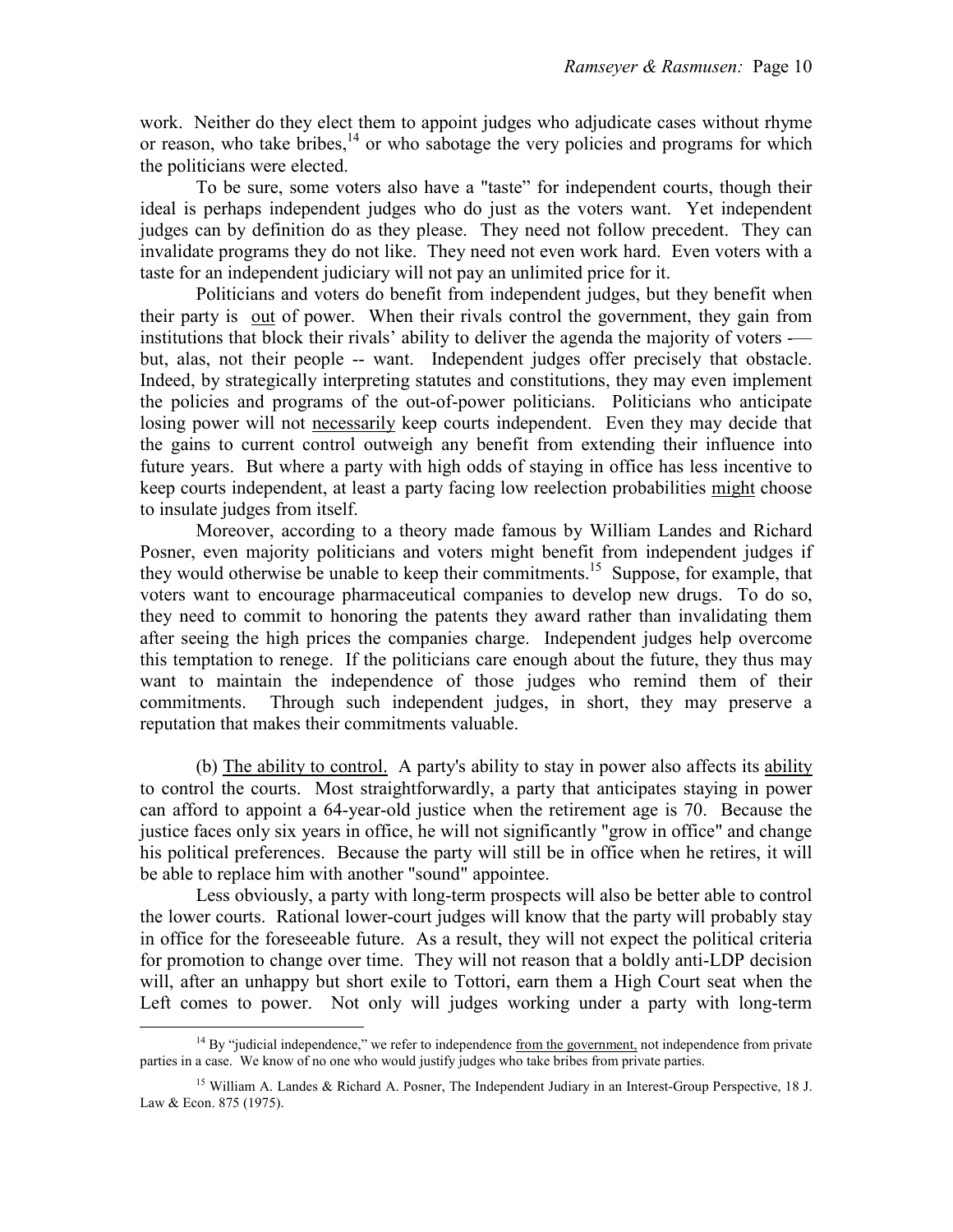work. Neither do they elect them to appoint judges who adjudicate cases without rhyme or reason, who take bribes,[14] or who sabotage the very policies and programs for which the politicians were elected.

To be sure, some voters also have a "taste" for independent courts, though their ideal is perhaps independent judges who do just as the voters want. Yet independent judges can by definition do as they please. They need not follow precedent. They can invalidate programs they do not like. They need not even work hard. Even voters with a taste for an independent judiciary will not pay an unlimited price for it.

Politicians and voters do benefit from independent judges, but they benefit when their party is <u>out</u> of power. When their rivals control the government, they gain from institutions that block their rivals' ability to deliver the agenda the majority of voters -— but, alas, not their people -- want. Independent judges offer precisely that obstacle. Indeed, by strategically interpreting statutes and constitutions, they may even implement the policies and programs of the out-of-power politicians. Politicians who anticipate losing power will not <u>necessarily</u> keep courts independent. Even they may decide that the gains to current control outweigh any benefit from extending their influence into future years. But where a party with high odds of staying in office has less incentive to keep courts independent, at least a party facing low reelection probabilities <u>might</u> choose to insulate judges from itself.

Moreover, according to a theory made famous by William Landes and Richard Posner, even majority politicians and voters might benefit from independent judges if they would otherwise be unable to keep their commitments.[15] Suppose, for example, that voters want to encourage pharmaceutical companies to develop new drugs. To do so, they need to commit to honoring the patents they award rather than invalidating them after seeing the high prices the companies charge. Independent judges help overcome this temptation to renege. If the politicians care enough about the future, they thus may want to maintain the independence of those judges who remind them of their commitments. Through such independent judges, in short, they may preserve a reputation that makes their commitments valuable.

(b) <u>The ability to control.</u> A party's ability to stay in power also affects its <u>ability</u> to control the courts. Most straightforwardly, a party that anticipates staying in power can afford to appoint a 64-year-old justice when the retirement age is 70. Because the justice faces only six years in office, he will not significantly "grow in office" and change his political preferences. Because the party will still be in office when he retires, it will be able to replace him with another "sound" appointee.

Less obviously, a party with long-term prospects will also be better able to control the lower courts. Rational lower-court judges will know that the party will probably stay in office for the foreseeable future. As a result, they will not expect the political criteria for promotion to change over time. They will not reason that a boldly anti-LDP decision will, after an unhappy but short exile to Tottori, earn them a High Court seat when the Left comes to power. Not only will judges working under a party with long-term

---

[14] By "judicial independence," we refer to independence <u>from the government,</u> not independence from private parties in a case. We know of no one who would justify judges who take bribes from private parties.

[15] William A. Landes & Richard A. Posner, The Independent Judiary in an Interest-Group Perspective, 18 J. Law & Econ. 875 (1975).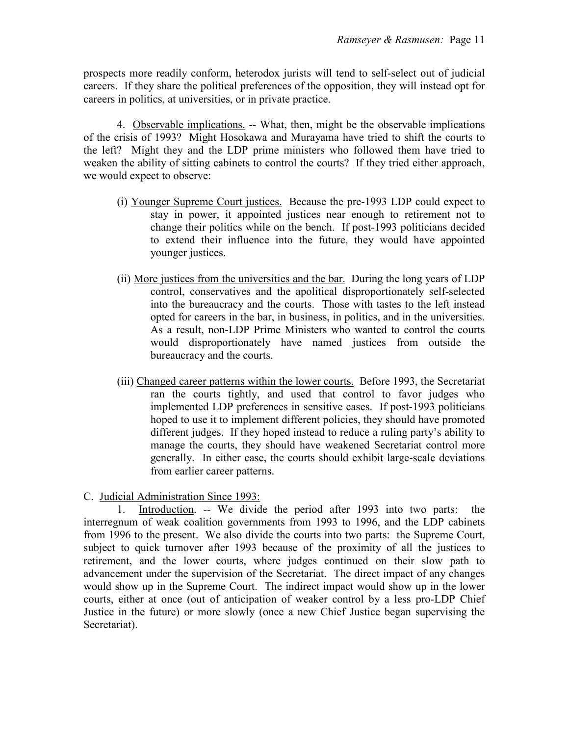prospects more readily conform, heterodox jurists will tend to self-select out of judicial careers. If they share the political preferences of the opposition, they will instead opt for careers in politics, at universities, or in private practice.

4. Observable implications. -- What, then, might be the observable implications of the crisis of 1993? Might Hosokawa and Murayama have tried to shift the courts to the left? Might they and the LDP prime ministers who followed them have tried to weaken the ability of sitting cabinets to control the courts? If they tried either approach, we would expect to observe:

(i) Younger Supreme Court justices. Because the pre-1993 LDP could expect to stay in power, it appointed justices near enough to retirement not to change their politics while on the bench. If post-1993 politicians decided to extend their influence into the future, they would have appointed younger justices.

(ii) More justices from the universities and the bar. During the long years of LDP control, conservatives and the apolitical disproportionately self-selected into the bureaucracy and the courts. Those with tastes to the left instead opted for careers in the bar, in business, in politics, and in the universities. As a result, non-LDP Prime Ministers who wanted to control the courts would disproportionately have named justices from outside the bureaucracy and the courts.

(iii) Changed career patterns within the lower courts. Before 1993, the Secretariat ran the courts tightly, and used that control to favor judges who implemented LDP preferences in sensitive cases. If post-1993 politicians hoped to use it to implement different policies, they should have promoted different judges. If they hoped instead to reduce a ruling party's ability to manage the courts, they should have weakened Secretariat control more generally. In either case, the courts should exhibit large-scale deviations from earlier career patterns.

C. Judicial Administration Since 1993:

1. Introduction. -- We divide the period after 1993 into two parts: the interregnum of weak coalition governments from 1993 to 1996, and the LDP cabinets from 1996 to the present. We also divide the courts into two parts: the Supreme Court, subject to quick turnover after 1993 because of the proximity of all the justices to retirement, and the lower courts, where judges continued on their slow path to advancement under the supervision of the Secretariat. The direct impact of any changes would show up in the Supreme Court. The indirect impact would show up in the lower courts, either at once (out of anticipation of weaker control by a less pro-LDP Chief Justice in the future) or more slowly (once a new Chief Justice began supervising the Secretariat).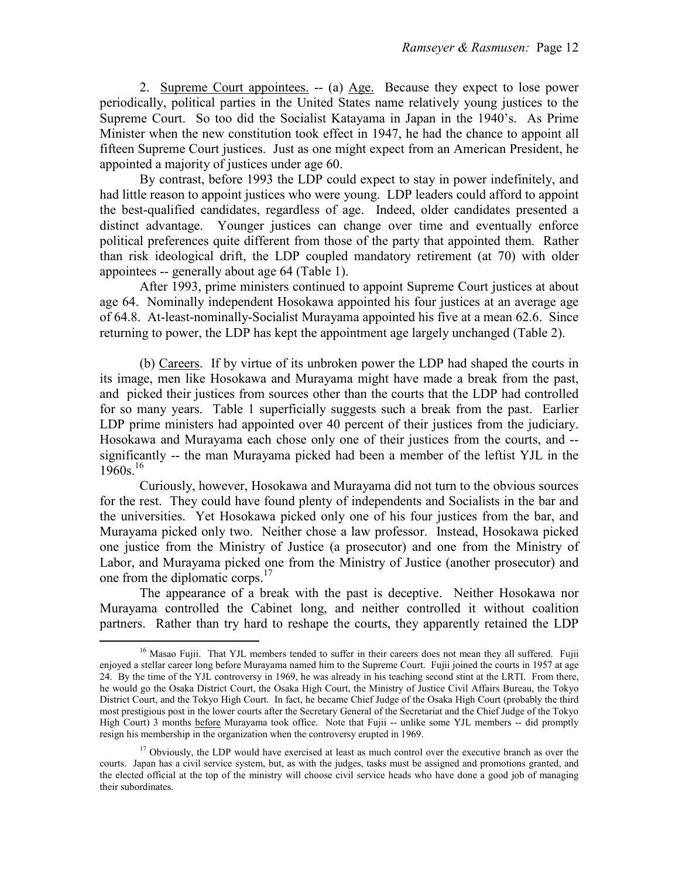2. Supreme Court appointees. -- (a) Age. Because they expect to lose power periodically, political parties in the United States name relatively young justices to the Supreme Court. So too did the Socialist Katayama in Japan in the 1940's. As Prime Minister when the new constitution took effect in 1947, he had the chance to appoint all fifteen Supreme Court justices. Just as one might expect from an American President, he appointed a majority of justices under age 60.

By contrast, before 1993 the LDP could expect to stay in power indefinitely, and had little reason to appoint justices who were young. LDP leaders could afford to appoint the best-qualified candidates, regardless of age. Indeed, older candidates presented a distinct advantage. Younger justices can change over time and eventually enforce political preferences quite different from those of the party that appointed them. Rather than risk ideological drift, the LDP coupled mandatory retirement (at 70) with older appointees -- generally about age 64 (Table 1).

After 1993, prime ministers continued to appoint Supreme Court justices at about age 64. Nominally independent Hosokawa appointed his four justices at an average age of 64.8. At-least-nominally-Socialist Murayama appointed his five at a mean 62.6. Since returning to power, the LDP has kept the appointment age largely unchanged (Table 2).

(b) Careers. If by virtue of its unbroken power the LDP had shaped the courts in its image, men like Hosokawa and Murayama might have made a break from the past, and picked their justices from sources other than the courts that the LDP had controlled for so many years. Table 1 superficially suggests such a break from the past. Earlier LDP prime ministers had appointed over 40 percent of their justices from the judiciary. Hosokawa and Murayama each chose only one of their justices from the courts, and -- significantly -- the man Murayama picked had been a member of the leftist YJL in the 1960s.[16]

Curiously, however, Hosokawa and Murayama did not turn to the obvious sources for the rest. They could have found plenty of independents and Socialists in the bar and the universities. Yet Hosokawa picked only one of his four justices from the bar, and Murayama picked only two. Neither chose a law professor. Instead, Hosokawa picked one justice from the Ministry of Justice (a prosecutor) and one from the Ministry of Labor, and Murayama picked one from the Ministry of Justice (another prosecutor) and one from the diplomatic corps.[17]

The appearance of a break with the past is deceptive. Neither Hosokawa nor Murayama controlled the Cabinet long, and neither controlled it without coalition partners. Rather than try hard to reshape the courts, they apparently retained the LDP

---

[16] Masao Fujii. That YJL members tended to suffer in their careers does not mean they all suffered. Fujii enjoyed a stellar career long before Murayama named him to the Supreme Court. Fujii joined the courts in 1957 at age 24. By the time of the YJL controversy in 1969, he was already in his teaching second stint at the LRTI. From there, he would go the Osaka District Court, the Osaka High Court, the Ministry of Justice Civil Affairs Bureau, the Tokyo District Court, and the Tokyo High Court. In fact, he became Chief Judge of the Osaka High Court (probably the third most prestigious post in the lower courts after the Secretary General of the Secretariat and the Chief Judge of the Tokyo High Court) 3 months before Murayama took office. Note that Fujii -- unlike some YJL members -- did promptly resign his membership in the organization when the controversy erupted in 1969.

[17] Obviously, the LDP would have exercised at least as much control over the executive branch as over the courts. Japan has a civil service system, but, as with the judges, tasks must be assigned and promotions granted, and the elected official at the top of the ministry will choose civil service heads who have done a good job of managing their subordinates.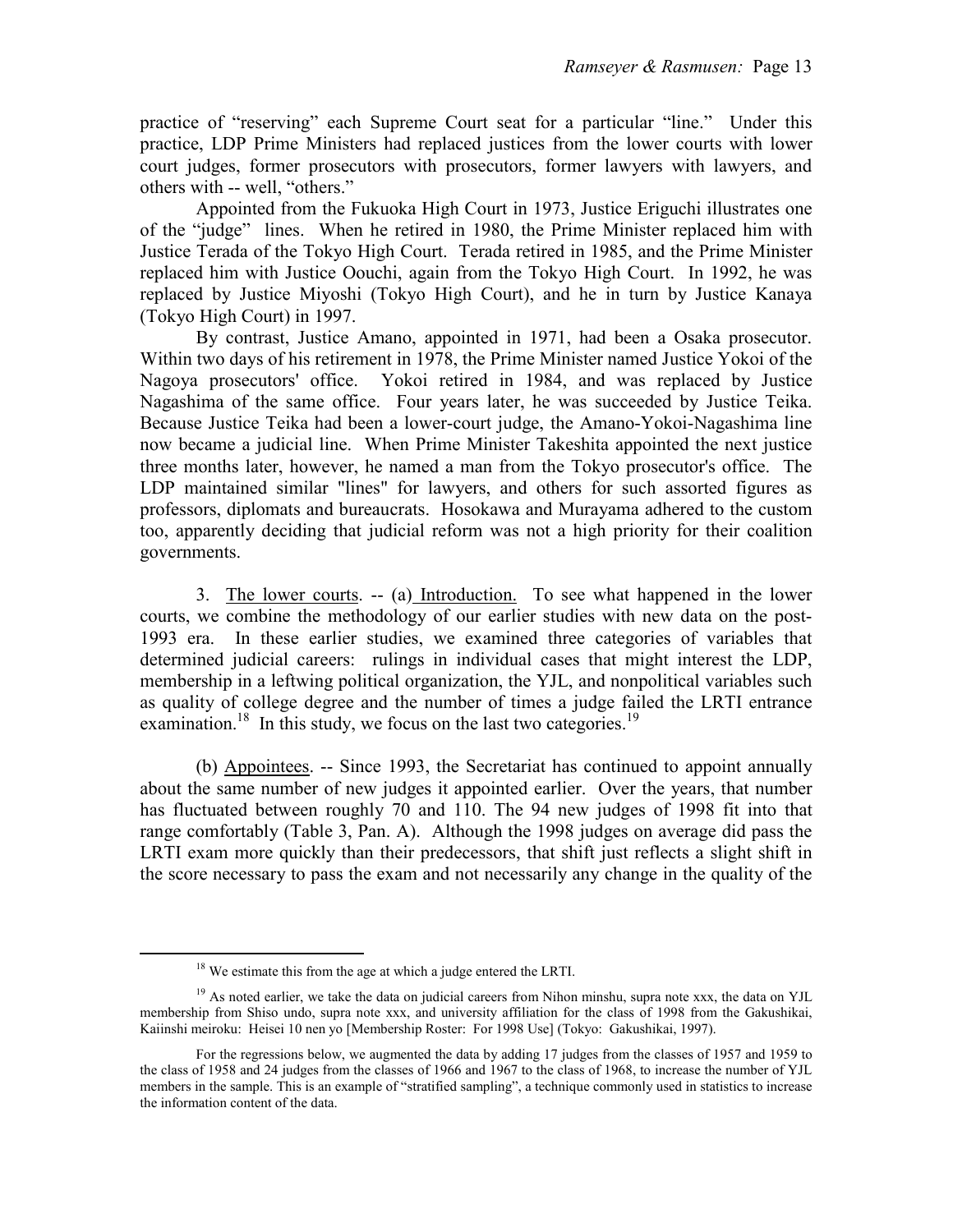practice of "reserving" each Supreme Court seat for a particular "line." Under this practice, LDP Prime Ministers had replaced justices from the lower courts with lower court judges, former prosecutors with prosecutors, former lawyers with lawyers, and others with -- well, "others."

Appointed from the Fukuoka High Court in 1973, Justice Eriguchi illustrates one of the "judge" lines. When he retired in 1980, the Prime Minister replaced him with Justice Terada of the Tokyo High Court. Terada retired in 1985, and the Prime Minister replaced him with Justice Oouchi, again from the Tokyo High Court. In 1992, he was replaced by Justice Miyoshi (Tokyo High Court), and he in turn by Justice Kanaya (Tokyo High Court) in 1997.

By contrast, Justice Amano, appointed in 1971, had been a Osaka prosecutor. Within two days of his retirement in 1978, the Prime Minister named Justice Yokoi of the Nagoya prosecutors' office. Yokoi retired in 1984, and was replaced by Justice Nagashima of the same office. Four years later, he was succeeded by Justice Teika. Because Justice Teika had been a lower-court judge, the Amano-Yokoi-Nagashima line now became a judicial line. When Prime Minister Takeshita appointed the next justice three months later, however, he named a man from the Tokyo prosecutor's office. The LDP maintained similar "lines" for lawyers, and others for such assorted figures as professors, diplomats and bureaucrats. Hosokawa and Murayama adhered to the custom too, apparently deciding that judicial reform was not a high priority for their coalition governments.

3. The lower courts. -- (a) Introduction. To see what happened in the lower courts, we combine the methodology of our earlier studies with new data on the post-1993 era. In these earlier studies, we examined three categories of variables that determined judicial careers: rulings in individual cases that might interest the LDP, membership in a leftwing political organization, the YJL, and nonpolitical variables such as quality of college degree and the number of times a judge failed the LRTI entrance examination.[18] In this study, we focus on the last two categories.[19]

(b) Appointees. -- Since 1993, the Secretariat has continued to appoint annually about the same number of new judges it appointed earlier. Over the years, that number has fluctuated between roughly 70 and 110. The 94 new judges of 1998 fit into that range comfortably (Table 3, Pan. A). Although the 1998 judges on average did pass the LRTI exam more quickly than their predecessors, that shift just reflects a slight shift in the score necessary to pass the exam and not necessarily any change in the quality of the

---

[18] We estimate this from the age at which a judge entered the LRTI.

[19] As noted earlier, we take the data on judicial careers from Nihon minshu, supra note xxx, the data on YJL membership from Shiso undo, supra note xxx, and university affiliation for the class of 1998 from the Gakushikai, Kaiinshi meiroku: Heisei 10 nen yo [Membership Roster: For 1998 Use] (Tokyo: Gakushikai, 1997).

For the regressions below, we augmented the data by adding 17 judges from the classes of 1957 and 1959 to the class of 1958 and 24 judges from the classes of 1966 and 1967 to the class of 1968, to increase the number of YJL members in the sample. This is an example of "stratified sampling", a technique commonly used in statistics to increase the information content of the data.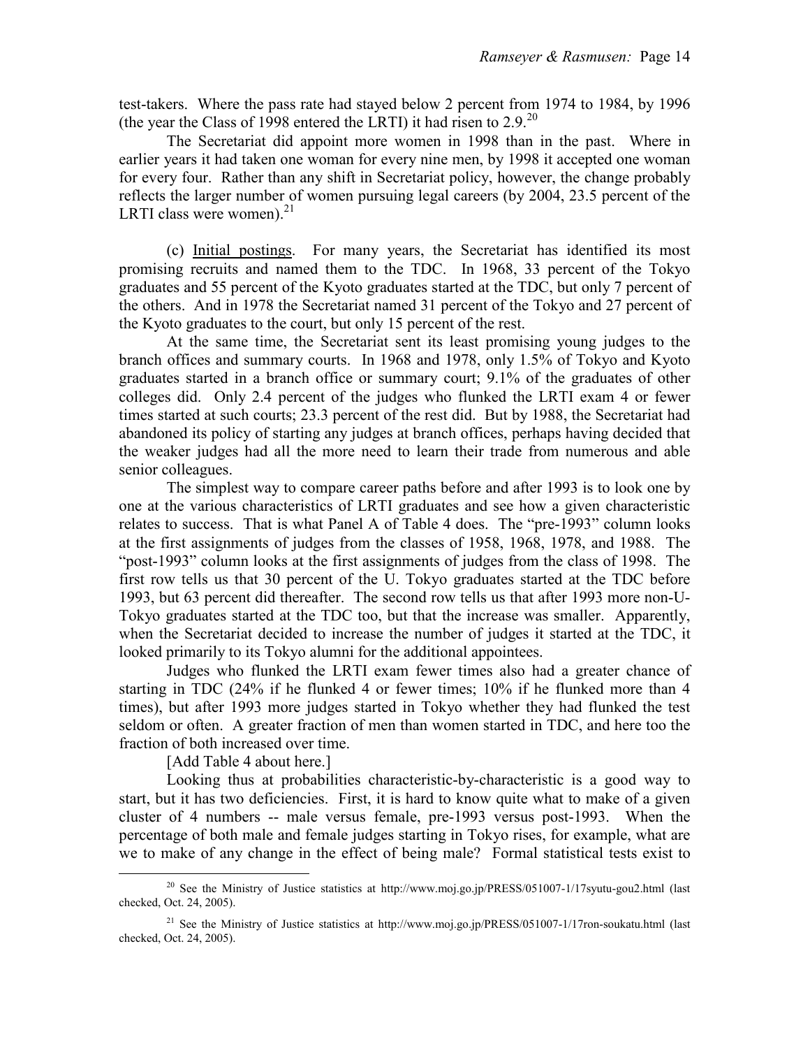test-takers. Where the pass rate had stayed below 2 percent from 1974 to 1984, by 1996 (the year the Class of 1998 entered the LRTI) it had risen to 2.9.[20]

The Secretariat did appoint more women in 1998 than in the past. Where in earlier years it had taken one woman for every nine men, by 1998 it accepted one woman for every four. Rather than any shift in Secretariat policy, however, the change probably reflects the larger number of women pursuing legal careers (by 2004, 23.5 percent of the LRTI class were women).[21]

(c) Initial postings. For many years, the Secretariat has identified its most promising recruits and named them to the TDC. In 1968, 33 percent of the Tokyo graduates and 55 percent of the Kyoto graduates started at the TDC, but only 7 percent of the others. And in 1978 the Secretariat named 31 percent of the Tokyo and 27 percent of the Kyoto graduates to the court, but only 15 percent of the rest.

At the same time, the Secretariat sent its least promising young judges to the branch offices and summary courts. In 1968 and 1978, only 1.5% of Tokyo and Kyoto graduates started in a branch office or summary court; 9.1% of the graduates of other colleges did. Only 2.4 percent of the judges who flunked the LRTI exam 4 or fewer times started at such courts; 23.3 percent of the rest did. But by 1988, the Secretariat had abandoned its policy of starting any judges at branch offices, perhaps having decided that the weaker judges had all the more need to learn their trade from numerous and able senior colleagues.

The simplest way to compare career paths before and after 1993 is to look one by one at the various characteristics of LRTI graduates and see how a given characteristic relates to success. That is what Panel A of Table 4 does. The "pre-1993" column looks at the first assignments of judges from the classes of 1958, 1968, 1978, and 1988. The "post-1993" column looks at the first assignments of judges from the class of 1998. The first row tells us that 30 percent of the U. Tokyo graduates started at the TDC before 1993, but 63 percent did thereafter. The second row tells us that after 1993 more non-U-Tokyo graduates started at the TDC too, but that the increase was smaller. Apparently, when the Secretariat decided to increase the number of judges it started at the TDC, it looked primarily to its Tokyo alumni for the additional appointees.

Judges who flunked the LRTI exam fewer times also had a greater chance of starting in TDC (24% if he flunked 4 or fewer times; 10% if he flunked more than 4 times), but after 1993 more judges started in Tokyo whether they had flunked the test seldom or often. A greater fraction of men than women started in TDC, and here too the fraction of both increased over time.

[Add Table 4 about here.]

Looking thus at probabilities characteristic-by-characteristic is a good way to start, but it has two deficiencies. First, it is hard to know quite what to make of a given cluster of 4 numbers -- male versus female, pre-1993 versus post-1993. When the percentage of both male and female judges starting in Tokyo rises, for example, what are we to make of any change in the effect of being male? Formal statistical tests exist to

[20] See the Ministry of Justice statistics at http://www.moj.go.jp/PRESS/051007-1/17syutu-gou2.html (last checked, Oct. 24, 2005).

[21] See the Ministry of Justice statistics at http://www.moj.go.jp/PRESS/051007-1/17ron-soukatu.html (last checked, Oct. 24, 2005).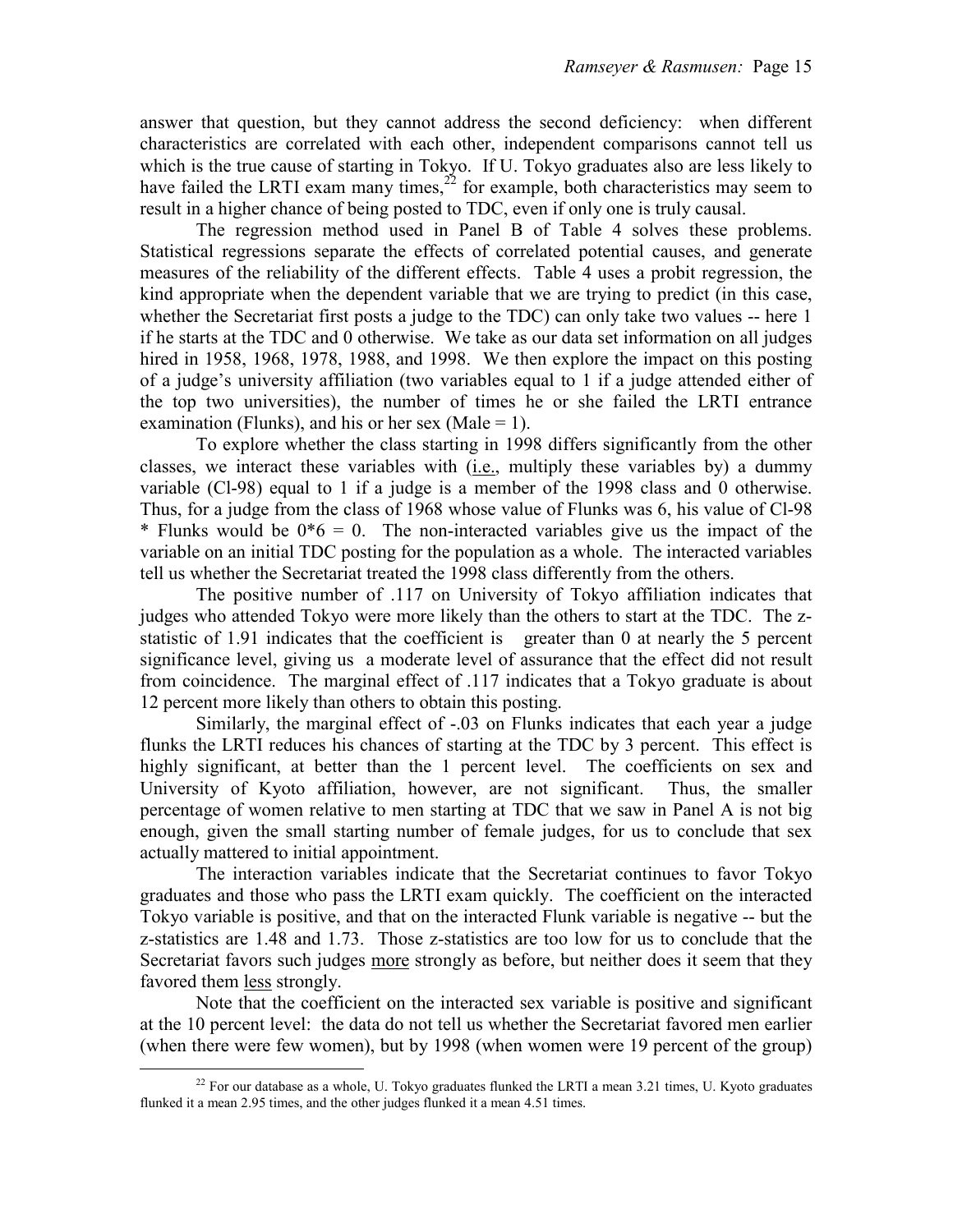answer that question, but they cannot address the second deficiency: when different characteristics are correlated with each other, independent comparisons cannot tell us which is the true cause of starting in Tokyo. If U. Tokyo graduates also are less likely to have failed the LRTI exam many times,[22] for example, both characteristics may seem to result in a higher chance of being posted to TDC, even if only one is truly causal.

The regression method used in Panel B of Table 4 solves these problems. Statistical regressions separate the effects of correlated potential causes, and generate measures of the reliability of the different effects. Table 4 uses a probit regression, the kind appropriate when the dependent variable that we are trying to predict (in this case, whether the Secretariat first posts a judge to the TDC) can only take two values -- here 1 if he starts at the TDC and 0 otherwise. We take as our data set information on all judges hired in 1958, 1968, 1978, 1988, and 1998. We then explore the impact on this posting of a judge's university affiliation (two variables equal to 1 if a judge attended either of the top two universities), the number of times he or she failed the LRTI entrance examination (Flunks), and his or her sex (Male = 1).

To explore whether the class starting in 1998 differs significantly from the other classes, we interact these variables with (i.e., multiply these variables by) a dummy variable (Cl-98) equal to 1 if a judge is a member of the 1998 class and 0 otherwise. Thus, for a judge from the class of 1968 whose value of Flunks was 6, his value of Cl-98 * Flunks would be $0*6 = 0$. The non-interacted variables give us the impact of the variable on an initial TDC posting for the population as a whole. The interacted variables tell us whether the Secretariat treated the 1998 class differently from the others.

The positive number of .117 on University of Tokyo affiliation indicates that judges who attended Tokyo were more likely than the others to start at the TDC. The z-statistic of 1.91 indicates that the coefficient is greater than 0 at nearly the 5 percent significance level, giving us a moderate level of assurance that the effect did not result from coincidence. The marginal effect of .117 indicates that a Tokyo graduate is about 12 percent more likely than others to obtain this posting.

Similarly, the marginal effect of -.03 on Flunks indicates that each year a judge flunks the LRTI reduces his chances of starting at the TDC by 3 percent. This effect is highly significant, at better than the 1 percent level. The coefficients on sex and University of Kyoto affiliation, however, are not significant. Thus, the smaller percentage of women relative to men starting at TDC that we saw in Panel A is not big enough, given the small starting number of female judges, for us to conclude that sex actually mattered to initial appointment.

The interaction variables indicate that the Secretariat continues to favor Tokyo graduates and those who pass the LRTI exam quickly. The coefficient on the interacted Tokyo variable is positive, and that on the interacted Flunk variable is negative -- but the z-statistics are 1.48 and 1.73. Those z-statistics are too low for us to conclude that the Secretariat favors such judges more strongly as before, but neither does it seem that they favored them less strongly.

Note that the coefficient on the interacted sex variable is positive and significant at the 10 percent level: the data do not tell us whether the Secretariat favored men earlier (when there were few women), but by 1998 (when women were 19 percent of the group)

[22] For our database as a whole, U. Tokyo graduates flunked the LRTI a mean 3.21 times, U. Kyoto graduates flunked it a mean 2.95 times, and the other judges flunked it a mean 4.51 times.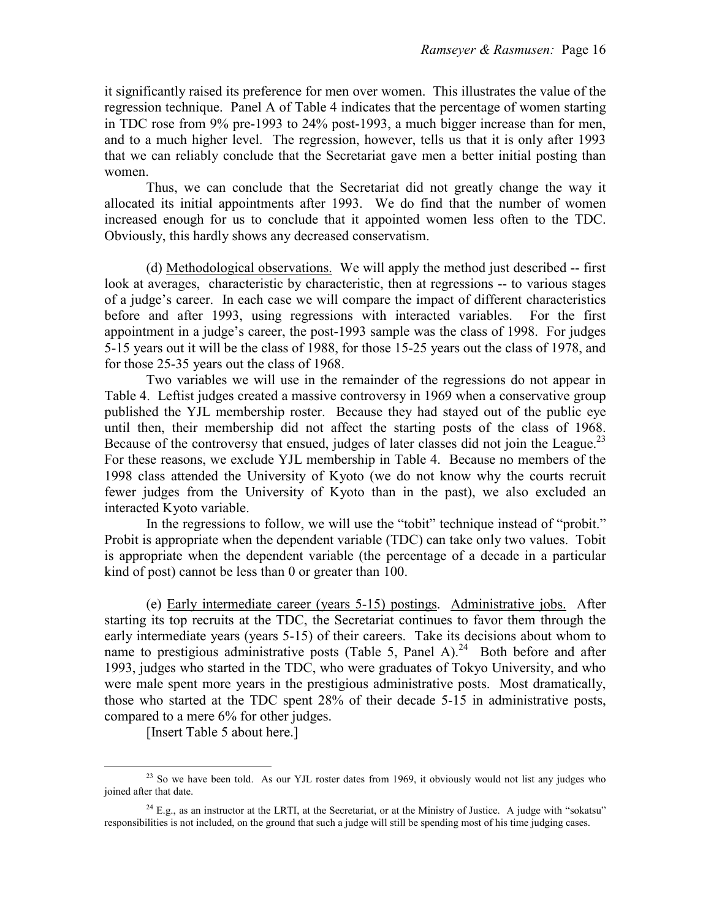it significantly raised its preference for men over women. This illustrates the value of the regression technique. Panel A of Table 4 indicates that the percentage of women starting in TDC rose from 9% pre-1993 to 24% post-1993, a much bigger increase than for men, and to a much higher level. The regression, however, tells us that it is only after 1993 that we can reliably conclude that the Secretariat gave men a better initial posting than women.

Thus, we can conclude that the Secretariat did not greatly change the way it allocated its initial appointments after 1993. We do find that the number of women increased enough for us to conclude that it appointed women less often to the TDC. Obviously, this hardly shows any decreased conservatism.

(d) Methodological observations. We will apply the method just described -- first look at averages, characteristic by characteristic, then at regressions -- to various stages of a judge's career. In each case we will compare the impact of different characteristics before and after 1993, using regressions with interacted variables. For the first appointment in a judge's career, the post-1993 sample was the class of 1998. For judges 5-15 years out it will be the class of 1988, for those 15-25 years out the class of 1978, and for those 25-35 years out the class of 1968.

Two variables we will use in the remainder of the regressions do not appear in Table 4. Leftist judges created a massive controversy in 1969 when a conservative group published the YJL membership roster. Because they had stayed out of the public eye until then, their membership did not affect the starting posts of the class of 1968. Because of the controversy that ensued, judges of later classes did not join the League.[23] For these reasons, we exclude YJL membership in Table 4. Because no members of the 1998 class attended the University of Kyoto (we do not know why the courts recruit fewer judges from the University of Kyoto than in the past), we also excluded an interacted Kyoto variable.

In the regressions to follow, we will use the "tobit" technique instead of "probit." Probit is appropriate when the dependent variable (TDC) can take only two values. Tobit is appropriate when the dependent variable (the percentage of a decade in a particular kind of post) cannot be less than 0 or greater than 100.

(e) Early intermediate career (years 5-15) postings. Administrative jobs. After starting its top recruits at the TDC, the Secretariat continues to favor them through the early intermediate years (years 5-15) of their careers. Take its decisions about whom to name to prestigious administrative posts (Table 5, Panel A).[24] Both before and after 1993, judges who started in the TDC, who were graduates of Tokyo University, and who were male spent more years in the prestigious administrative posts. Most dramatically, those who started at the TDC spent 28% of their decade 5-15 in administrative posts, compared to a mere 6% for other judges.

[Insert Table 5 about here.]

[23] So we have been told. As our YJL roster dates from 1969, it obviously would not list any judges who joined after that date.

[24] E.g., as an instructor at the LRTI, at the Secretariat, or at the Ministry of Justice. A judge with "sokatsu" responsibilities is not included, on the ground that such a judge will still be spending most of his time judging cases.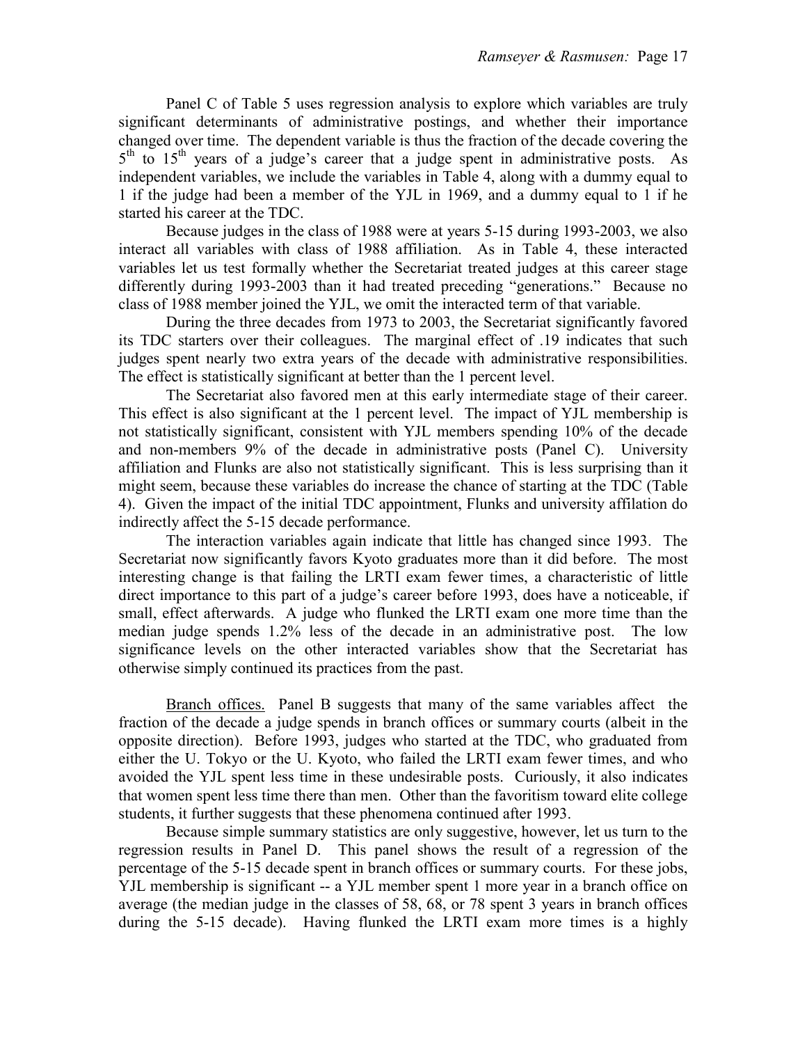Panel C of Table 5 uses regression analysis to explore which variables are truly significant determinants of administrative postings, and whether their importance changed over time. The dependent variable is thus the fraction of the decade covering the 5th to 15th years of a judge's career that a judge spent in administrative posts. As independent variables, we include the variables in Table 4, along with a dummy equal to 1 if the judge had been a member of the YJL in 1969, and a dummy equal to 1 if he started his career at the TDC.

Because judges in the class of 1988 were at years 5-15 during 1993-2003, we also interact all variables with class of 1988 affiliation. As in Table 4, these interacted variables let us test formally whether the Secretariat treated judges at this career stage differently during 1993-2003 than it had treated preceding "generations." Because no class of 1988 member joined the YJL, we omit the interacted term of that variable.

During the three decades from 1973 to 2003, the Secretariat significantly favored its TDC starters over their colleagues. The marginal effect of .19 indicates that such judges spent nearly two extra years of the decade with administrative responsibilities. The effect is statistically significant at better than the 1 percent level.

The Secretariat also favored men at this early intermediate stage of their career. This effect is also significant at the 1 percent level. The impact of YJL membership is not statistically significant, consistent with YJL members spending 10% of the decade and non-members 9% of the decade in administrative posts (Panel C). University affiliation and Flunks are also not statistically significant. This is less surprising than it might seem, because these variables do increase the chance of starting at the TDC (Table 4). Given the impact of the initial TDC appointment, Flunks and university affilation do indirectly affect the 5-15 decade performance.

The interaction variables again indicate that little has changed since 1993. The Secretariat now significantly favors Kyoto graduates more than it did before. The most interesting change is that failing the LRTI exam fewer times, a characteristic of little direct importance to this part of a judge's career before 1993, does have a noticeable, if small, effect afterwards. A judge who flunked the LRTI exam one more time than the median judge spends 1.2% less of the decade in an administrative post. The low significance levels on the other interacted variables show that the Secretariat has otherwise simply continued its practices from the past.

Branch offices. Panel B suggests that many of the same variables affect the fraction of the decade a judge spends in branch offices or summary courts (albeit in the opposite direction). Before 1993, judges who started at the TDC, who graduated from either the U. Tokyo or the U. Kyoto, who failed the LRTI exam fewer times, and who avoided the YJL spent less time in these undesirable posts. Curiously, it also indicates that women spent less time there than men. Other than the favoritism toward elite college students, it further suggests that these phenomena continued after 1993.

Because simple summary statistics are only suggestive, however, let us turn to the regression results in Panel D. This panel shows the result of a regression of the percentage of the 5-15 decade spent in branch offices or summary courts. For these jobs, YJL membership is significant -- a YJL member spent 1 more year in a branch office on average (the median judge in the classes of 58, 68, or 78 spent 3 years in branch offices during the 5-15 decade). Having flunked the LRTI exam more times is a highly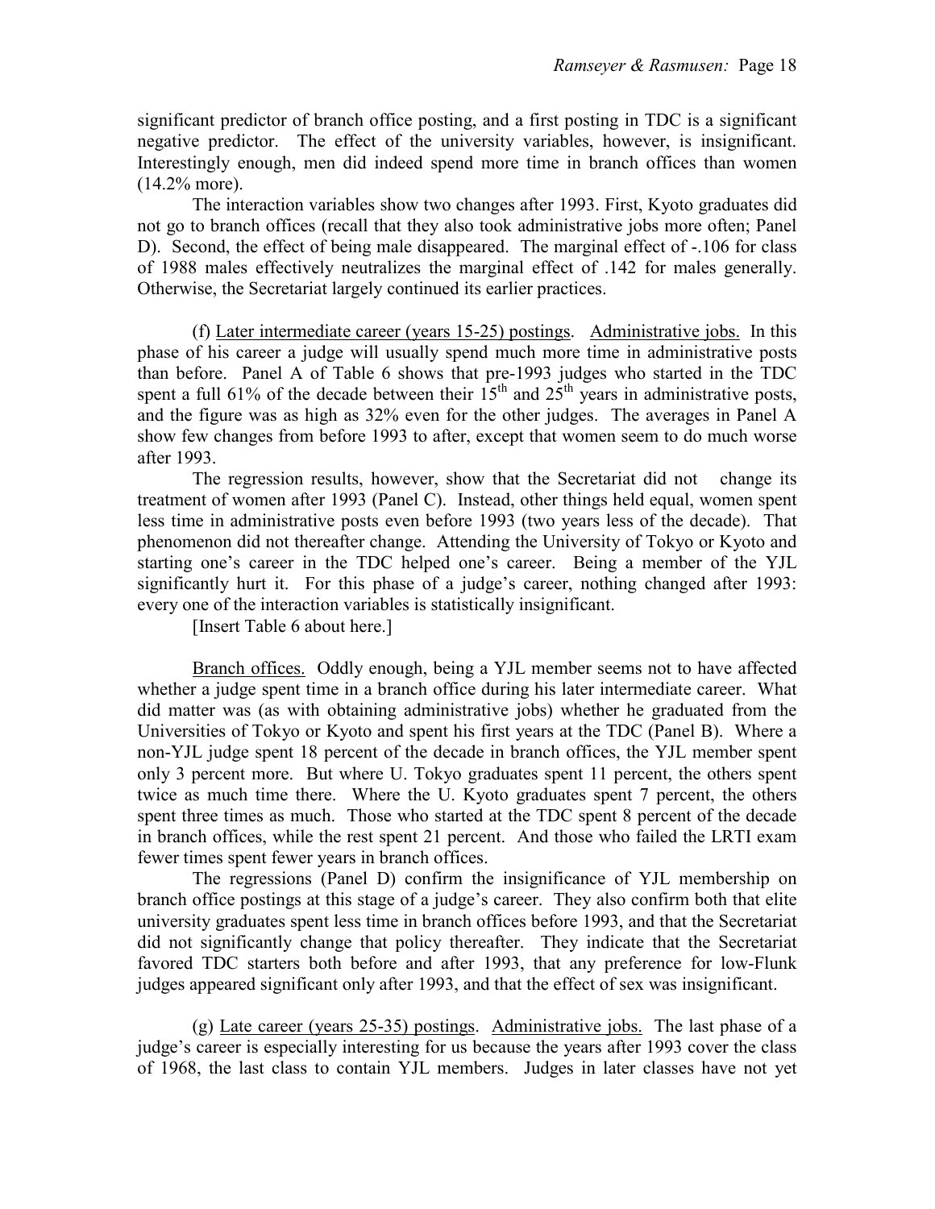significant predictor of branch office posting, and a first posting in TDC is a significant negative predictor. The effect of the university variables, however, is insignificant. Interestingly enough, men did indeed spend more time in branch offices than women (14.2% more).

The interaction variables show two changes after 1993. First, Kyoto graduates did not go to branch offices (recall that they also took administrative jobs more often; Panel D). Second, the effect of being male disappeared. The marginal effect of -.106 for class of 1988 males effectively neutralizes the marginal effect of .142 for males generally. Otherwise, the Secretariat largely continued its earlier practices.

(f) <u>Later intermediate career (years 15-25) postings</u>. <u>Administrative jobs.</u> In this phase of his career a judge will usually spend much more time in administrative posts than before. Panel A of Table 6 shows that pre-1993 judges who started in the TDC spent a full 61% of the decade between their 15th and 25th years in administrative posts, and the figure was as high as 32% even for the other judges. The averages in Panel A show few changes from before 1993 to after, except that women seem to do much worse after 1993.

The regression results, however, show that the Secretariat did not change its treatment of women after 1993 (Panel C). Instead, other things held equal, women spent less time in administrative posts even before 1993 (two years less of the decade). That phenomenon did not thereafter change. Attending the University of Tokyo or Kyoto and starting one's career in the TDC helped one's career. Being a member of the YJL significantly hurt it. For this phase of a judge's career, nothing changed after 1993: every one of the interaction variables is statistically insignificant.

[Insert Table 6 about here.]

<u>Branch offices.</u> Oddly enough, being a YJL member seems not to have affected whether a judge spent time in a branch office during his later intermediate career. What did matter was (as with obtaining administrative jobs) whether he graduated from the Universities of Tokyo or Kyoto and spent his first years at the TDC (Panel B). Where a non-YJL judge spent 18 percent of the decade in branch offices, the YJL member spent only 3 percent more. But where U. Tokyo graduates spent 11 percent, the others spent twice as much time there. Where the U. Kyoto graduates spent 7 percent, the others spent three times as much. Those who started at the TDC spent 8 percent of the decade in branch offices, while the rest spent 21 percent. And those who failed the LRTI exam fewer times spent fewer years in branch offices.

The regressions (Panel D) confirm the insignificance of YJL membership on branch office postings at this stage of a judge's career. They also confirm both that elite university graduates spent less time in branch offices before 1993, and that the Secretariat did not significantly change that policy thereafter. They indicate that the Secretariat favored TDC starters both before and after 1993, that any preference for low-Flunk judges appeared significant only after 1993, and that the effect of sex was insignificant.

(g) <u>Late career (years 25-35) postings</u>. <u>Administrative jobs.</u> The last phase of a judge's career is especially interesting for us because the years after 1993 cover the class of 1968, the last class to contain YJL members. Judges in later classes have not yet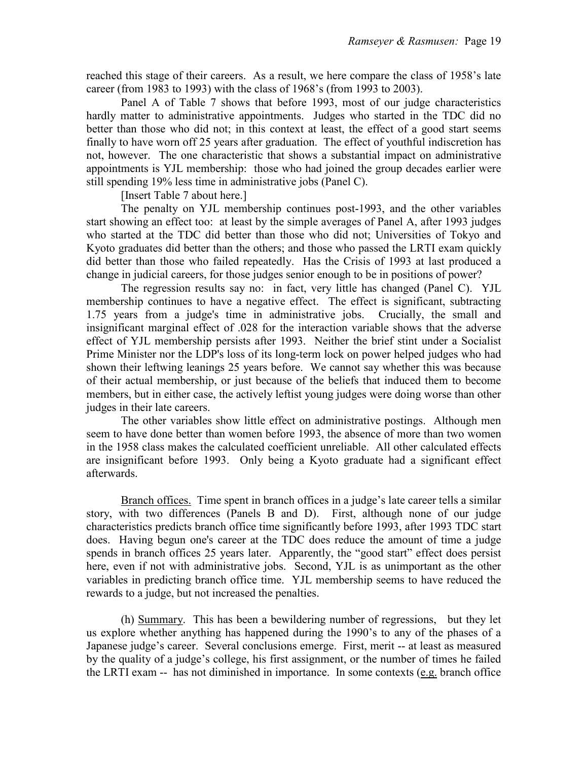reached this stage of their careers. As a result, we here compare the class of 1958's late career (from 1983 to 1993) with the class of 1968's (from 1993 to 2003).

Panel A of Table 7 shows that before 1993, most of our judge characteristics hardly matter to administrative appointments. Judges who started in the TDC did no better than those who did not; in this context at least, the effect of a good start seems finally to have worn off 25 years after graduation. The effect of youthful indiscretion has not, however. The one characteristic that shows a substantial impact on administrative appointments is YJL membership: those who had joined the group decades earlier were still spending 19% less time in administrative jobs (Panel C).

[Insert Table 7 about here.]

The penalty on YJL membership continues post-1993, and the other variables start showing an effect too: at least by the simple averages of Panel A, after 1993 judges who started at the TDC did better than those who did not; Universities of Tokyo and Kyoto graduates did better than the others; and those who passed the LRTI exam quickly did better than those who failed repeatedly. Has the Crisis of 1993 at last produced a change in judicial careers, for those judges senior enough to be in positions of power?

The regression results say no: in fact, very little has changed (Panel C). YJL membership continues to have a negative effect. The effect is significant, subtracting 1.75 years from a judge's time in administrative jobs. Crucially, the small and insignificant marginal effect of .028 for the interaction variable shows that the adverse effect of YJL membership persists after 1993. Neither the brief stint under a Socialist Prime Minister nor the LDP's loss of its long-term lock on power helped judges who had shown their leftwing leanings 25 years before. We cannot say whether this was because of their actual membership, or just because of the beliefs that induced them to become members, but in either case, the actively leftist young judges were doing worse than other judges in their late careers.

The other variables show little effect on administrative postings. Although men seem to have done better than women before 1993, the absence of more than two women in the 1958 class makes the calculated coefficient unreliable. All other calculated effects are insignificant before 1993. Only being a Kyoto graduate had a significant effect afterwards.

Branch offices. Time spent in branch offices in a judge's late career tells a similar story, with two differences (Panels B and D). First, although none of our judge characteristics predicts branch office time significantly before 1993, after 1993 TDC start does. Having begun one's career at the TDC does reduce the amount of time a judge spends in branch offices 25 years later. Apparently, the "good start" effect does persist here, even if not with administrative jobs. Second, YJL is as unimportant as the other variables in predicting branch office time. YJL membership seems to have reduced the rewards to a judge, but not increased the penalties.

(h) Summary. This has been a bewildering number of regressions, but they let us explore whether anything has happened during the 1990's to any of the phases of a Japanese judge's career. Several conclusions emerge. First, merit -- at least as measured by the quality of a judge's college, his first assignment, or the number of times he failed the LRTI exam -- has not diminished in importance. In some contexts (e.g. branch office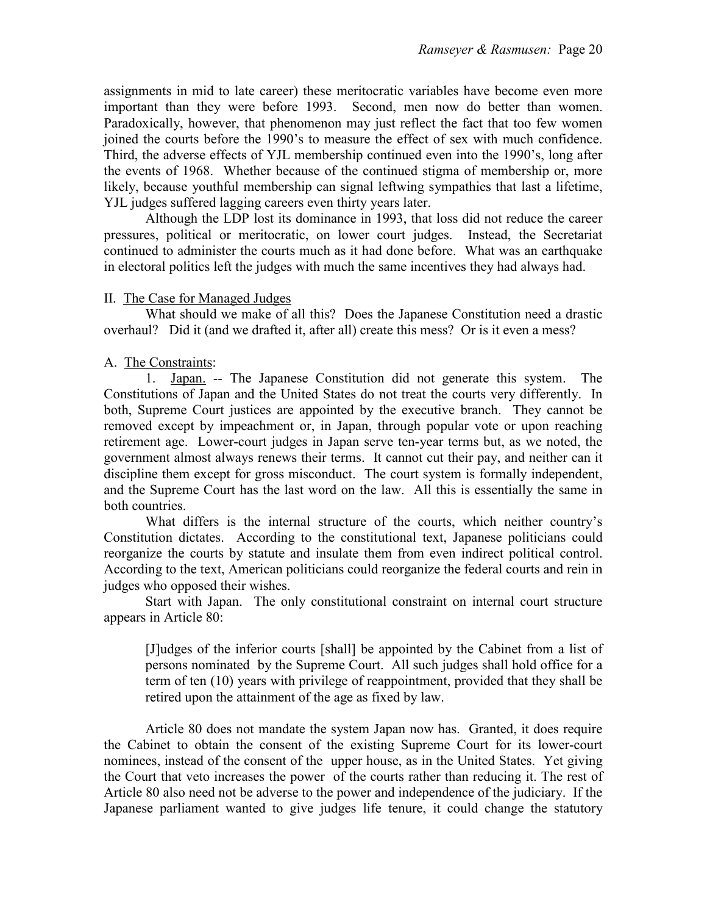assignments in mid to late career) these meritocratic variables have become even more important than they were before 1993. Second, men now do better than women. Paradoxically, however, that phenomenon may just reflect the fact that too few women joined the courts before the 1990's to measure the effect of sex with much confidence. Third, the adverse effects of YJL membership continued even into the 1990's, long after the events of 1968. Whether because of the continued stigma of membership or, more likely, because youthful membership can signal leftwing sympathies that last a lifetime, YJL judges suffered lagging careers even thirty years later.

Although the LDP lost its dominance in 1993, that loss did not reduce the career pressures, political or meritocratic, on lower court judges. Instead, the Secretariat continued to administer the courts much as it had done before. What was an earthquake in electoral politics left the judges with much the same incentives they had always had.

## II. The Case for Managed Judges

What should we make of all this? Does the Japanese Constitution need a drastic overhaul? Did it (and we drafted it, after all) create this mess? Or is it even a mess?

### A. The Constraints:

1. Japan. -- The Japanese Constitution did not generate this system. The Constitutions of Japan and the United States do not treat the courts very differently. In both, Supreme Court justices are appointed by the executive branch. They cannot be removed except by impeachment or, in Japan, through popular vote or upon reaching retirement age. Lower-court judges in Japan serve ten-year terms but, as we noted, the government almost always renews their terms. It cannot cut their pay, and neither can it discipline them except for gross misconduct. The court system is formally independent, and the Supreme Court has the last word on the law. All this is essentially the same in both countries.

What differs is the internal structure of the courts, which neither country's Constitution dictates. According to the constitutional text, Japanese politicians could reorganize the courts by statute and insulate them from even indirect political control. According to the text, American politicians could reorganize the federal courts and rein in judges who opposed their wishes.

Start with Japan. The only constitutional constraint on internal court structure appears in Article 80:

> [J]udges of the inferior courts [shall] be appointed by the Cabinet from a list of persons nominated by the Supreme Court. All such judges shall hold office for a term of ten (10) years with privilege of reappointment, provided that they shall be retired upon the attainment of the age as fixed by law.

Article 80 does not mandate the system Japan now has. Granted, it does require the Cabinet to obtain the consent of the existing Supreme Court for its lower-court nominees, instead of the consent of the upper house, as in the United States. Yet giving the Court that veto increases the power of the courts rather than reducing it. The rest of Article 80 also need not be adverse to the power and independence of the judiciary. If the Japanese parliament wanted to give judges life tenure, it could change the statutory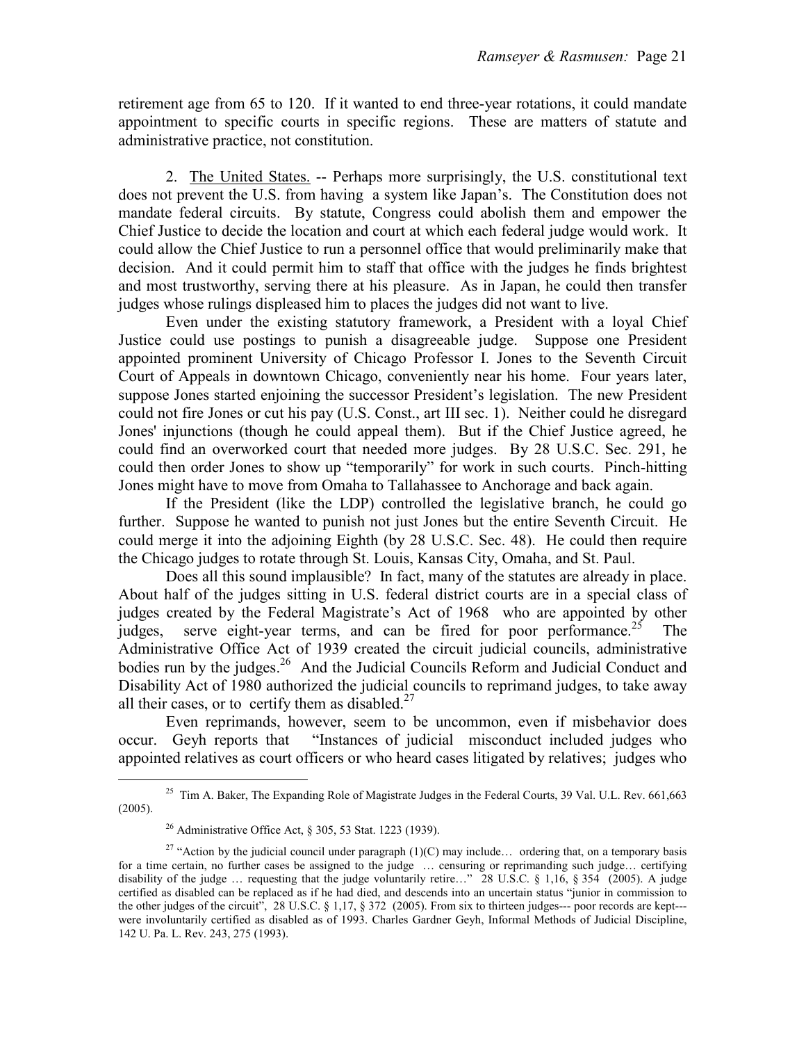retirement age from 65 to 120. If it wanted to end three-year rotations, it could mandate appointment to specific courts in specific regions. These are matters of statute and administrative practice, not constitution.

2. The United States. -- Perhaps more surprisingly, the U.S. constitutional text does not prevent the U.S. from having a system like Japan's. The Constitution does not mandate federal circuits. By statute, Congress could abolish them and empower the Chief Justice to decide the location and court at which each federal judge would work. It could allow the Chief Justice to run a personnel office that would preliminarily make that decision. And it could permit him to staff that office with the judges he finds brightest and most trustworthy, serving there at his pleasure. As in Japan, he could then transfer judges whose rulings displeased him to places the judges did not want to live.

Even under the existing statutory framework, a President with a loyal Chief Justice could use postings to punish a disagreeable judge. Suppose one President appointed prominent University of Chicago Professor I. Jones to the Seventh Circuit Court of Appeals in downtown Chicago, conveniently near his home. Four years later, suppose Jones started enjoining the successor President's legislation. The new President could not fire Jones or cut his pay (U.S. Const., art III sec. 1). Neither could he disregard Jones' injunctions (though he could appeal them). But if the Chief Justice agreed, he could find an overworked court that needed more judges. By 28 U.S.C. Sec. 291, he could then order Jones to show up "temporarily" for work in such courts. Pinch-hitting Jones might have to move from Omaha to Tallahassee to Anchorage and back again.

If the President (like the LDP) controlled the legislative branch, he could go further. Suppose he wanted to punish not just Jones but the entire Seventh Circuit. He could merge it into the adjoining Eighth (by 28 U.S.C. Sec. 48). He could then require the Chicago judges to rotate through St. Louis, Kansas City, Omaha, and St. Paul.

Does all this sound implausible? In fact, many of the statutes are already in place. About half of the judges sitting in U.S. federal district courts are in a special class of judges created by the Federal Magistrate's Act of 1968 who are appointed by other judges, serve eight-year terms, and can be fired for poor performance.[25] The Administrative Office Act of 1939 created the circuit judicial councils, administrative bodies run by the judges.[26] And the Judicial Councils Reform and Judicial Conduct and Disability Act of 1980 authorized the judicial councils to reprimand judges, to take away all their cases, or to certify them as disabled.[27]

Even reprimands, however, seem to be uncommon, even if misbehavior does occur. Geyh reports that "Instances of judicial misconduct included judges who appointed relatives as court officers or who heard cases litigated by relatives; judges who

---

[25] Tim A. Baker, The Expanding Role of Magistrate Judges in the Federal Courts, 39 Val. U.L. Rev. 661,663 (2005).

[26] Administrative Office Act, § 305, 53 Stat. 1223 (1939).

[27] "Action by the judicial council under paragraph (1)(C) may include… ordering that, on a temporary basis for a time certain, no further cases be assigned to the judge … censuring or reprimanding such judge… certifying disability of the judge … requesting that the judge voluntarily retire…" 28 U.S.C. § 1,16, § 354 (2005). A judge certified as disabled can be replaced as if he had died, and descends into an uncertain status "junior in commission to the other judges of the circuit", 28 U.S.C. § 1,17, § 372 (2005). From six to thirteen judges--- poor records are kept--- were involuntarily certified as disabled as of 1993. Charles Gardner Geyh, Informal Methods of Judicial Discipline, 142 U. Pa. L. Rev. 243, 275 (1993).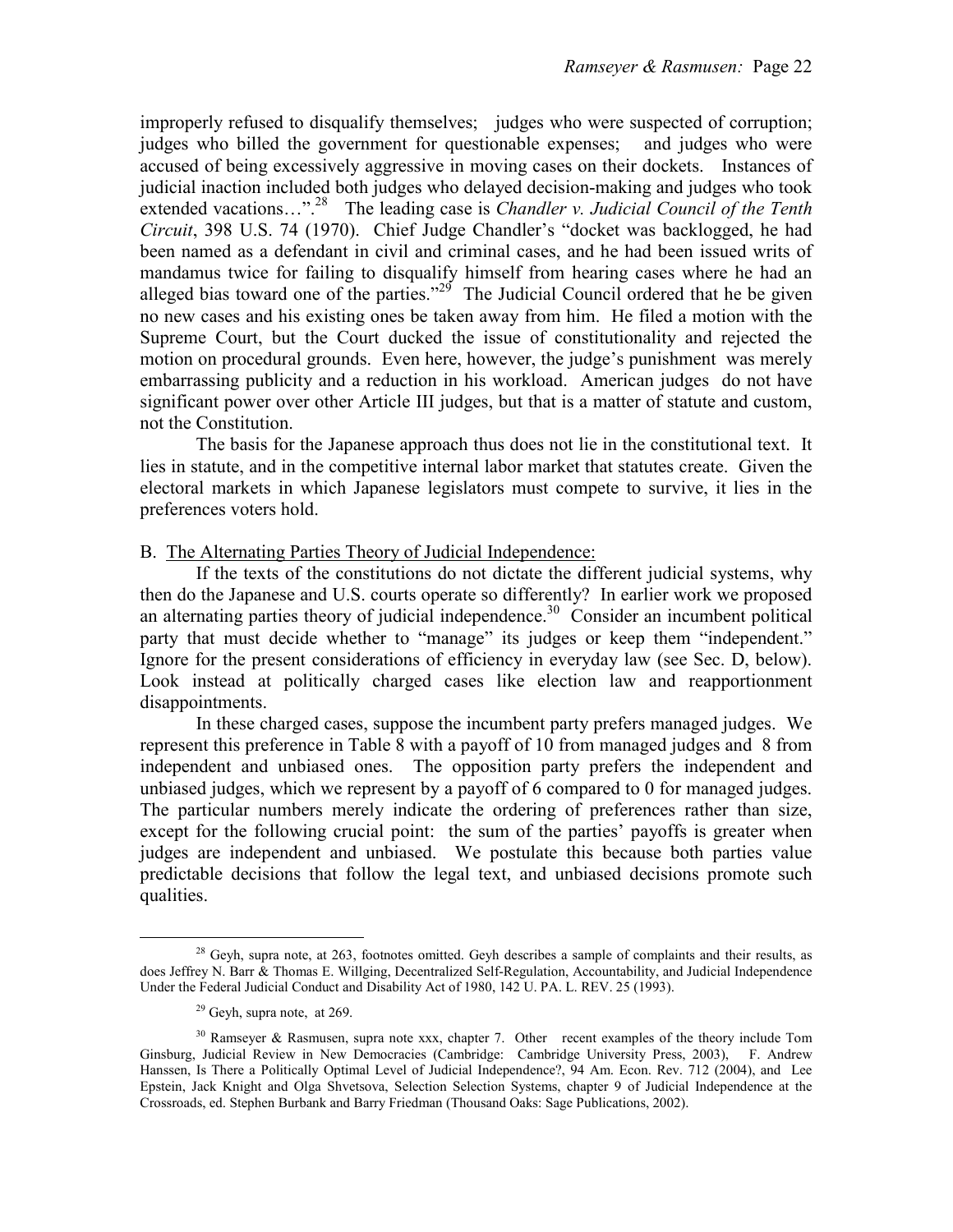improperly refused to disqualify themselves; judges who were suspected of corruption; judges who billed the government for questionable expenses; and judges who were accused of being excessively aggressive in moving cases on their dockets. Instances of judicial inaction included both judges who delayed decision-making and judges who took extended vacations…".[28] The leading case is *Chandler v. Judicial Council of the Tenth Circuit*, 398 U.S. 74 (1970). Chief Judge Chandler's "docket was backlogged, he had been named as a defendant in civil and criminal cases, and he had been issued writs of mandamus twice for failing to disqualify himself from hearing cases where he had an alleged bias toward one of the parties."[29] The Judicial Council ordered that he be given no new cases and his existing ones be taken away from him. He filed a motion with the Supreme Court, but the Court ducked the issue of constitutionality and rejected the motion on procedural grounds. Even here, however, the judge's punishment was merely embarrassing publicity and a reduction in his workload. American judges do not have significant power over other Article III judges, but that is a matter of statute and custom, not the Constitution.

The basis for the Japanese approach thus does not lie in the constitutional text. It lies in statute, and in the competitive internal labor market that statutes create. Given the electoral markets in which Japanese legislators must compete to survive, it lies in the preferences voters hold.

B. The Alternating Parties Theory of Judicial Independence:

If the texts of the constitutions do not dictate the different judicial systems, why then do the Japanese and U.S. courts operate so differently? In earlier work we proposed an alternating parties theory of judicial independence.[30] Consider an incumbent political party that must decide whether to "manage" its judges or keep them "independent." Ignore for the present considerations of efficiency in everyday law (see Sec. D, below). Look instead at politically charged cases like election law and reapportionment disappointments.

In these charged cases, suppose the incumbent party prefers managed judges. We represent this preference in Table 8 with a payoff of 10 from managed judges and 8 from independent and unbiased ones. The opposition party prefers the independent and unbiased judges, which we represent by a payoff of 6 compared to 0 for managed judges. The particular numbers merely indicate the ordering of preferences rather than size, except for the following crucial point: the sum of the parties' payoffs is greater when judges are independent and unbiased. We postulate this because both parties value predictable decisions that follow the legal text, and unbiased decisions promote such qualities.

---

[28] Geyh, supra note, at 263, footnotes omitted. Geyh describes a sample of complaints and their results, as does Jeffrey N. Barr & Thomas E. Willging, Decentralized Self-Regulation, Accountability, and Judicial Independence Under the Federal Judicial Conduct and Disability Act of 1980, 142 U. PA. L. REV. 25 (1993).

[29] Geyh, supra note, at 269.

[30] Ramseyer & Rasmusen, supra note xxx, chapter 7. Other recent examples of the theory include Tom Ginsburg, Judicial Review in New Democracies (Cambridge: Cambridge University Press, 2003), F. Andrew Hanssen, Is There a Politically Optimal Level of Judicial Independence?, 94 Am. Econ. Rev. 712 (2004), and Lee Epstein, Jack Knight and Olga Shvetsova, Selection Selection Systems, chapter 9 of Judicial Independence at the Crossroads, ed. Stephen Burbank and Barry Friedman (Thousand Oaks: Sage Publications, 2002).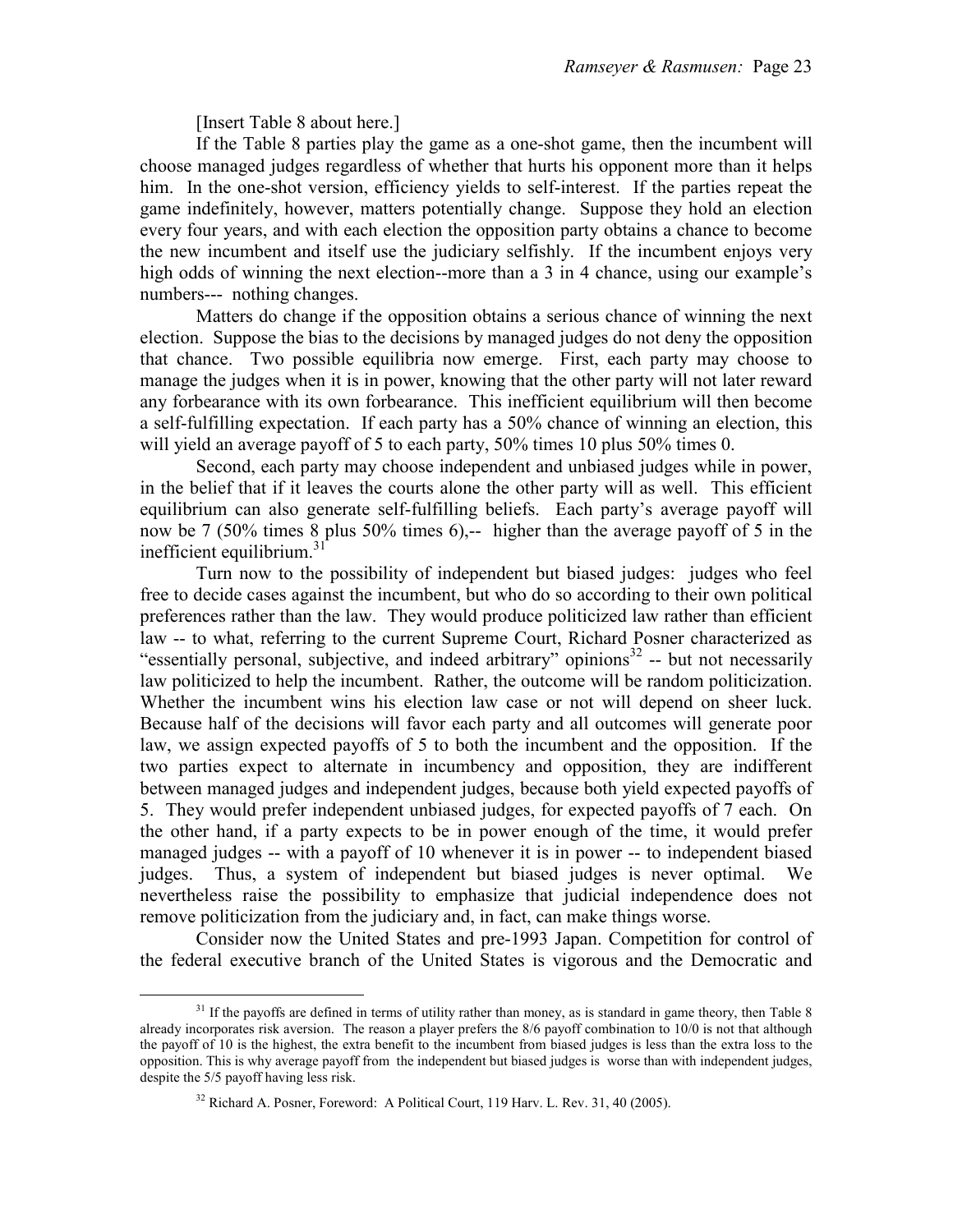[Insert Table 8 about here.]

If the Table 8 parties play the game as a one-shot game, then the incumbent will choose managed judges regardless of whether that hurts his opponent more than it helps him. In the one-shot version, efficiency yields to self-interest. If the parties repeat the game indefinitely, however, matters potentially change. Suppose they hold an election every four years, and with each election the opposition party obtains a chance to become the new incumbent and itself use the judiciary selfishly. If the incumbent enjoys very high odds of winning the next election--more than a 3 in 4 chance, using our example's numbers--- nothing changes.

Matters do change if the opposition obtains a serious chance of winning the next election. Suppose the bias to the decisions by managed judges do not deny the opposition that chance. Two possible equilibria now emerge. First, each party may choose to manage the judges when it is in power, knowing that the other party will not later reward any forbearance with its own forbearance. This inefficient equilibrium will then become a self-fulfilling expectation. If each party has a 50% chance of winning an election, this will yield an average payoff of 5 to each party, 50% times 10 plus 50% times 0.

Second, each party may choose independent and unbiased judges while in power, in the belief that if it leaves the courts alone the other party will as well. This efficient equilibrium can also generate self-fulfilling beliefs. Each party's average payoff will now be 7 (50% times 8 plus 50% times 6),-- higher than the average payoff of 5 in the inefficient equilibrium.[31]

Turn now to the possibility of independent but biased judges: judges who feel free to decide cases against the incumbent, but who do so according to their own political preferences rather than the law. They would produce politicized law rather than efficient law -- to what, referring to the current Supreme Court, Richard Posner characterized as "essentially personal, subjective, and indeed arbitrary" opinions[32] -- but not necessarily law politicized to help the incumbent. Rather, the outcome will be random politicization. Whether the incumbent wins his election law case or not will depend on sheer luck. Because half of the decisions will favor each party and all outcomes will generate poor law, we assign expected payoffs of 5 to both the incumbent and the opposition. If the two parties expect to alternate in incumbency and opposition, they are indifferent between managed judges and independent judges, because both yield expected payoffs of 5. They would prefer independent unbiased judges, for expected payoffs of 7 each. On the other hand, if a party expects to be in power enough of the time, it would prefer managed judges -- with a payoff of 10 whenever it is in power -- to independent biased judges. Thus, a system of independent but biased judges is never optimal. We nevertheless raise the possibility to emphasize that judicial independence does not remove politicization from the judiciary and, in fact, can make things worse.

Consider now the United States and pre-1993 Japan. Competition for control of the federal executive branch of the United States is vigorous and the Democratic and

---

[31] If the payoffs are defined in terms of utility rather than money, as is standard in game theory, then Table 8 already incorporates risk aversion. The reason a player prefers the 8/6 payoff combination to 10/0 is not that although the payoff of 10 is the highest, the extra benefit to the incumbent from biased judges is less than the extra loss to the opposition. This is why average payoff from the independent but biased judges is worse than with independent judges, despite the 5/5 payoff having less risk.

[32] Richard A. Posner, Foreword: A Political Court, 119 Harv. L. Rev. 31, 40 (2005).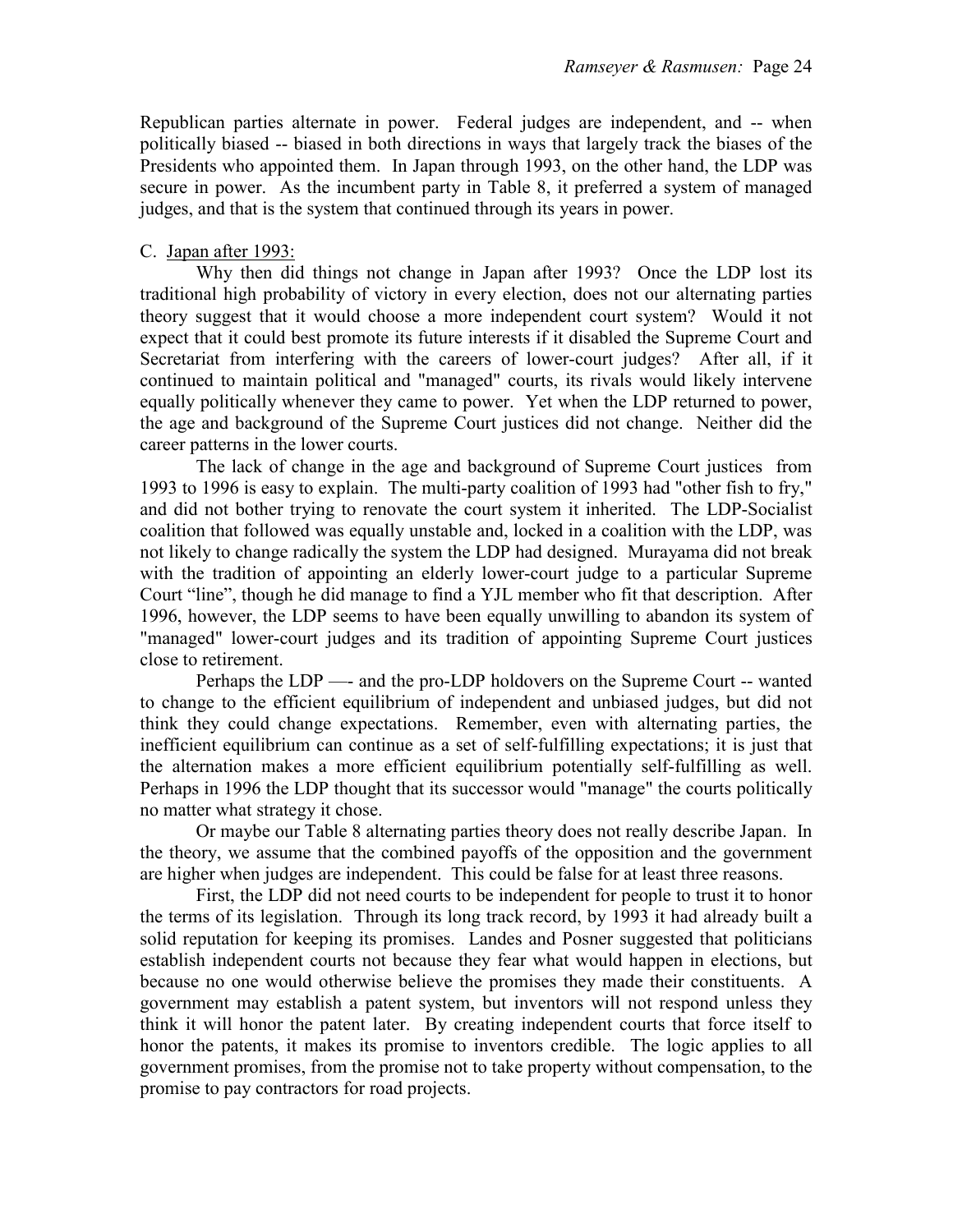Republican parties alternate in power. Federal judges are independent, and -- when politically biased -- biased in both directions in ways that largely track the biases of the Presidents who appointed them. In Japan through 1993, on the other hand, the LDP was secure in power. As the incumbent party in Table 8, it preferred a system of managed judges, and that is the system that continued through its years in power.

C. Japan after 1993:

Why then did things not change in Japan after 1993? Once the LDP lost its traditional high probability of victory in every election, does not our alternating parties theory suggest that it would choose a more independent court system? Would it not expect that it could best promote its future interests if it disabled the Supreme Court and Secretariat from interfering with the careers of lower-court judges? After all, if it continued to maintain political and "managed" courts, its rivals would likely intervene equally politically whenever they came to power. Yet when the LDP returned to power, the age and background of the Supreme Court justices did not change. Neither did the career patterns in the lower courts.

The lack of change in the age and background of Supreme Court justices from 1993 to 1996 is easy to explain. The multi-party coalition of 1993 had "other fish to fry," and did not bother trying to renovate the court system it inherited. The LDP-Socialist coalition that followed was equally unstable and, locked in a coalition with the LDP, was not likely to change radically the system the LDP had designed. Murayama did not break with the tradition of appointing an elderly lower-court judge to a particular Supreme Court "line", though he did manage to find a YJL member who fit that description. After 1996, however, the LDP seems to have been equally unwilling to abandon its system of "managed" lower-court judges and its tradition of appointing Supreme Court justices close to retirement.

Perhaps the LDP —- and the pro-LDP holdovers on the Supreme Court -- wanted to change to the efficient equilibrium of independent and unbiased judges, but did not think they could change expectations. Remember, even with alternating parties, the inefficient equilibrium can continue as a set of self-fulfilling expectations; it is just that the alternation makes a more efficient equilibrium potentially self-fulfilling as well. Perhaps in 1996 the LDP thought that its successor would "manage" the courts politically no matter what strategy it chose.

Or maybe our Table 8 alternating parties theory does not really describe Japan. In the theory, we assume that the combined payoffs of the opposition and the government are higher when judges are independent. This could be false for at least three reasons.

First, the LDP did not need courts to be independent for people to trust it to honor the terms of its legislation. Through its long track record, by 1993 it had already built a solid reputation for keeping its promises. Landes and Posner suggested that politicians establish independent courts not because they fear what would happen in elections, but because no one would otherwise believe the promises they made their constituents. A government may establish a patent system, but inventors will not respond unless they think it will honor the patent later. By creating independent courts that force itself to honor the patents, it makes its promise to inventors credible. The logic applies to all government promises, from the promise not to take property without compensation, to the promise to pay contractors for road projects.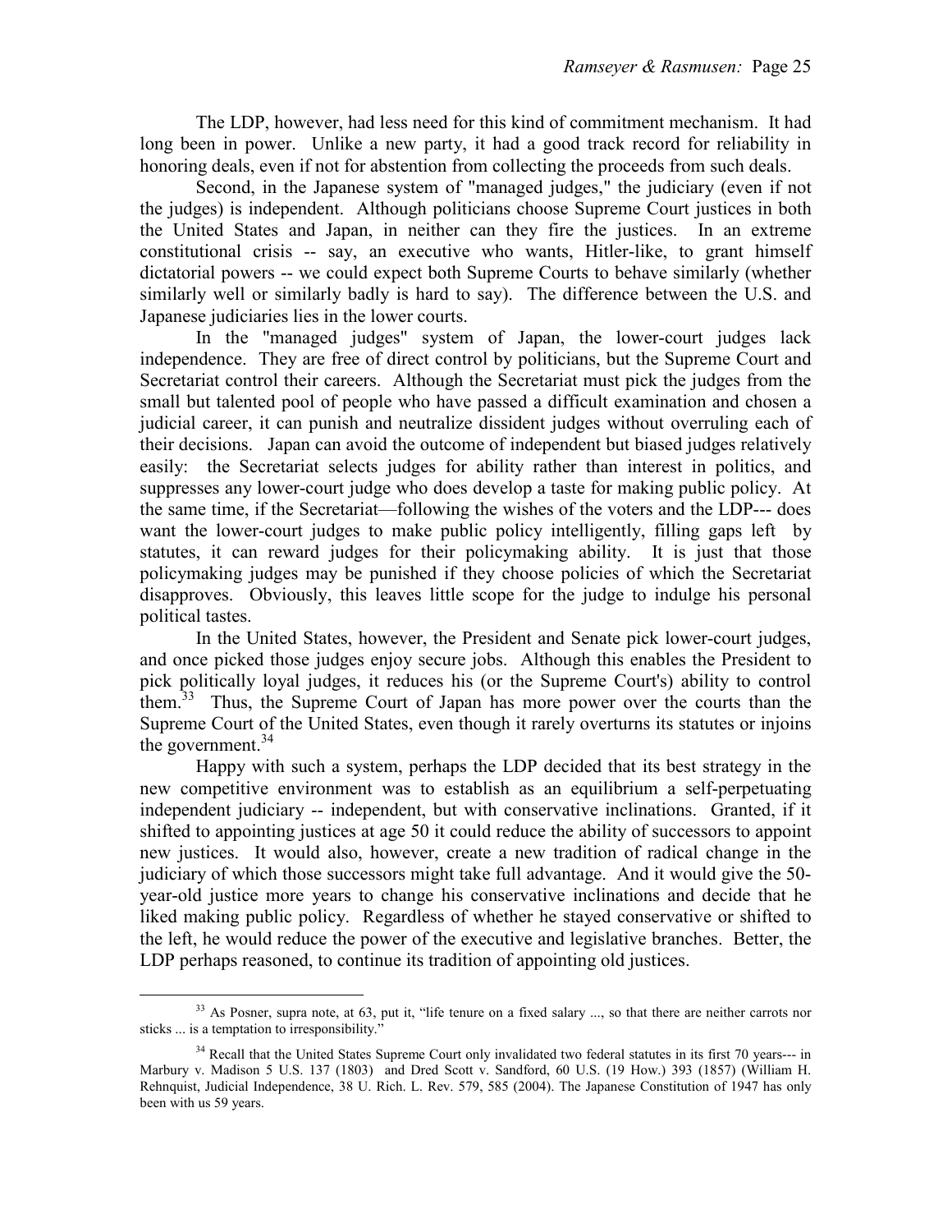The LDP, however, had less need for this kind of commitment mechanism. It had long been in power. Unlike a new party, it had a good track record for reliability in honoring deals, even if not for abstention from collecting the proceeds from such deals.

Second, in the Japanese system of "managed judges," the judiciary (even if not the judges) is independent. Although politicians choose Supreme Court justices in both the United States and Japan, in neither can they fire the justices. In an extreme constitutional crisis -- say, an executive who wants, Hitler-like, to grant himself dictatorial powers -- we could expect both Supreme Courts to behave similarly (whether similarly well or similarly badly is hard to say). The difference between the U.S. and Japanese judiciaries lies in the lower courts.

In the "managed judges" system of Japan, the lower-court judges lack independence. They are free of direct control by politicians, but the Supreme Court and Secretariat control their careers. Although the Secretariat must pick the judges from the small but talented pool of people who have passed a difficult examination and chosen a judicial career, it can punish and neutralize dissident judges without overruling each of their decisions. Japan can avoid the outcome of independent but biased judges relatively easily: the Secretariat selects judges for ability rather than interest in politics, and suppresses any lower-court judge who does develop a taste for making public policy. At the same time, if the Secretariat—following the wishes of the voters and the LDP--- does want the lower-court judges to make public policy intelligently, filling gaps left by statutes, it can reward judges for their policymaking ability. It is just that those policymaking judges may be punished if they choose policies of which the Secretariat disapproves. Obviously, this leaves little scope for the judge to indulge his personal political tastes.

In the United States, however, the President and Senate pick lower-court judges, and once picked those judges enjoy secure jobs. Although this enables the President to pick politically loyal judges, it reduces his (or the Supreme Court's) ability to control them.[33] Thus, the Supreme Court of Japan has more power over the courts than the Supreme Court of the United States, even though it rarely overturns its statutes or injoins the government.[34]

Happy with such a system, perhaps the LDP decided that its best strategy in the new competitive environment was to establish as an equilibrium a self-perpetuating independent judiciary -- independent, but with conservative inclinations. Granted, if it shifted to appointing justices at age 50 it could reduce the ability of successors to appoint new justices. It would also, however, create a new tradition of radical change in the judiciary of which those successors might take full advantage. And it would give the 50-year-old justice more years to change his conservative inclinations and decide that he liked making public policy. Regardless of whether he stayed conservative or shifted to the left, he would reduce the power of the executive and legislative branches. Better, the LDP perhaps reasoned, to continue its tradition of appointing old justices.

---

[33] As Posner, supra note, at 63, put it, "life tenure on a fixed salary ..., so that there are neither carrots nor sticks ... is a temptation to irresponsibility."

[34] Recall that the United States Supreme Court only invalidated two federal statutes in its first 70 years--- in Marbury v. Madison 5 U.S. 137 (1803) and Dred Scott v. Sandford, 60 U.S. (19 How.) 393 (1857) (William H. Rehnquist, Judicial Independence, 38 U. Rich. L. Rev. 579, 585 (2004). The Japanese Constitution of 1947 has only been with us 59 years.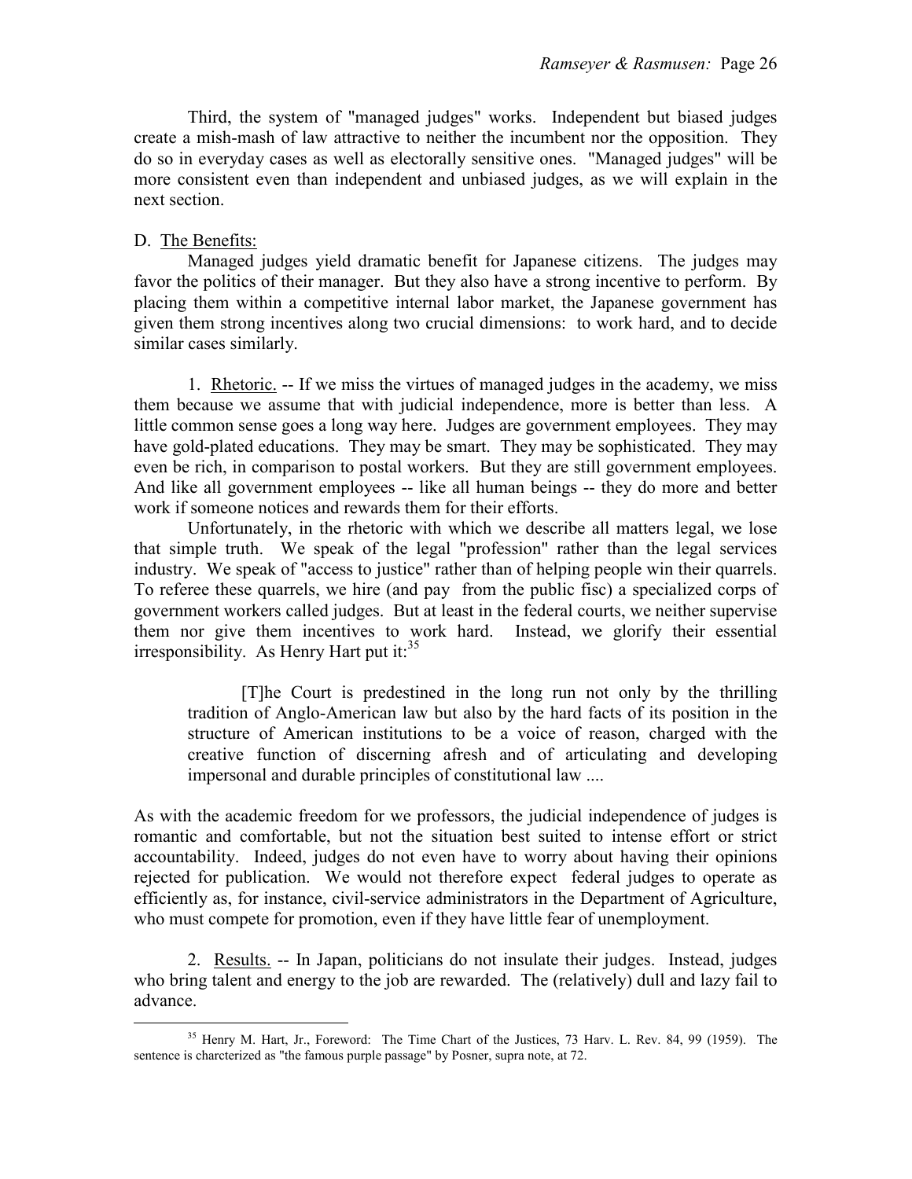Third, the system of "managed judges" works. Independent but biased judges create a mish-mash of law attractive to neither the incumbent nor the opposition. They do so in everyday cases as well as electorally sensitive ones. "Managed judges" will be more consistent even than independent and unbiased judges, as we will explain in the next section.

D. <u>The Benefits:</u>

Managed judges yield dramatic benefit for Japanese citizens. The judges may favor the politics of their manager. But they also have a strong incentive to perform. By placing them within a competitive internal labor market, the Japanese government has given them strong incentives along two crucial dimensions: to work hard, and to decide similar cases similarly.

1. <u>Rhetoric.</u> -- If we miss the virtues of managed judges in the academy, we miss them because we assume that with judicial independence, more is better than less. A little common sense goes a long way here. Judges are government employees. They may have gold-plated educations. They may be smart. They may be sophisticated. They may even be rich, in comparison to postal workers. But they are still government employees. And like all government employees -- like all human beings -- they do more and better work if someone notices and rewards them for their efforts.

Unfortunately, in the rhetoric with which we describe all matters legal, we lose that simple truth. We speak of the legal "profession" rather than the legal services industry. We speak of "access to justice" rather than of helping people win their quarrels. To referee these quarrels, we hire (and pay from the public fisc) a specialized corps of government workers called judges. But at least in the federal courts, we neither supervise them nor give them incentives to work hard. Instead, we glorify their essential irresponsibility. As Henry Hart put it:[35]

> [T]he Court is predestined in the long run not only by the thrilling tradition of Anglo-American law but also by the hard facts of its position in the structure of American institutions to be a voice of reason, charged with the creative function of discerning afresh and of articulating and developing impersonal and durable principles of constitutional law ....

As with the academic freedom for we professors, the judicial independence of judges is romantic and comfortable, but not the situation best suited to intense effort or strict accountability. Indeed, judges do not even have to worry about having their opinions rejected for publication. We would not therefore expect federal judges to operate as efficiently as, for instance, civil-service administrators in the Department of Agriculture, who must compete for promotion, even if they have little fear of unemployment.

2. <u>Results.</u> -- In Japan, politicians do not insulate their judges. Instead, judges who bring talent and energy to the job are rewarded. The (relatively) dull and lazy fail to advance.

---

[35] Henry M. Hart, Jr., Foreword: The Time Chart of the Justices, 73 Harv. L. Rev. 84, 99 (1959). The sentence is charcterized as "the famous purple passage" by Posner, supra note, at 72.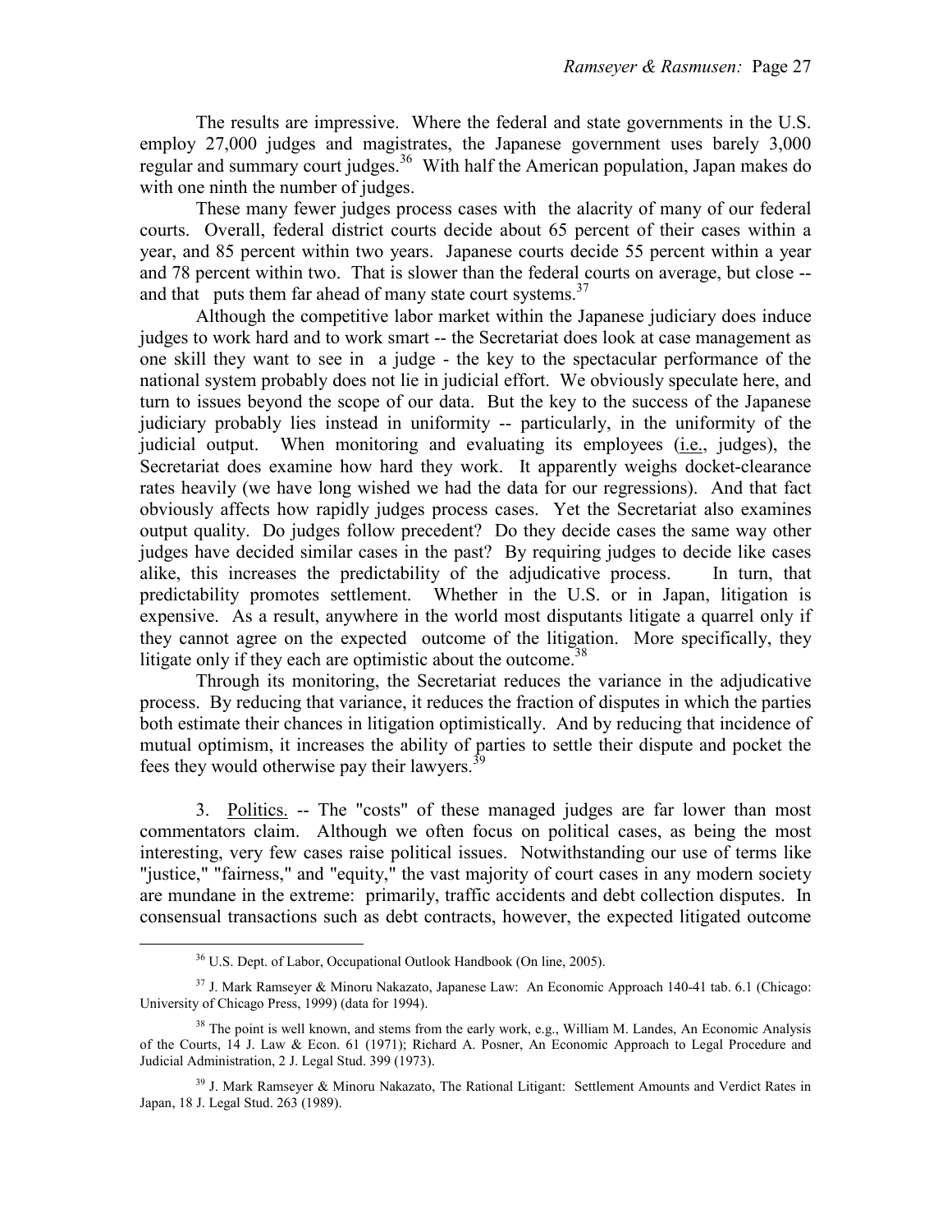The results are impressive. Where the federal and state governments in the U.S. employ 27,000 judges and magistrates, the Japanese government uses barely 3,000 regular and summary court judges.[36] With half the American population, Japan makes do with one ninth the number of judges.

These many fewer judges process cases with the alacrity of many of our federal courts. Overall, federal district courts decide about 65 percent of their cases within a year, and 85 percent within two years. Japanese courts decide 55 percent within a year and 78 percent within two. That is slower than the federal courts on average, but close -- and that puts them far ahead of many state court systems.[37]

Although the competitive labor market within the Japanese judiciary does induce judges to work hard and to work smart -- the Secretariat does look at case management as one skill they want to see in a judge - the key to the spectacular performance of the national system probably does not lie in judicial effort. We obviously speculate here, and turn to issues beyond the scope of our data. But the key to the success of the Japanese judiciary probably lies instead in uniformity -- particularly, in the uniformity of the judicial output. When monitoring and evaluating its employees (i.e., judges), the Secretariat does examine how hard they work. It apparently weighs docket-clearance rates heavily (we have long wished we had the data for our regressions). And that fact obviously affects how rapidly judges process cases. Yet the Secretariat also examines output quality. Do judges follow precedent? Do they decide cases the same way other judges have decided similar cases in the past? By requiring judges to decide like cases alike, this increases the predictability of the adjudicative process. In turn, that predictability promotes settlement. Whether in the U.S. or in Japan, litigation is expensive. As a result, anywhere in the world most disputants litigate a quarrel only if they cannot agree on the expected outcome of the litigation. More specifically, they litigate only if they each are optimistic about the outcome.[38]

Through its monitoring, the Secretariat reduces the variance in the adjudicative process. By reducing that variance, it reduces the fraction of disputes in which the parties both estimate their chances in litigation optimistically. And by reducing that incidence of mutual optimism, it increases the ability of parties to settle their dispute and pocket the fees they would otherwise pay their lawyers.[39]

3. Politics. -- The "costs" of these managed judges are far lower than most commentators claim. Although we often focus on political cases, as being the most interesting, very few cases raise political issues. Notwithstanding our use of terms like "justice," "fairness," and "equity," the vast majority of court cases in any modern society are mundane in the extreme: primarily, traffic accidents and debt collection disputes. In consensual transactions such as debt contracts, however, the expected litigated outcome

---

[36] U.S. Dept. of Labor, Occupational Outlook Handbook (On line, 2005).

[37] J. Mark Ramseyer & Minoru Nakazato, Japanese Law: An Economic Approach 140-41 tab. 6.1 (Chicago: University of Chicago Press, 1999) (data for 1994).

[38] The point is well known, and stems from the early work, e.g., William M. Landes, An Economic Analysis of the Courts, 14 J. Law & Econ. 61 (1971); Richard A. Posner, An Economic Approach to Legal Procedure and Judicial Administration, 2 J. Legal Stud. 399 (1973).

[39] J. Mark Ramseyer & Minoru Nakazato, The Rational Litigant: Settlement Amounts and Verdict Rates in Japan, 18 J. Legal Stud. 263 (1989).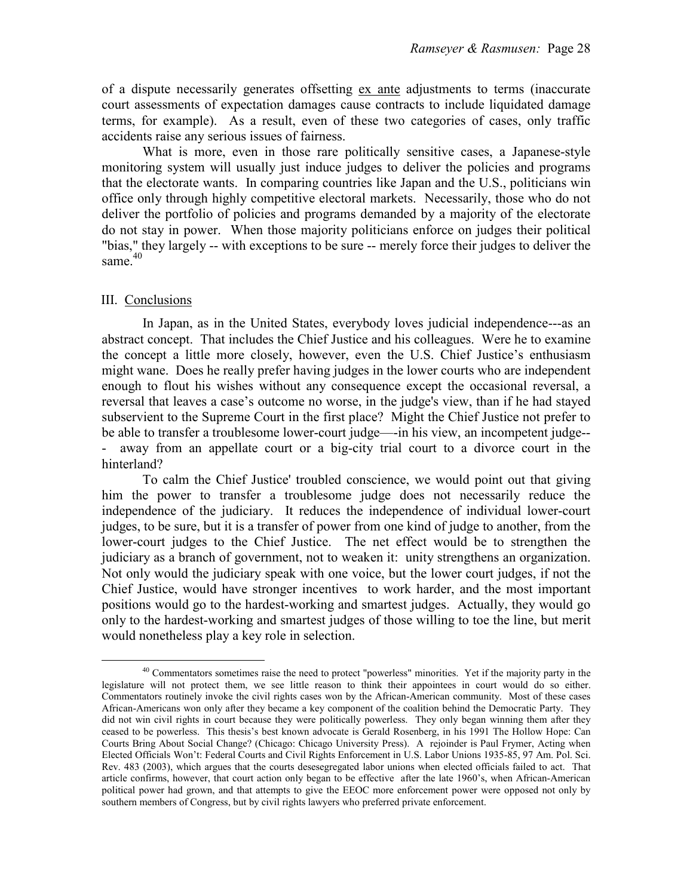of a dispute necessarily generates offsetting ex ante adjustments to terms (inaccurate court assessments of expectation damages cause contracts to include liquidated damage terms, for example). As a result, even of these two categories of cases, only traffic accidents raise any serious issues of fairness.

What is more, even in those rare politically sensitive cases, a Japanese-style monitoring system will usually just induce judges to deliver the policies and programs that the electorate wants. In comparing countries like Japan and the U.S., politicians win office only through highly competitive electoral markets. Necessarily, those who do not deliver the portfolio of policies and programs demanded by a majority of the electorate do not stay in power. When those majority politicians enforce on judges their political "bias," they largely -- with exceptions to be sure -- merely force their judges to deliver the same.[40]

## III. Conclusions

In Japan, as in the United States, everybody loves judicial independence---as an abstract concept. That includes the Chief Justice and his colleagues. Were he to examine the concept a little more closely, however, even the U.S. Chief Justice's enthusiasm might wane. Does he really prefer having judges in the lower courts who are independent enough to flout his wishes without any consequence except the occasional reversal, a reversal that leaves a case's outcome no worse, in the judge's view, than if he had stayed subservient to the Supreme Court in the first place? Might the Chief Justice not prefer to be able to transfer a troublesome lower-court judge—-in his view, an incompetent judge--- away from an appellate court or a big-city trial court to a divorce court in the hinterland?

To calm the Chief Justice' troubled conscience, we would point out that giving him the power to transfer a troublesome judge does not necessarily reduce the independence of the judiciary. It reduces the independence of individual lower-court judges, to be sure, but it is a transfer of power from one kind of judge to another, from the lower-court judges to the Chief Justice. The net effect would be to strengthen the judiciary as a branch of government, not to weaken it: unity strengthens an organization. Not only would the judiciary speak with one voice, but the lower court judges, if not the Chief Justice, would have stronger incentives to work harder, and the most important positions would go to the hardest-working and smartest judges. Actually, they would go only to the hardest-working and smartest judges of those willing to toe the line, but merit would nonetheless play a key role in selection.

---

[40] Commentators sometimes raise the need to protect "powerless" minorities. Yet if the majority party in the legislature will not protect them, we see little reason to think their appointees in court would do so either. Commentators routinely invoke the civil rights cases won by the African-American community. Most of these cases African-Americans won only after they became a key component of the coalition behind the Democratic Party. They did not win civil rights in court because they were politically powerless. They only began winning them after they ceased to be powerless. This thesis's best known advocate is Gerald Rosenberg, in his 1991 The Hollow Hope: Can Courts Bring About Social Change? (Chicago: Chicago University Press). A rejoinder is Paul Frymer, Acting when Elected Officials Won't: Federal Courts and Civil Rights Enforcement in U.S. Labor Unions 1935-85, 97 Am. Pol. Sci. Rev. 483 (2003), which argues that the courts desesegregated labor unions when elected officials failed to act. That article confirms, however, that court action only began to be effective after the late 1960's, when African-American political power had grown, and that attempts to give the EEOC more enforcement power were opposed not only by southern members of Congress, but by civil rights lawyers who preferred private enforcement.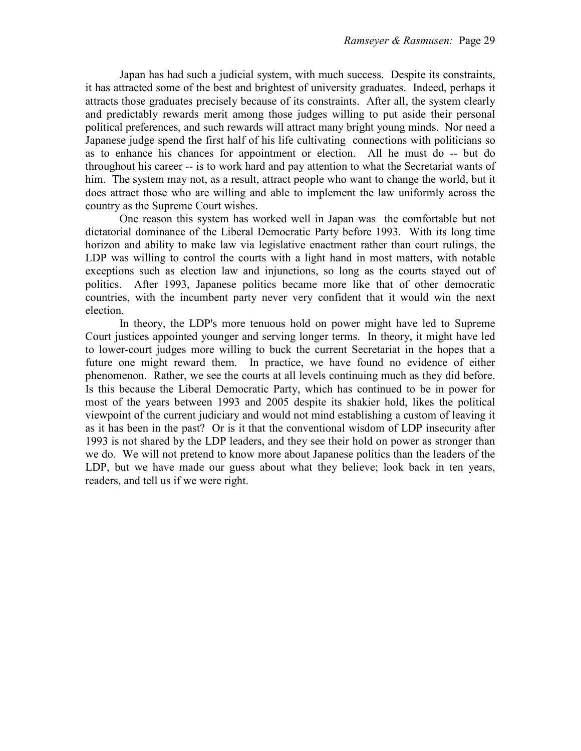Japan has had such a judicial system, with much success. Despite its constraints, it has attracted some of the best and brightest of university graduates. Indeed, perhaps it attracts those graduates precisely because of its constraints. After all, the system clearly and predictably rewards merit among those judges willing to put aside their personal political preferences, and such rewards will attract many bright young minds. Nor need a Japanese judge spend the first half of his life cultivating connections with politicians so as to enhance his chances for appointment or election. All he must do -- but do throughout his career -- is to work hard and pay attention to what the Secretariat wants of him. The system may not, as a result, attract people who want to change the world, but it does attract those who are willing and able to implement the law uniformly across the country as the Supreme Court wishes.

One reason this system has worked well in Japan was the comfortable but not dictatorial dominance of the Liberal Democratic Party before 1993. With its long time horizon and ability to make law via legislative enactment rather than court rulings, the LDP was willing to control the courts with a light hand in most matters, with notable exceptions such as election law and injunctions, so long as the courts stayed out of politics. After 1993, Japanese politics became more like that of other democratic countries, with the incumbent party never very confident that it would win the next election.

In theory, the LDP's more tenuous hold on power might have led to Supreme Court justices appointed younger and serving longer terms. In theory, it might have led to lower-court judges more willing to buck the current Secretariat in the hopes that a future one might reward them. In practice, we have found no evidence of either phenomenon. Rather, we see the courts at all levels continuing much as they did before. Is this because the Liberal Democratic Party, which has continued to be in power for most of the years between 1993 and 2005 despite its shakier hold, likes the political viewpoint of the current judiciary and would not mind establishing a custom of leaving it as it has been in the past? Or is it that the conventional wisdom of LDP insecurity after 1993 is not shared by the LDP leaders, and they see their hold on power as stronger than we do. We will not pretend to know more about Japanese politics than the leaders of the LDP, but we have made our guess about what they believe; look back in ten years, readers, and tell us if we were right.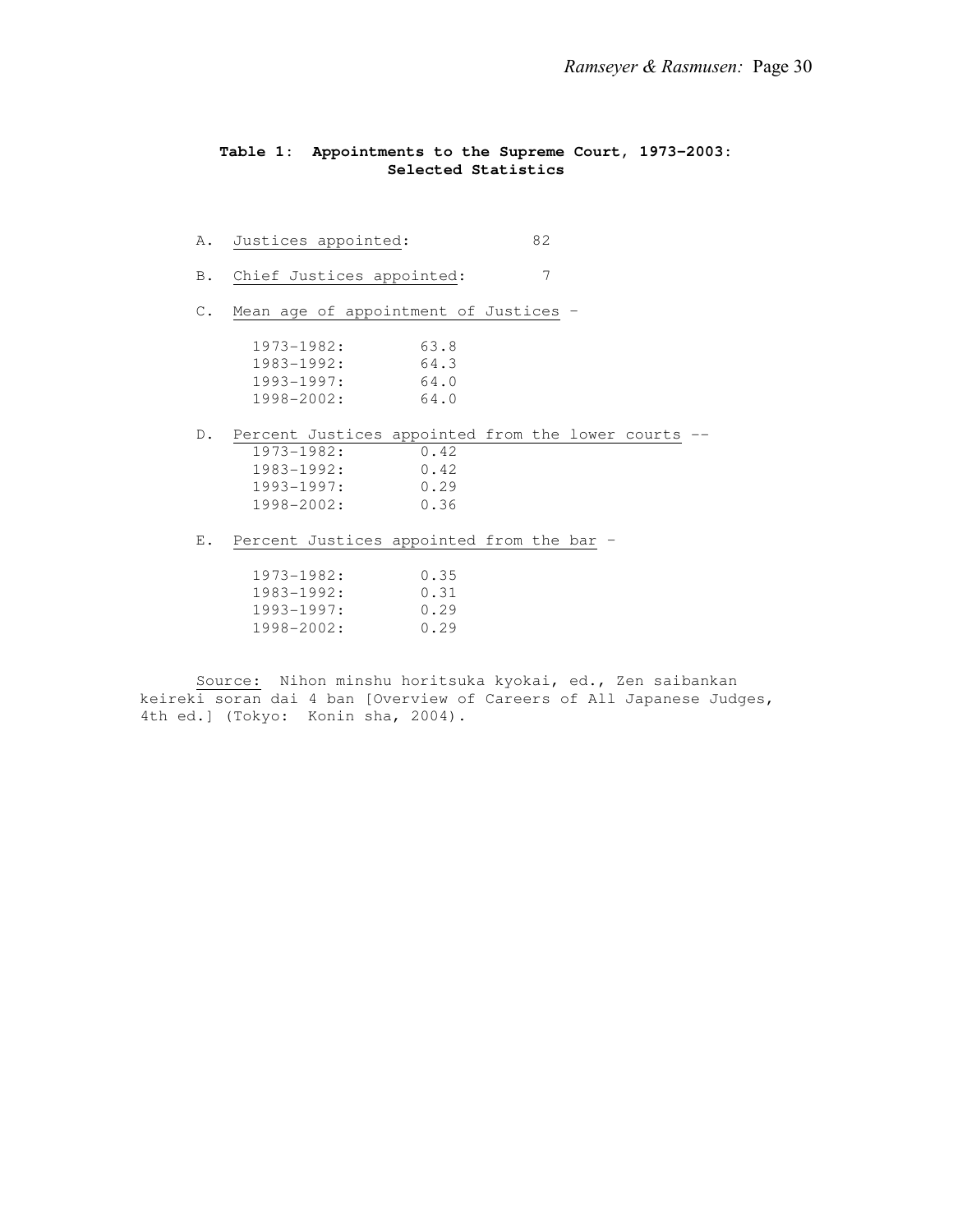**Table 1: Appointments to the Supreme Court, 1973-2003: Selected Statistics**

A. Justices appointed: 82

B. Chief Justices appointed: 7

C. Mean age of appointment of Justices –

| | |
|---|---|
| 1973-1982: | 63.8 |
| 1983-1992: | 64.3 |
| 1993-1997: | 64.0 |
| 1998-2002: | 64.0 |

D. Percent Justices appointed from the lower courts --

| | |
|---|---|
| 1973-1982: | 0.42 |
| 1983-1992: | 0.42 |
| 1993-1997: | 0.29 |
| 1998-2002: | 0.36 |

E. Percent Justices appointed from the bar –

| | |
|---|---|
| 1973-1982: | 0.35 |
| 1983-1992: | 0.31 |
| 1993-1997: | 0.29 |
| 1998-2002: | 0.29 |

Source: Nihon minshu horitsuka kyokai, ed., Zen saibankan keireki soran dai 4 ban [Overview of Careers of All Japanese Judges, 4th ed.] (Tokyo: Konin sha, 2004).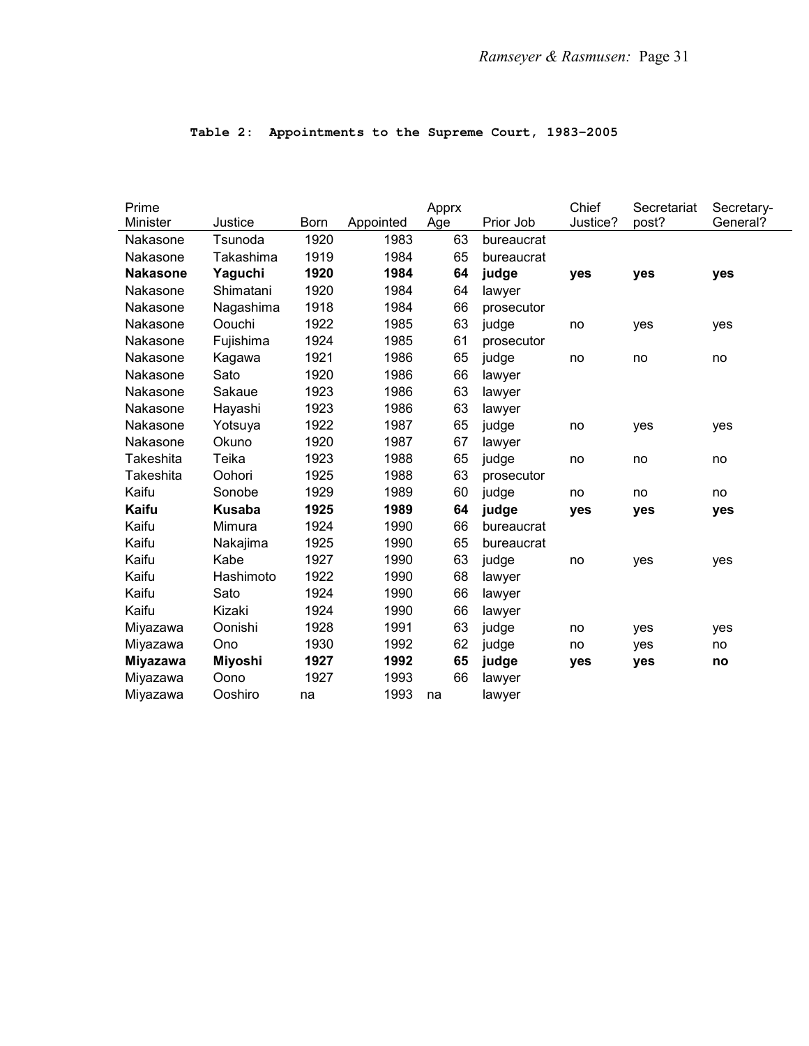**Table 2: Appointments to the Supreme Court, 1983–2005**

| Prime Minister | Justice | Born | Appointed | Apprx Age | Prior Job | Chief Justice? | Secretariat post? | Secretary-General? |
|---|---|---|---|---|---|---|---|---|
| Nakasone | Tsunoda | 1920 | 1983 | 63 | bureaucrat | | | |
| Nakasone | Takashima | 1919 | 1984 | 65 | bureaucrat | | | |
| **Nakasone** | **Yaguchi** | **1920** | **1984** | **64** | **judge** | **yes** | **yes** | **yes** |
| Nakasone | Shimatani | 1920 | 1984 | 64 | lawyer | | | |
| Nakasone | Nagashima | 1918 | 1984 | 66 | prosecutor | | | |
| Nakasone | Oouchi | 1922 | 1985 | 63 | judge | no | yes | yes |
| Nakasone | Fujishima | 1924 | 1985 | 61 | prosecutor | | | |
| Nakasone | Kagawa | 1921 | 1986 | 65 | judge | no | no | no |
| Nakasone | Sato | 1920 | 1986 | 66 | lawyer | | | |
| Nakasone | Sakaue | 1923 | 1986 | 63 | lawyer | | | |
| Nakasone | Hayashi | 1923 | 1986 | 63 | lawyer | | | |
| Nakasone | Yotsuya | 1922 | 1987 | 65 | judge | no | yes | yes |
| Nakasone | Okuno | 1920 | 1987 | 67 | lawyer | | | |
| Takeshita | Teika | 1923 | 1988 | 65 | judge | no | no | no |
| Takeshita | Oohori | 1925 | 1988 | 63 | prosecutor | | | |
| Kaifu | Sonobe | 1929 | 1989 | 60 | judge | no | no | no |
| **Kaifu** | **Kusaba** | **1925** | **1989** | **64** | **judge** | **yes** | **yes** | **yes** |
| Kaifu | Mimura | 1924 | 1990 | 66 | bureaucrat | | | |
| Kaifu | Nakajima | 1925 | 1990 | 65 | bureaucrat | | | |
| Kaifu | Kabe | 1927 | 1990 | 63 | judge | no | yes | yes |
| Kaifu | Hashimoto | 1922 | 1990 | 68 | lawyer | | | |
| Kaifu | Sato | 1924 | 1990 | 66 | lawyer | | | |
| Kaifu | Kizaki | 1924 | 1990 | 66 | lawyer | | | |
| Miyazawa | Oonishi | 1928 | 1991 | 63 | judge | no | yes | yes |
| Miyazawa | Ono | 1930 | 1992 | 62 | judge | no | yes | no |
| **Miyazawa** | **Miyoshi** | **1927** | **1992** | **65** | **judge** | **yes** | **yes** | **no** |
| Miyazawa | Oono | 1927 | 1993 | 66 | lawyer | | | |
| Miyazawa | Ooshiro | na | 1993 | na | lawyer | | | |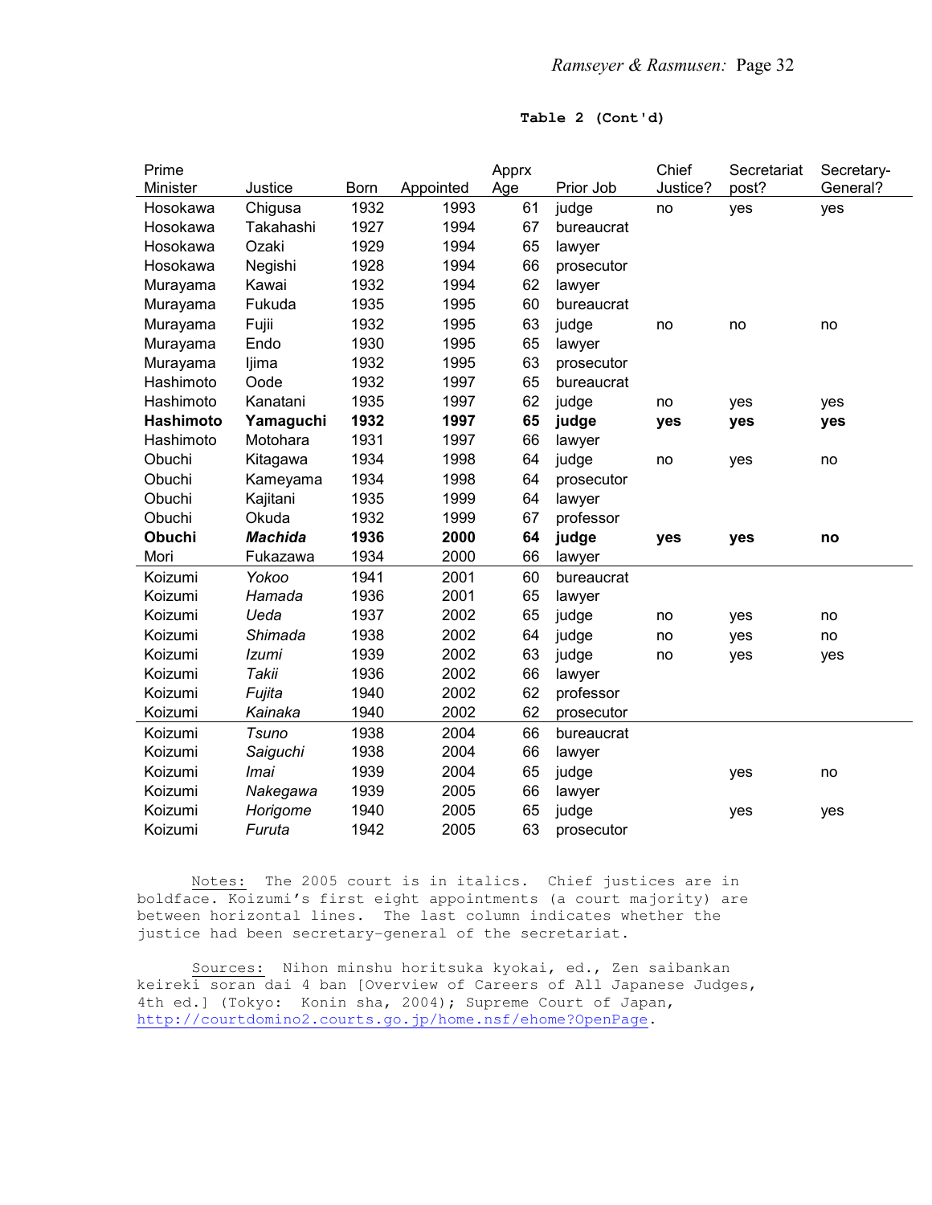**Table 2 (Cont'd)**

| Prime Minister | Justice | Born | Appointed | Apprx Age | Prior Job | Chief Justice? | Secretariat post? | Secretary-General? |
|---|---|---|---|---|---|---|---|---|
| Hosokawa | Chigusa | 1932 | 1993 | 61 | judge | no | yes | yes |
| Hosokawa | Takahashi | 1927 | 1994 | 67 | bureaucrat | | | |
| Hosokawa | Ozaki | 1929 | 1994 | 65 | lawyer | | | |
| Hosokawa | Negishi | 1928 | 1994 | 66 | prosecutor | | | |
| Murayama | Kawai | 1932 | 1994 | 62 | lawyer | | | |
| Murayama | Fukuda | 1935 | 1995 | 60 | bureaucrat | | | |
| Murayama | Fujii | 1932 | 1995 | 63 | judge | no | no | no |
| Murayama | Endo | 1930 | 1995 | 65 | lawyer | | | |
| Murayama | Ijima | 1932 | 1995 | 63 | prosecutor | | | |
| Hashimoto | Oode | 1932 | 1997 | 65 | bureaucrat | | | |
| Hashimoto | Kanatani | 1935 | 1997 | 62 | judge | no | yes | yes |
| **Hashimoto** | **Yamaguchi** | **1932** | **1997** | **65** | **judge** | **yes** | **yes** | **yes** |
| Hashimoto | Motohara | 1931 | 1997 | 66 | lawyer | | | |
| Obuchi | Kitagawa | 1934 | 1998 | 64 | judge | no | yes | no |
| Obuchi | Kameyama | 1934 | 1998 | 64 | prosecutor | | | |
| Obuchi | Kajitani | 1935 | 1999 | 64 | lawyer | | | |
| Obuchi | Okuda | 1932 | 1999 | 67 | professor | | | |
| **Obuchi** | ***Machida*** | **1936** | **2000** | **64** | **judge** | **yes** | **yes** | **no** |
| Mori | Fukazawa | 1934 | 2000 | 66 | lawyer | | | |
| Koizumi | *Yokoo* | 1941 | 2001 | 60 | bureaucrat | | | |
| Koizumi | *Hamada* | 1936 | 2001 | 65 | lawyer | | | |
| Koizumi | *Ueda* | 1937 | 2002 | 65 | judge | no | yes | no |
| Koizumi | *Shimada* | 1938 | 2002 | 64 | judge | no | yes | no |
| Koizumi | *Izumi* | 1939 | 2002 | 63 | judge | no | yes | yes |
| Koizumi | *Takii* | 1936 | 2002 | 66 | lawyer | | | |
| Koizumi | *Fujita* | 1940 | 2002 | 62 | professor | | | |
| Koizumi | *Kainaka* | 1940 | 2002 | 62 | prosecutor | | | |
| Koizumi | *Tsuno* | 1938 | 2004 | 66 | bureaucrat | | | |
| Koizumi | *Saiguchi* | 1938 | 2004 | 66 | lawyer | | | |
| Koizumi | *Imai* | 1939 | 2004 | 65 | judge | | yes | no |
| Koizumi | *Nakegawa* | 1939 | 2005 | 66 | lawyer | | | |
| Koizumi | *Horigome* | 1940 | 2005 | 65 | judge | | yes | yes |
| Koizumi | *Furuta* | 1942 | 2005 | 63 | prosecutor | | | |

Notes: The 2005 court is in italics. Chief justices are in boldface. Koizumi's first eight appointments (a court majority) are between horizontal lines. The last column indicates whether the justice had been secretary-general of the secretariat.

Sources: Nihon minshu horitsuka kyokai, ed., Zen saibankan keireki soran dai 4 ban [Overview of Careers of All Japanese Judges, 4th ed.] (Tokyo: Konin sha, 2004); Supreme Court of Japan, http://courtdomino2.courts.go.jp/home.nsf/ehome?OpenPage.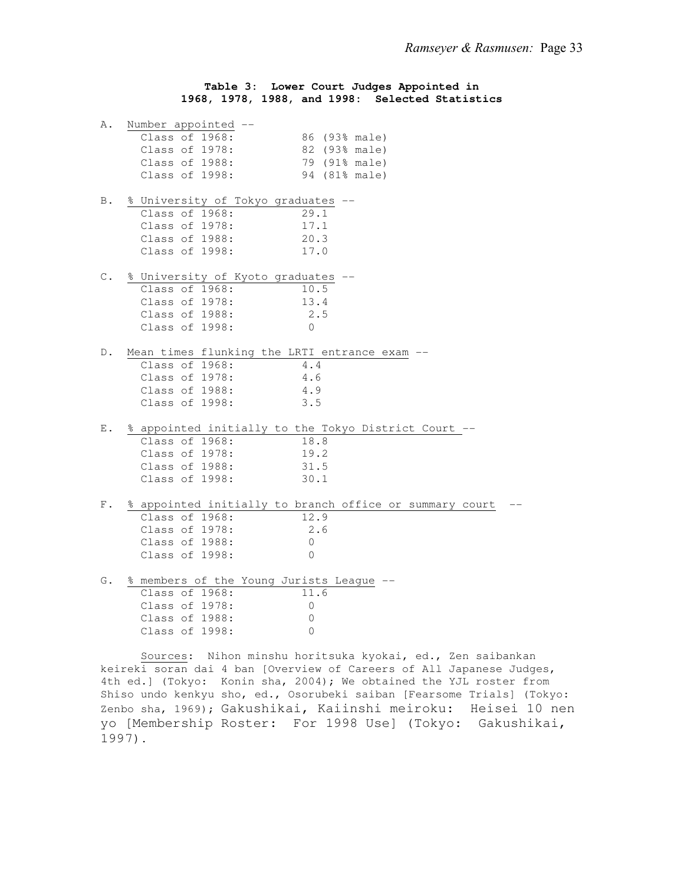**Table 3: Lower Court Judges Appointed in 1968, 1978, 1988, and 1998: Selected Statistics**

A. Number appointed --

| | |
|---|---|
| Class of 1968: | 86 (93% male) |
| Class of 1978: | 82 (93% male) |
| Class of 1988: | 79 (91% male) |
| Class of 1998: | 94 (81% male) |

B. % University of Tokyo graduates --

| | |
|---|---|
| Class of 1968: | 29.1 |
| Class of 1978: | 17.1 |
| Class of 1988: | 20.3 |
| Class of 1998: | 17.0 |

C. % University of Kyoto graduates --

| | |
|---|---|
| Class of 1968: | 10.5 |
| Class of 1978: | 13.4 |
| Class of 1988: | 2.5 |
| Class of 1998: | 0 |

D. Mean times flunking the LRTI entrance exam --

| | |
|---|---|
| Class of 1968: | 4.4 |
| Class of 1978: | 4.6 |
| Class of 1988: | 4.9 |
| Class of 1998: | 3.5 |

E. % appointed initially to the Tokyo District Court --

| | |
|---|---|
| Class of 1968: | 18.8 |
| Class of 1978: | 19.2 |
| Class of 1988: | 31.5 |
| Class of 1998: | 30.1 |

F. % appointed initially to branch office or summary court --

| | |
|---|---|
| Class of 1968: | 12.9 |
| Class of 1978: | 2.6 |
| Class of 1988: | 0 |
| Class of 1998: | 0 |

G. % members of the Young Jurists League --

| | |
|---|---|
| Class of 1968: | 11.6 |
| Class of 1978: | 0 |
| Class of 1988: | 0 |
| Class of 1998: | 0 |

Sources: Nihon minshu horitsuka kyokai, ed., Zen saibankan keireki soran dai 4 ban [Overview of Careers of All Japanese Judges, 4th ed.] (Tokyo: Konin sha, 2004); We obtained the YJL roster from Shiso undo kenkyu sho, ed., Osorubeki saiban [Fearsome Trials] (Tokyo: Zenbo sha, 1969); Gakushikai, Kaiinshi meiroku: Heisei 10 nen yo [Membership Roster: For 1998 Use] (Tokyo: Gakushikai, 1997).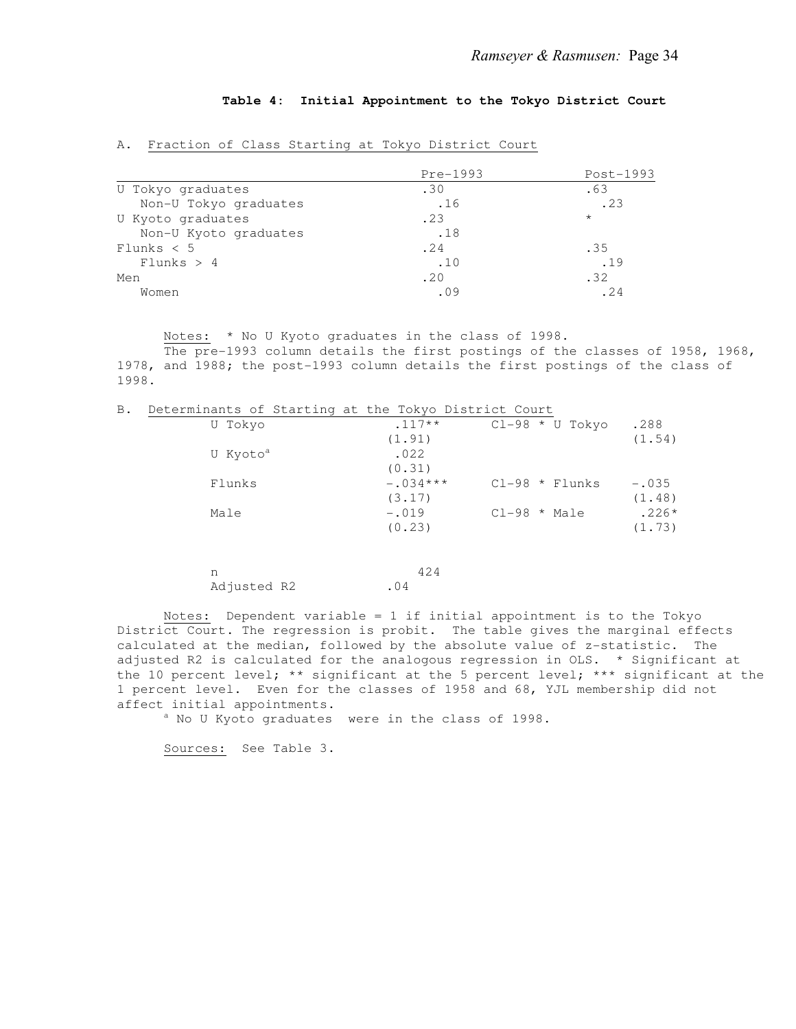**Table 4: Initial Appointment to the Tokyo District Court**

A. Fraction of Class Starting at Tokyo District Court

| | Pre-1993 | Post-1993 |
|---|---|---|
| U Tokyo graduates | .30 | .63 |
| Non-U Tokyo graduates | .16 | .23 |
| U Kyoto graduates | .23 | * |
| Non-U Kyoto graduates | .18 | |
| Flunks < 5 | .24 | .35 |
| Flunks > 4 | .10 | .19 |
| Men | .20 | .32 |
| Women | .09 | .24 |

Notes: * No U Kyoto graduates in the class of 1998.
The pre-1993 column details the first postings of the classes of 1958, 1968, 1978, and 1988; the post-1993 column details the first postings of the class of 1998.

B. Determinants of Starting at the Tokyo District Court

| | | | |
|---|---|---|---|
| U Tokyo | .117** | Cl-98 * U Tokyo | .288 |
| | (1.91) | | (1.54) |
| U Kyoto[a] | .022 | | |
| | (0.31) | | |
| Flunks | -.034*** | Cl-98 * Flunks | -.035 |
| | (3.17) | | (1.48) |
| Male | -.019 | Cl-98 * Male | .226* |
| | (0.23) | | (1.73) |
| | | | |
| n | 424 | | |
| Adjusted R2 | .04 | | |

Notes: Dependent variable = 1 if initial appointment is to the Tokyo District Court. The regression is probit. The table gives the marginal effects calculated at the median, followed by the absolute value of z-statistic. The adjusted R2 is calculated for the analogous regression in OLS. * Significant at the 10 percent level; ** significant at the 5 percent level; *** significant at the 1 percent level. Even for the classes of 1958 and 68, YJL membership did not affect initial appointments.
[a] No U Kyoto graduates were in the class of 1998.

Sources: See Table 3.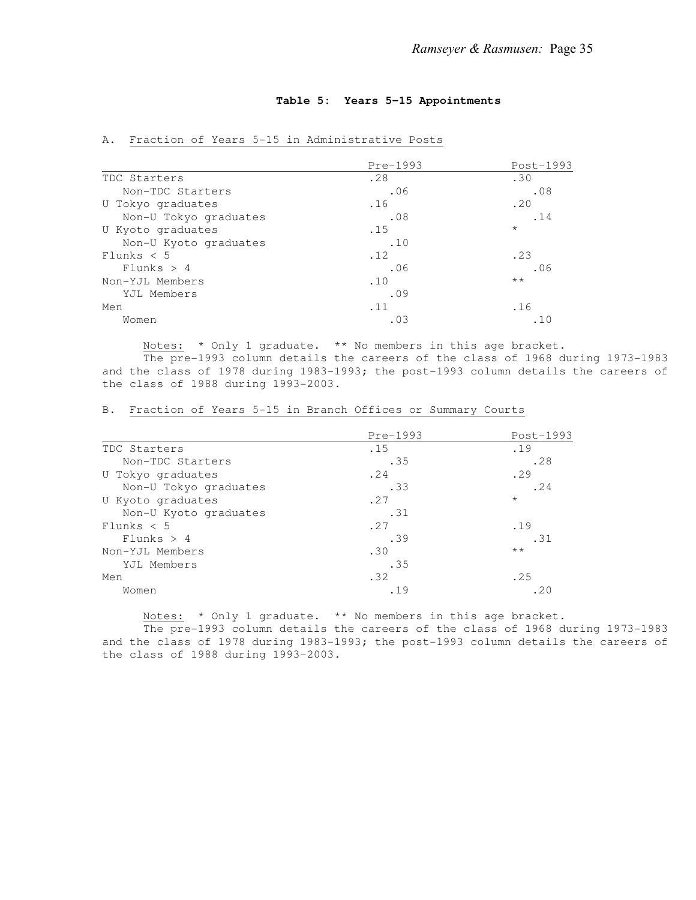**Table 5: Years 5-15 Appointments**

A. Fraction of Years 5-15 in Administrative Posts

| | Pre-1993 | Post-1993 |
|---|---|---|
| TDC Starters | .28 | .30 |
| Non-TDC Starters | .06 | .08 |
| U Tokyo graduates | .16 | .20 |
| Non-U Tokyo graduates | .08 | .14 |
| U Kyoto graduates | .15 | * |
| Non-U Kyoto graduates | .10 | |
| Flunks < 5 | .12 | .23 |
| Flunks > 4 | .06 | .06 |
| Non-YJL Members | .10 | ** |
| YJL Members | .09 | |
| Men | .11 | .16 |
| Women | .03 | .10 |

Notes: * Only 1 graduate. ** No members in this age bracket.

The pre-1993 column details the careers of the class of 1968 during 1973-1983 and the class of 1978 during 1983-1993; the post-1993 column details the careers of the class of 1988 during 1993-2003.

B. Fraction of Years 5-15 in Branch Offices or Summary Courts

| | Pre-1993 | Post-1993 |
|---|---|---|
| TDC Starters | .15 | .19 |
| Non-TDC Starters | .35 | .28 |
| U Tokyo graduates | .24 | .29 |
| Non-U Tokyo graduates | .33 | .24 |
| U Kyoto graduates | .27 | * |
| Non-U Kyoto graduates | .31 | |
| Flunks < 5 | .27 | .19 |
| Flunks > 4 | .39 | .31 |
| Non-YJL Members | .30 | ** |
| YJL Members | .35 | |
| Men | .32 | .25 |
| Women | .19 | .20 |

Notes: * Only 1 graduate. ** No members in this age bracket.

The pre-1993 column details the careers of the class of 1968 during 1973-1983 and the class of 1978 during 1983-1993; the post-1993 column details the careers of the class of 1988 during 1993-2003.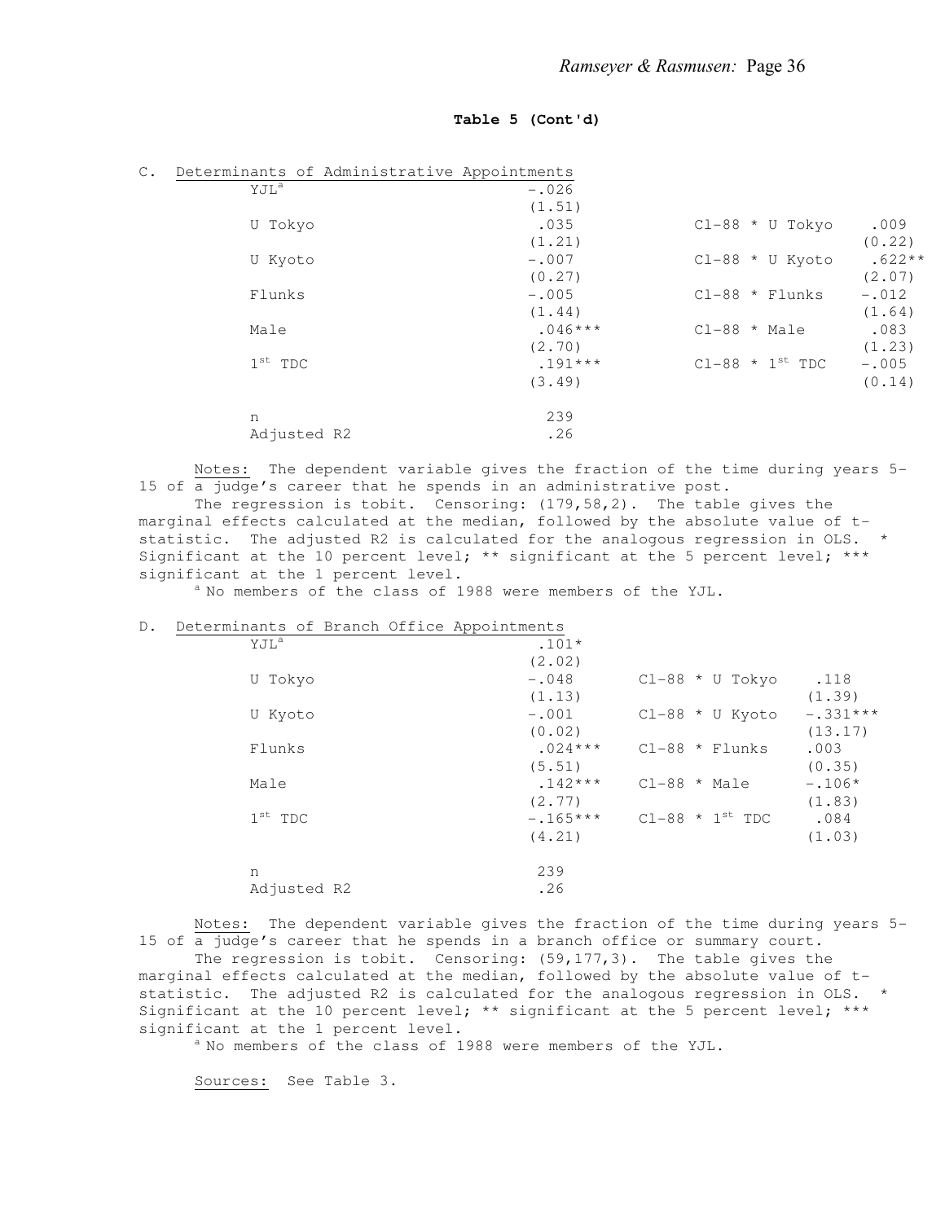**Table 5 (Cont'd)**

C. Determinants of Administrative Appointments

| | | | |
|---|---|---|---|
| YJL[a] | -.026 | | |
| | (1.51) | | |
| U Tokyo | .035 | Cl-88 * U Tokyo | .009 |
| | (1.21) | | (0.22) |
| U Kyoto | -.007 | Cl-88 * U Kyoto | .622** |
| | (0.27) | | (2.07) |
| Flunks | -.005 | Cl-88 * Flunks | -.012 |
| | (1.44) | | (1.64) |
| Male | .046*** | Cl-88 * Male | .083 |
| | (2.70) | | (1.23) |
| 1st TDC | .191*** | Cl-88 * 1st TDC | -.005 |
| | (3.49) | | (0.14) |
| n | 239 | | |
| Adjusted R2 | .26 | | |

Notes: The dependent variable gives the fraction of the time during years 5-15 of a judge's career that he spends in an administrative post.

The regression is tobit. Censoring: (179,58,2). The table gives the marginal effects calculated at the median, followed by the absolute value of t-statistic. The adjusted R2 is calculated for the analogous regression in OLS. * Significant at the 10 percent level; ** significant at the 5 percent level; *** significant at the 1 percent level.

[a] No members of the class of 1988 were members of the YJL.

D. Determinants of Branch Office Appointments

| | | | |
|---|---|---|---|
| YJL[a] | .101* | | |
| | (2.02) | | |
| U Tokyo | -.048 | Cl-88 * U Tokyo | .118 |
| | (1.13) | | (1.39) |
| U Kyoto | -.001 | Cl-88 * U Kyoto | -.331*** |
| | (0.02) | | (13.17) |
| Flunks | .024*** | Cl-88 * Flunks | .003 |
| | (5.51) | | (0.35) |
| Male | .142*** | Cl-88 * Male | -.106* |
| | (2.77) | | (1.83) |
| 1st TDC | -.165*** | Cl-88 * 1st TDC | .084 |
| | (4.21) | | (1.03) |
| n | 239 | | |
| Adjusted R2 | .26 | | |

Notes: The dependent variable gives the fraction of the time during years 5-15 of a judge's career that he spends in a branch office or summary court.

The regression is tobit. Censoring: (59,177,3). The table gives the marginal effects calculated at the median, followed by the absolute value of t-statistic. The adjusted R2 is calculated for the analogous regression in OLS. * Significant at the 10 percent level; ** significant at the 5 percent level; *** significant at the 1 percent level.

[a] No members of the class of 1988 were members of the YJL.

Sources: See Table 3.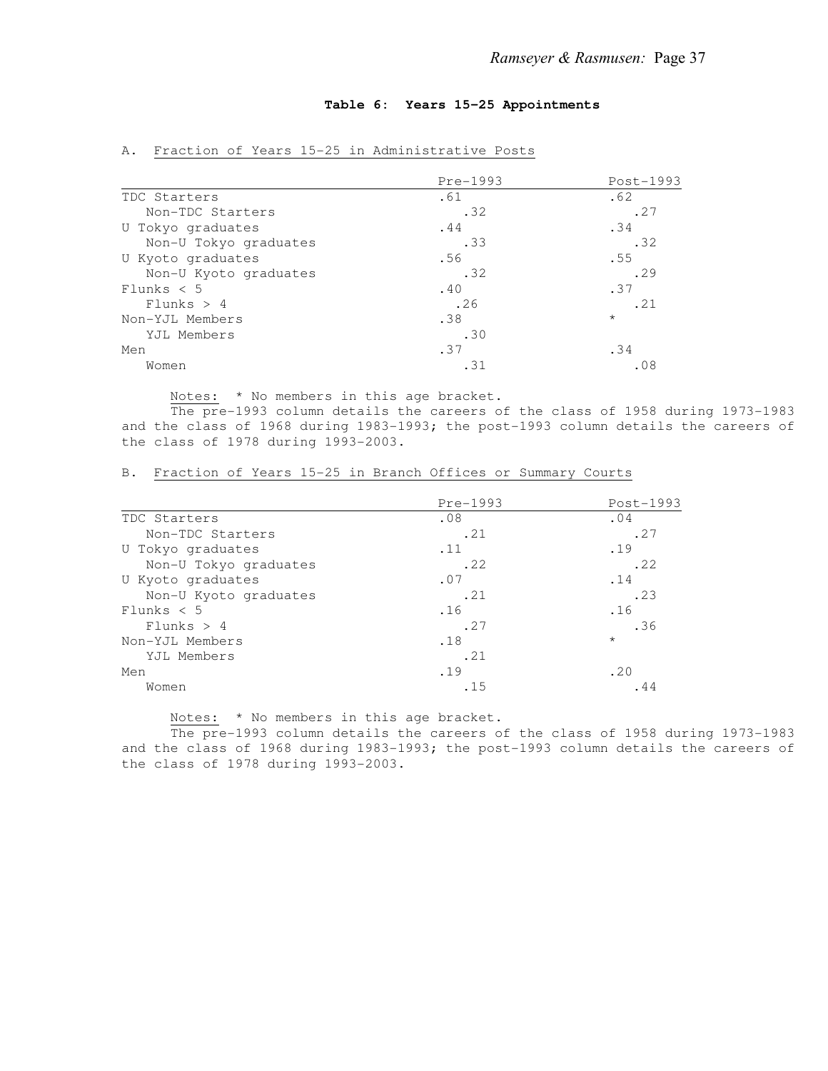**Table 6: Years 15-25 Appointments**

A. Fraction of Years 15-25 in Administrative Posts

| | Pre-1993 | Post-1993 |
|---|---|---|
| TDC Starters | .61 | .62 |
| Non-TDC Starters | .32 | .27 |
| U Tokyo graduates | .44 | .34 |
| Non-U Tokyo graduates | .33 | .32 |
| U Kyoto graduates | .56 | .55 |
| Non-U Kyoto graduates | .32 | .29 |
| Flunks < 5 | .40 | .37 |
| Flunks > 4 | .26 | .21 |
| Non-YJL Members | .38 | * |
| YJL Members | .30 | |
| Men | .37 | .34 |
| Women | .31 | .08 |

Notes: * No members in this age bracket.

The pre-1993 column details the careers of the class of 1958 during 1973-1983 and the class of 1968 during 1983-1993; the post-1993 column details the careers of the class of 1978 during 1993-2003.

B. Fraction of Years 15-25 in Branch Offices or Summary Courts

| | Pre-1993 | Post-1993 |
|---|---|---|
| TDC Starters | .08 | .04 |
| Non-TDC Starters | .21 | .27 |
| U Tokyo graduates | .11 | .19 |
| Non-U Tokyo graduates | .22 | .22 |
| U Kyoto graduates | .07 | .14 |
| Non-U Kyoto graduates | .21 | .23 |
| Flunks < 5 | .16 | .16 |
| Flunks > 4 | .27 | .36 |
| Non-YJL Members | .18 | * |
| YJL Members | .21 | |
| Men | .19 | .20 |
| Women | .15 | .44 |

Notes: * No members in this age bracket.

The pre-1993 column details the careers of the class of 1958 during 1973-1983 and the class of 1968 during 1983-1993; the post-1993 column details the careers of the class of 1978 during 1993-2003.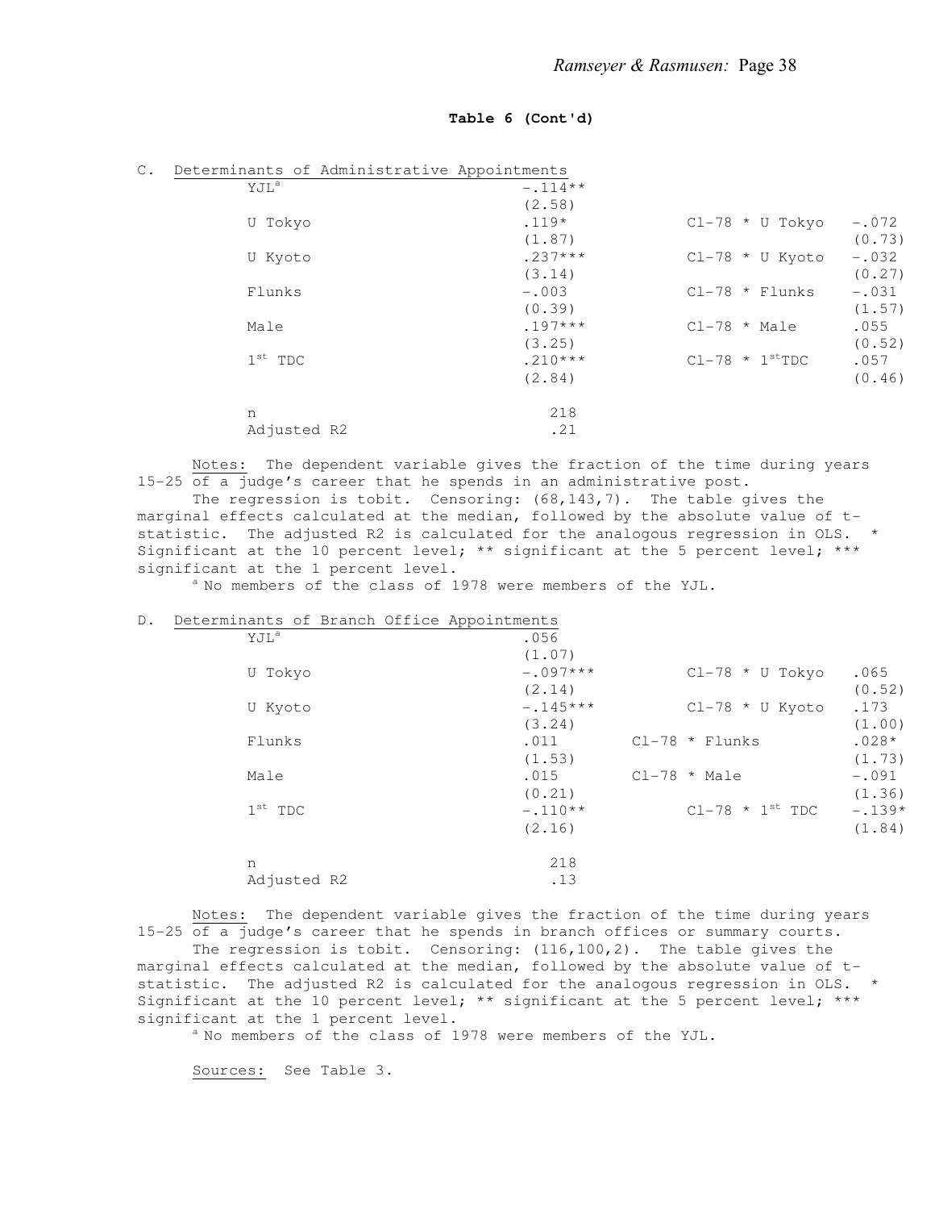**Table 6 (Cont'd)**

C. Determinants of Administrative Appointments

| | | | |
|---|---|---|---|
| YJL[a] | −.114** | | |
| | (2.58) | | |
| U Tokyo | .119* | Cl-78 * U Tokyo | −.072 |
| | (1.87) | | (0.73) |
| U Kyoto | .237*** | Cl-78 * U Kyoto | −.032 |
| | (3.14) | | (0.27) |
| Flunks | −.003 | Cl-78 * Flunks | −.031 |
| | (0.39) | | (1.57) |
| Male | .197*** | Cl-78 * Male | .055 |
| | (3.25) | | (0.52) |
| 1st TDC | .210*** | Cl-78 * 1st TDC | .057 |
| | (2.84) | | (0.46) |
| n | 218 | | |
| Adjusted R2 | .21 | | |

Notes: The dependent variable gives the fraction of the time during years 15-25 of a judge's career that he spends in an administrative post.
The regression is tobit. Censoring: (68,143,7). The table gives the marginal effects calculated at the median, followed by the absolute value of t-statistic. The adjusted R2 is calculated for the analogous regression in OLS. * Significant at the 10 percent level; ** significant at the 5 percent level; *** significant at the 1 percent level.
[a] No members of the class of 1978 were members of the YJL.

D. Determinants of Branch Office Appointments

| | | | |
|---|---|---|---|
| YJL[a] | .056 | | |
| | (1.07) | | |
| U Tokyo | −.097*** | Cl-78 * U Tokyo | .065 |
| | (2.14) | | (0.52) |
| U Kyoto | −.145*** | Cl-78 * U Kyoto | .173 |
| | (3.24) | | (1.00) |
| Flunks | .011 | Cl-78 * Flunks | .028* |
| | (1.53) | | (1.73) |
| Male | .015 | Cl-78 * Male | −.091 |
| | (0.21) | | (1.36) |
| 1st TDC | −.110** | Cl-78 * 1st TDC | −.139* |
| | (2.16) | | (1.84) |
| n | 218 | | |
| Adjusted R2 | .13 | | |

Notes: The dependent variable gives the fraction of the time during years 15-25 of a judge's career that he spends in branch offices or summary courts.
The regression is tobit. Censoring: (116,100,2). The table gives the marginal effects calculated at the median, followed by the absolute value of t-statistic. The adjusted R2 is calculated for the analogous regression in OLS. * Significant at the 10 percent level; ** significant at the 5 percent level; *** significant at the 1 percent level.
[a] No members of the class of 1978 were members of the YJL.

Sources: See Table 3.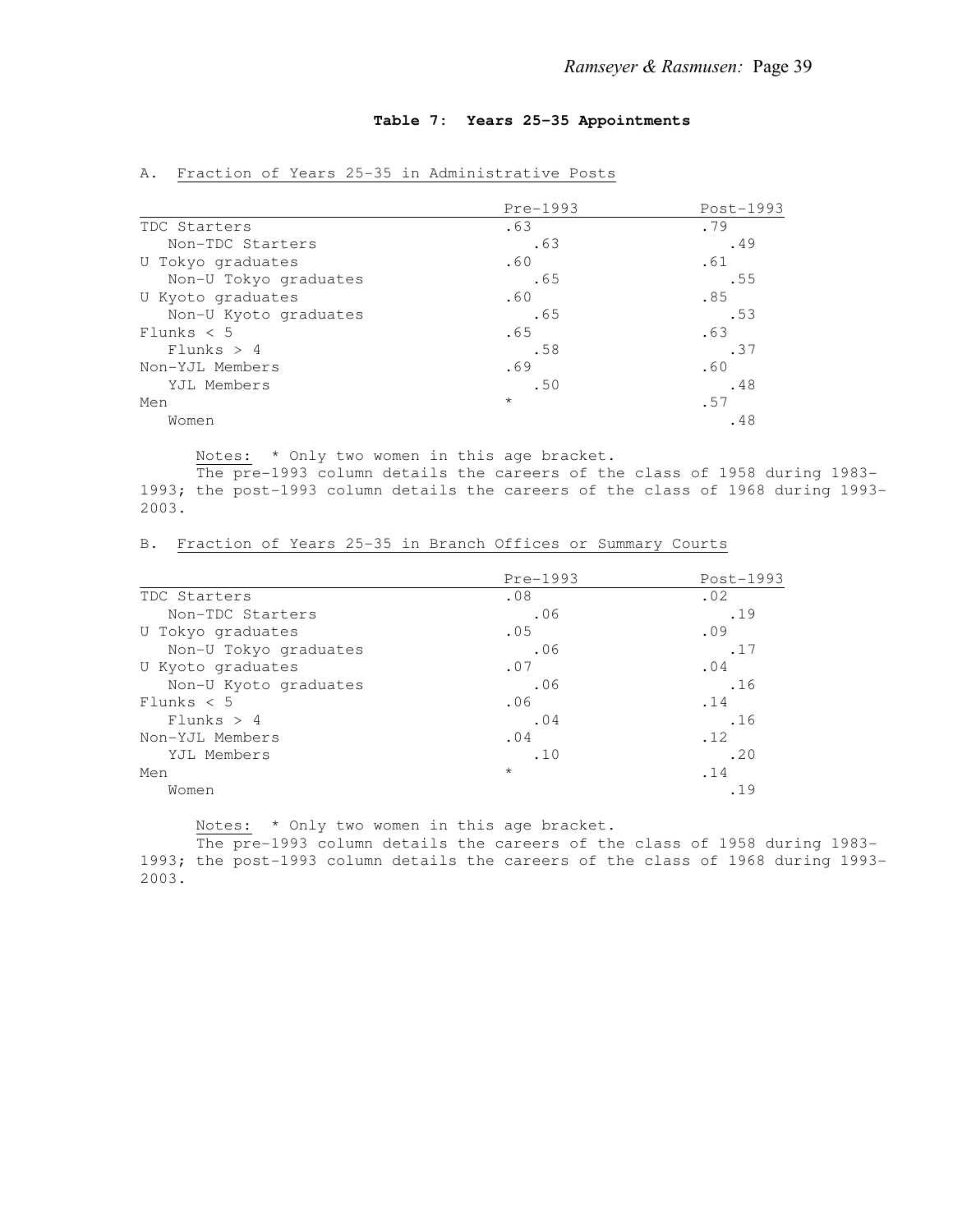**Table 7: Years 25-35 Appointments**

A. Fraction of Years 25-35 in Administrative Posts

| | Pre-1993 | Post-1993 |
|---|---|---|
| TDC Starters | .63 | .79 |
| Non-TDC Starters | .63 | .49 |
| U Tokyo graduates | .60 | .61 |
| Non-U Tokyo graduates | .65 | .55 |
| U Kyoto graduates | .60 | .85 |
| Non-U Kyoto graduates | .65 | .53 |
| Flunks < 5 | .65 | .63 |
| Flunks > 4 | .58 | .37 |
| Non-YJL Members | .69 | .60 |
| YJL Members | .50 | .48 |
| Men | * | .57 |
| Women | | .48 |

Notes: * Only two women in this age bracket.
The pre-1993 column details the careers of the class of 1958 during 1983-1993; the post-1993 column details the careers of the class of 1968 during 1993-2003.

B. Fraction of Years 25-35 in Branch Offices or Summary Courts

| | Pre-1993 | Post-1993 |
|---|---|---|
| TDC Starters | .08 | .02 |
| Non-TDC Starters | .06 | .19 |
| U Tokyo graduates | .05 | .09 |
| Non-U Tokyo graduates | .06 | .17 |
| U Kyoto graduates | .07 | .04 |
| Non-U Kyoto graduates | .06 | .16 |
| Flunks < 5 | .06 | .14 |
| Flunks > 4 | .04 | .16 |
| Non-YJL Members | .04 | .12 |
| YJL Members | .10 | .20 |
| Men | * | .14 |
| Women | | .19 |

Notes: * Only two women in this age bracket.
The pre-1993 column details the careers of the class of 1958 during 1983-1993; the post-1993 column details the careers of the class of 1968 during 1993-2003.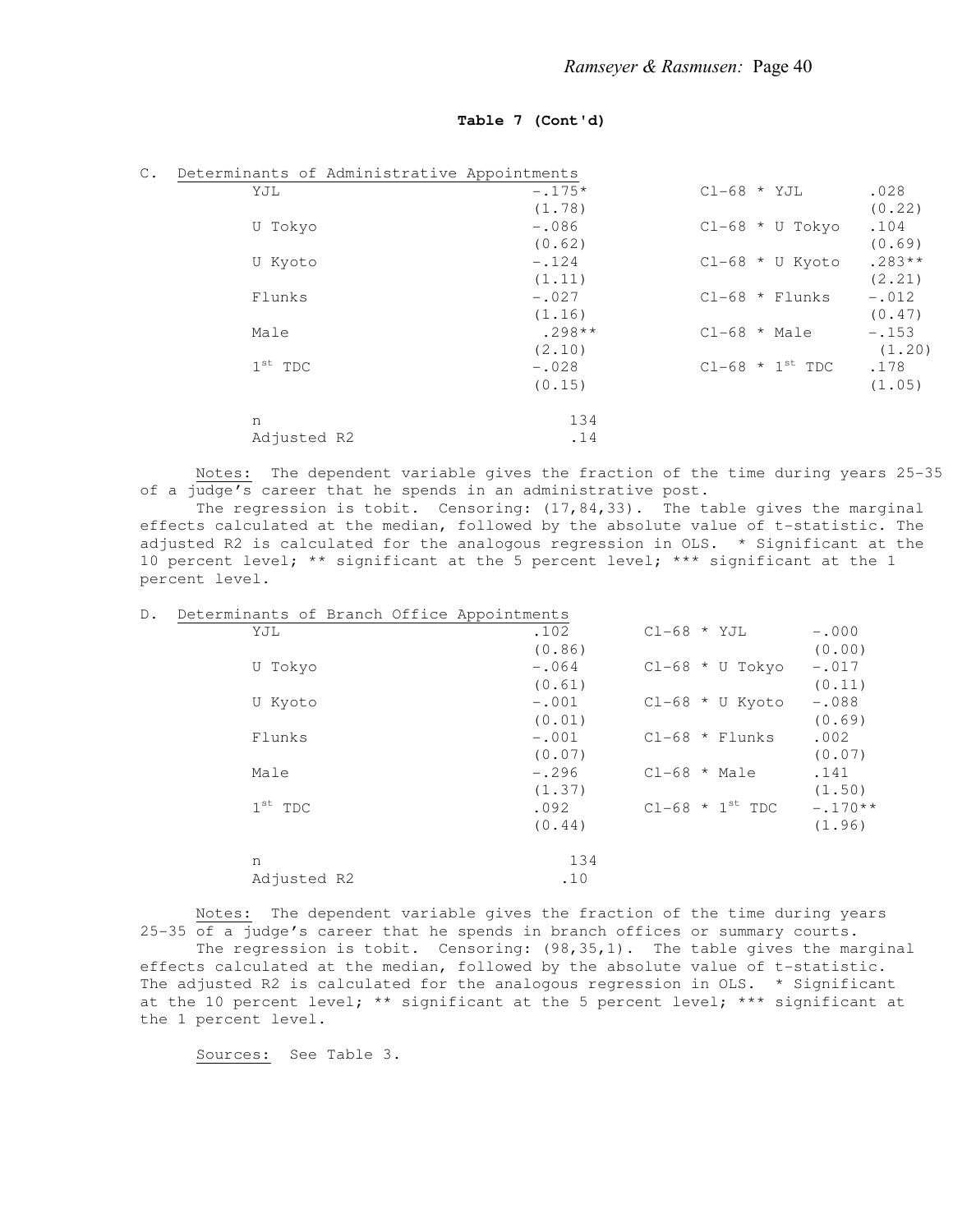**Table 7 (Cont'd)**

C. Determinants of Administrative Appointments

| | | | |
|---|---|---|---|
| YJL | -.175* | Cl-68 * YJL | .028 |
| | (1.78) | | (0.22) |
| U Tokyo | -.086 | Cl-68 * U Tokyo | .104 |
| | (0.62) | | (0.69) |
| U Kyoto | -.124 | Cl-68 * U Kyoto | .283** |
| | (1.11) | | (2.21) |
| Flunks | -.027 | Cl-68 * Flunks | -.012 |
| | (1.16) | | (0.47) |
| Male | .298** | Cl-68 * Male | -.153 |
| | (2.10) | | (1.20) |
| 1st TDC | -.028 | Cl-68 * 1st TDC | .178 |
| | (0.15) | | (1.05) |
| n | 134 | | |
| Adjusted R2 | .14 | | |

Notes: The dependent variable gives the fraction of the time during years 25-35 of a judge's career that he spends in an administrative post.

The regression is tobit. Censoring: (17,84,33). The table gives the marginal effects calculated at the median, followed by the absolute value of t-statistic. The adjusted R2 is calculated for the analogous regression in OLS. * Significant at the 10 percent level; ** significant at the 5 percent level; *** significant at the 1 percent level.

D. Determinants of Branch Office Appointments

| | | | |
|---|---|---|---|
| YJL | .102 | Cl-68 * YJL | -.000 |
| | (0.86) | | (0.00) |
| U Tokyo | -.064 | Cl-68 * U Tokyo | -.017 |
| | (0.61) | | (0.11) |
| U Kyoto | -.001 | Cl-68 * U Kyoto | -.088 |
| | (0.01) | | (0.69) |
| Flunks | -.001 | Cl-68 * Flunks | .002 |
| | (0.07) | | (0.07) |
| Male | -.296 | Cl-68 * Male | .141 |
| | (1.37) | | (1.50) |
| 1st TDC | .092 | Cl-68 * 1st TDC | -.170** |
| | (0.44) | | (1.96) |
| n | 134 | | |
| Adjusted R2 | .10 | | |

Notes: The dependent variable gives the fraction of the time during years 25-35 of a judge's career that he spends in branch offices or summary courts.

The regression is tobit. Censoring: (98,35,1). The table gives the marginal effects calculated at the median, followed by the absolute value of t-statistic. The adjusted R2 is calculated for the analogous regression in OLS. * Significant at the 10 percent level; ** significant at the 5 percent level; *** significant at the 1 percent level.

Sources: See Table 3.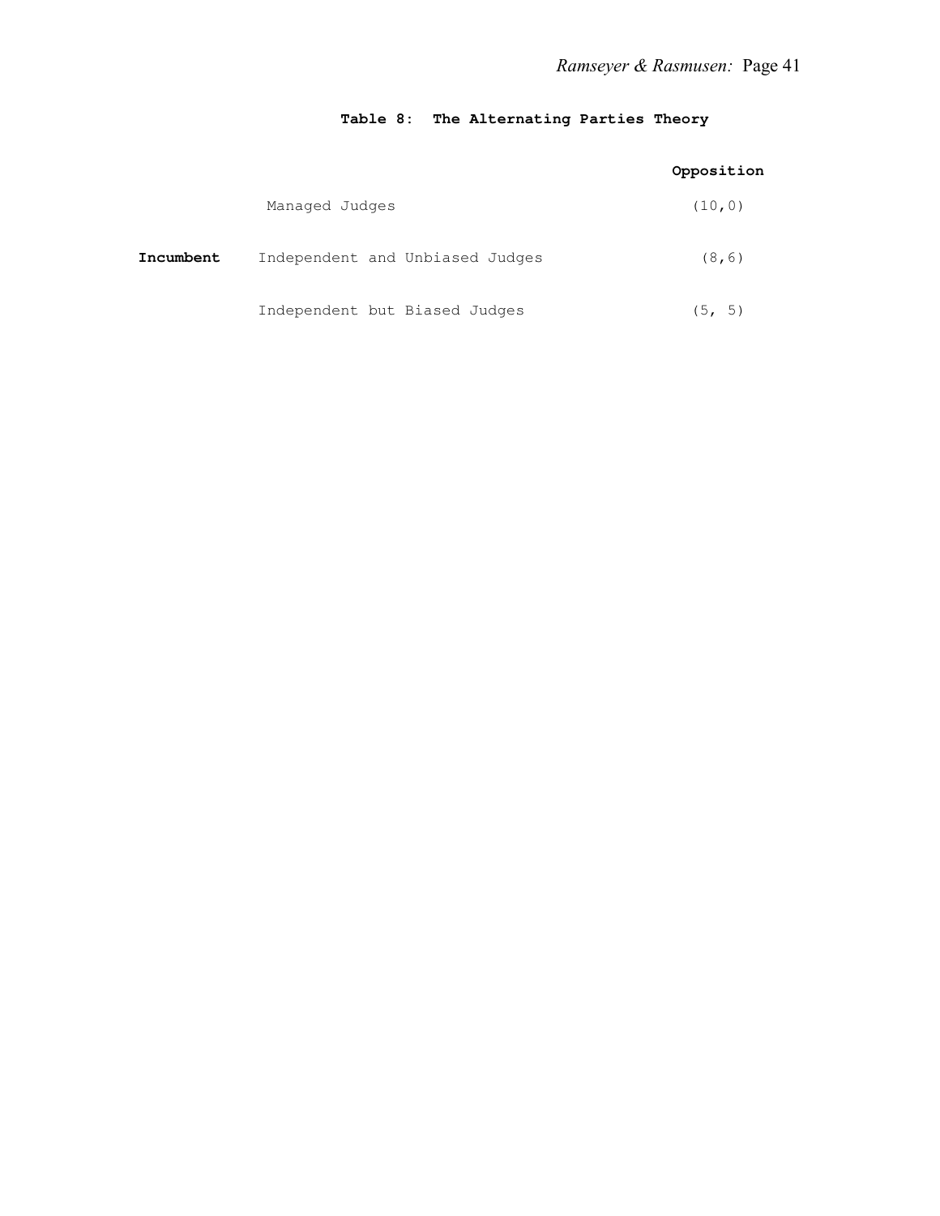**Table 8: The Alternating Parties Theory**

| | | Opposition |
|---|---|---|
| Incumbent | Managed Judges | (10,0) |
| | Independent and Unbiased Judges | (8,6) |
| | Independent but Biased Judges | (5, 5) |